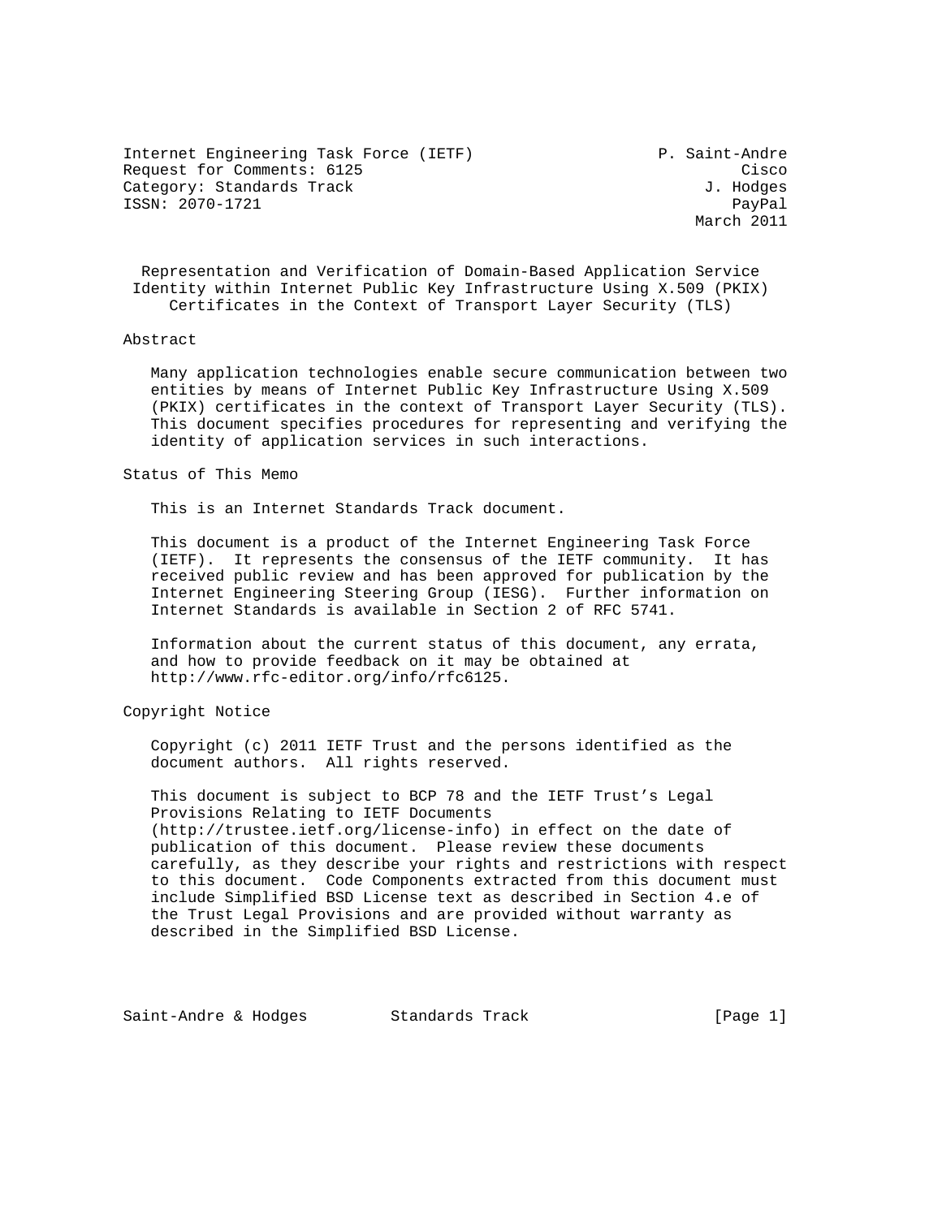Internet Engineering Task Force (IETF) P. Saint-Andre
Request for Comments: 6125 Cisco
Category: Standards Track J. Hodges
ISSN: 2070-1721 PayPal
March 2011

# Representation and Verification of Domain-Based Application Service Identity within Internet Public Key Infrastructure Using X.509 (PKIX) Certificates in the Context of Transport Layer Security (TLS)

## Abstract

Many application technologies enable secure communication between two entities by means of Internet Public Key Infrastructure Using X.509 (PKIX) certificates in the context of Transport Layer Security (TLS). This document specifies procedures for representing and verifying the identity of application services in such interactions.

## Status of This Memo

This is an Internet Standards Track document.

This document is a product of the Internet Engineering Task Force (IETF). It represents the consensus of the IETF community. It has received public review and has been approved for publication by the Internet Engineering Steering Group (IESG). Further information on Internet Standards is available in Section 2 of RFC 5741.

Information about the current status of this document, any errata, and how to provide feedback on it may be obtained at http://www.rfc-editor.org/info/rfc6125.

## Copyright Notice

Copyright (c) 2011 IETF Trust and the persons identified as the document authors. All rights reserved.

This document is subject to BCP 78 and the IETF Trust's Legal Provisions Relating to IETF Documents (http://trustee.ietf.org/license-info) in effect on the date of publication of this document. Please review these documents carefully, as they describe your rights and restrictions with respect to this document. Code Components extracted from this document must include Simplified BSD License text as described in Section 4.e of the Trust Legal Provisions and are provided without warranty as described in the Simplified BSD License.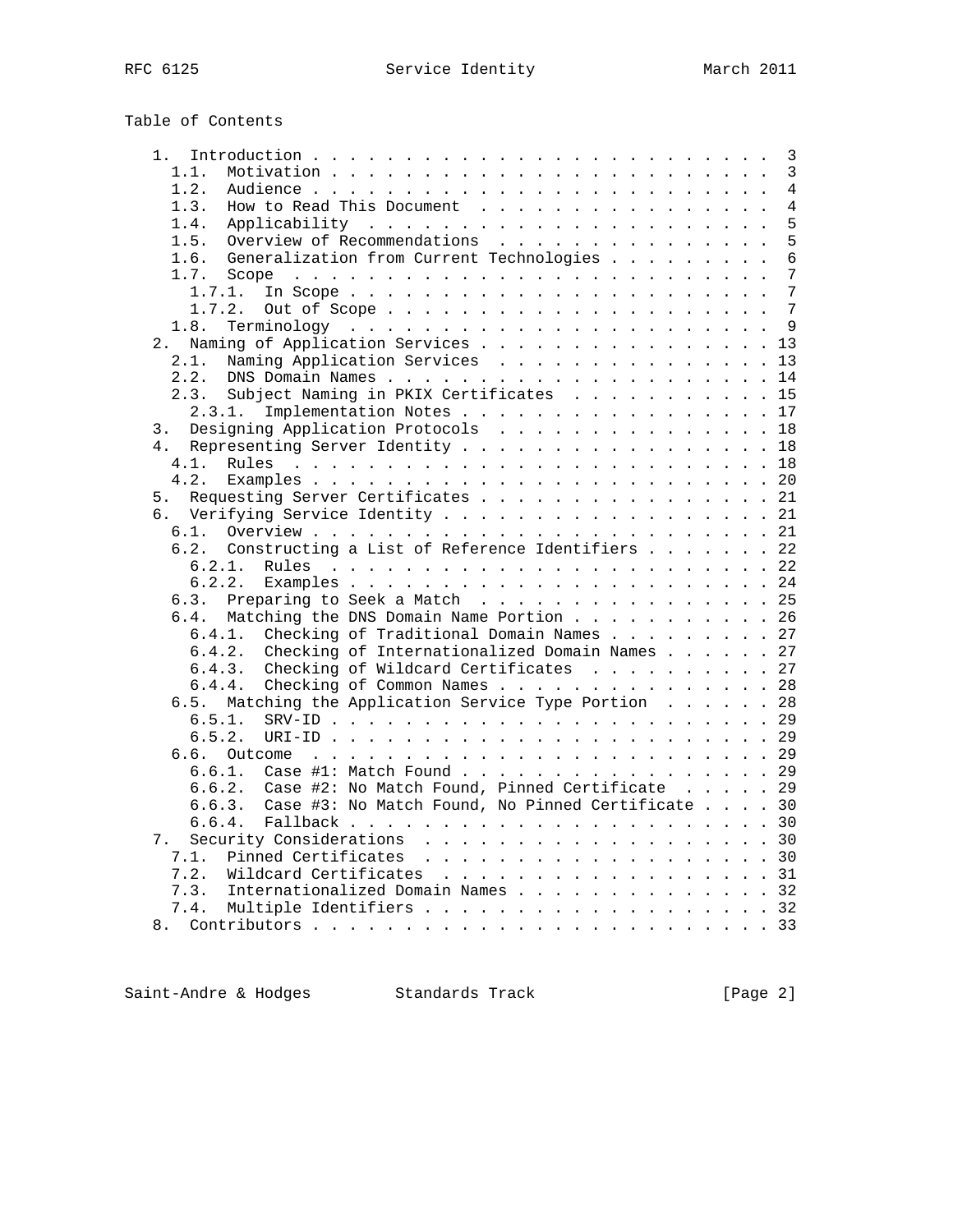## Table of Contents

```
   1.  Introduction . . . . . . . . . . . . . . . . . . . . . . . . .  3
     1.1.  Motivation . . . . . . . . . . . . . . . . . . . . . . . .  3
     1.2.  Audience . . . . . . . . . . . . . . . . . . . . . . . . .  4
     1.3.  How to Read This Document  . . . . . . . . . . . . . . . .  4
     1.4.  Applicability  . . . . . . . . . . . . . . . . . . . . . .  5
     1.5.  Overview of Recommendations  . . . . . . . . . . . . . . .  5
     1.6.  Generalization from Current Technologies . . . . . . . . .  6
     1.7.  Scope  . . . . . . . . . . . . . . . . . . . . . . . . . .  7
       1.7.1.  In Scope . . . . . . . . . . . . . . . . . . . . . . .  7
       1.7.2.  Out of Scope . . . . . . . . . . . . . . . . . . . . .  7
     1.8.  Terminology  . . . . . . . . . . . . . . . . . . . . . . .  9
   2.  Naming of Application Services . . . . . . . . . . . . . . . . 13
     2.1.  Naming Application Services  . . . . . . . . . . . . . . . 13
     2.2.  DNS Domain Names . . . . . . . . . . . . . . . . . . . . . 14
     2.3.  Subject Naming in PKIX Certificates  . . . . . . . . . . . 15
       2.3.1.  Implementation Notes . . . . . . . . . . . . . . . . . 17
   3.  Designing Application Protocols  . . . . . . . . . . . . . . . 18
   4.  Representing Server Identity . . . . . . . . . . . . . . . . . 18
     4.1.  Rules  . . . . . . . . . . . . . . . . . . . . . . . . . . 18
     4.2.  Examples . . . . . . . . . . . . . . . . . . . . . . . . . 20
   5.  Requesting Server Certificates . . . . . . . . . . . . . . . . 21
   6.  Verifying Service Identity . . . . . . . . . . . . . . . . . . 21
     6.1.  Overview . . . . . . . . . . . . . . . . . . . . . . . . . 21
     6.2.  Constructing a List of Reference Identifiers . . . . . . . 22
       6.2.1.  Rules  . . . . . . . . . . . . . . . . . . . . . . . . 22
       6.2.2.  Examples . . . . . . . . . . . . . . . . . . . . . . . 24
     6.3.  Preparing to Seek a Match  . . . . . . . . . . . . . . . . 25
     6.4.  Matching the DNS Domain Name Portion . . . . . . . . . . . 26
       6.4.1.  Checking of Traditional Domain Names . . . . . . . . . 27
       6.4.2.  Checking of Internationalized Domain Names . . . . . . 27
       6.4.3.  Checking of Wildcard Certificates  . . . . . . . . . . 27
       6.4.4.  Checking of Common Names . . . . . . . . . . . . . . . 28
     6.5.  Matching the Application Service Type Portion  . . . . . . 28
       6.5.1.  SRV-ID . . . . . . . . . . . . . . . . . . . . . . . . 29
       6.5.2.  URI-ID . . . . . . . . . . . . . . . . . . . . . . . . 29
     6.6.  Outcome  . . . . . . . . . . . . . . . . . . . . . . . . . 29
       6.6.1.  Case #1: Match Found . . . . . . . . . . . . . . . . . 29
       6.6.2.  Case #2: No Match Found, Pinned Certificate  . . . . . 29
       6.6.3.  Case #3: No Match Found, No Pinned Certificate . . . . 30
       6.6.4.  Fallback . . . . . . . . . . . . . . . . . . . . . . . 30
   7.  Security Considerations  . . . . . . . . . . . . . . . . . . . 30
     7.1.  Pinned Certificates  . . . . . . . . . . . . . . . . . . . 30
     7.2.  Wildcard Certificates  . . . . . . . . . . . . . . . . . . 31
     7.3.  Internationalized Domain Names . . . . . . . . . . . . . . 32
     7.4.  Multiple Identifiers . . . . . . . . . . . . . . . . . . . 32
   8.  Contributors . . . . . . . . . . . . . . . . . . . . . . . . . 33
```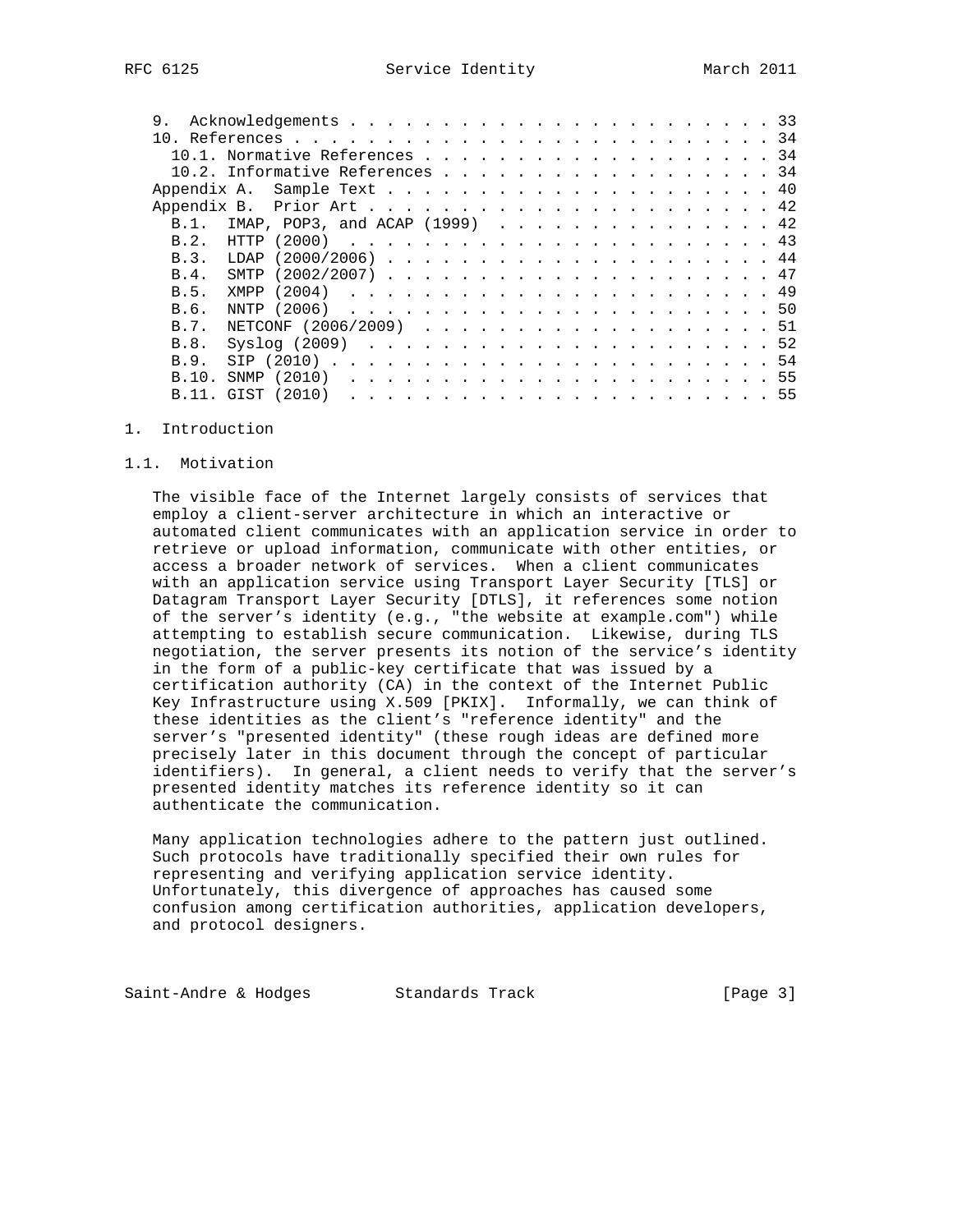```
   9.  Acknowledgements . . . . . . . . . . . . . . . . . . . . . . . 33
   10. References . . . . . . . . . . . . . . . . . . . . . . . . . . 34
     10.1. Normative References . . . . . . . . . . . . . . . . . . . 34
     10.2. Informative References . . . . . . . . . . . . . . . . . . 34
   Appendix A.  Sample Text . . . . . . . . . . . . . . . . . . . . . 40
   Appendix B.  Prior Art . . . . . . . . . . . . . . . . . . . . . . 42
     B.1.  IMAP, POP3, and ACAP (1999)  . . . . . . . . . . . . . . . 42
     B.2.  HTTP (2000)  . . . . . . . . . . . . . . . . . . . . . . . 43
     B.3.  LDAP (2000/2006) . . . . . . . . . . . . . . . . . . . . . 44
     B.4.  SMTP (2002/2007) . . . . . . . . . . . . . . . . . . . . . 47
     B.5.  XMPP (2004)  . . . . . . . . . . . . . . . . . . . . . . . 49
     B.6.  NNTP (2006)  . . . . . . . . . . . . . . . . . . . . . . . 50
     B.7.  NETCONF (2006/2009)  . . . . . . . . . . . . . . . . . . . 51
     B.8.  Syslog (2009)  . . . . . . . . . . . . . . . . . . . . . . 52
     B.9.  SIP (2010) . . . . . . . . . . . . . . . . . . . . . . . . 54
     B.10. SNMP (2010)  . . . . . . . . . . . . . . . . . . . . . . . 55
     B.11. GIST (2010)  . . . . . . . . . . . . . . . . . . . . . . . 55
```

# 1. Introduction

## 1.1. Motivation

The visible face of the Internet largely consists of services that employ a client-server architecture in which an interactive or automated client communicates with an application service in order to retrieve or upload information, communicate with other entities, or access a broader network of services. When a client communicates with an application service using Transport Layer Security [TLS] or Datagram Transport Layer Security [DTLS], it references some notion of the server's identity (e.g., "the website at example.com") while attempting to establish secure communication. Likewise, during TLS negotiation, the server presents its notion of the service's identity in the form of a public-key certificate that was issued by a certification authority (CA) in the context of the Internet Public Key Infrastructure using X.509 [PKIX]. Informally, we can think of these identities as the client's "reference identity" and the server's "presented identity" (these rough ideas are defined more precisely later in this document through the concept of particular identifiers). In general, a client needs to verify that the server's presented identity matches its reference identity so it can authenticate the communication.

Many application technologies adhere to the pattern just outlined. Such protocols have traditionally specified their own rules for representing and verifying application service identity. Unfortunately, this divergence of approaches has caused some confusion among certification authorities, application developers, and protocol designers.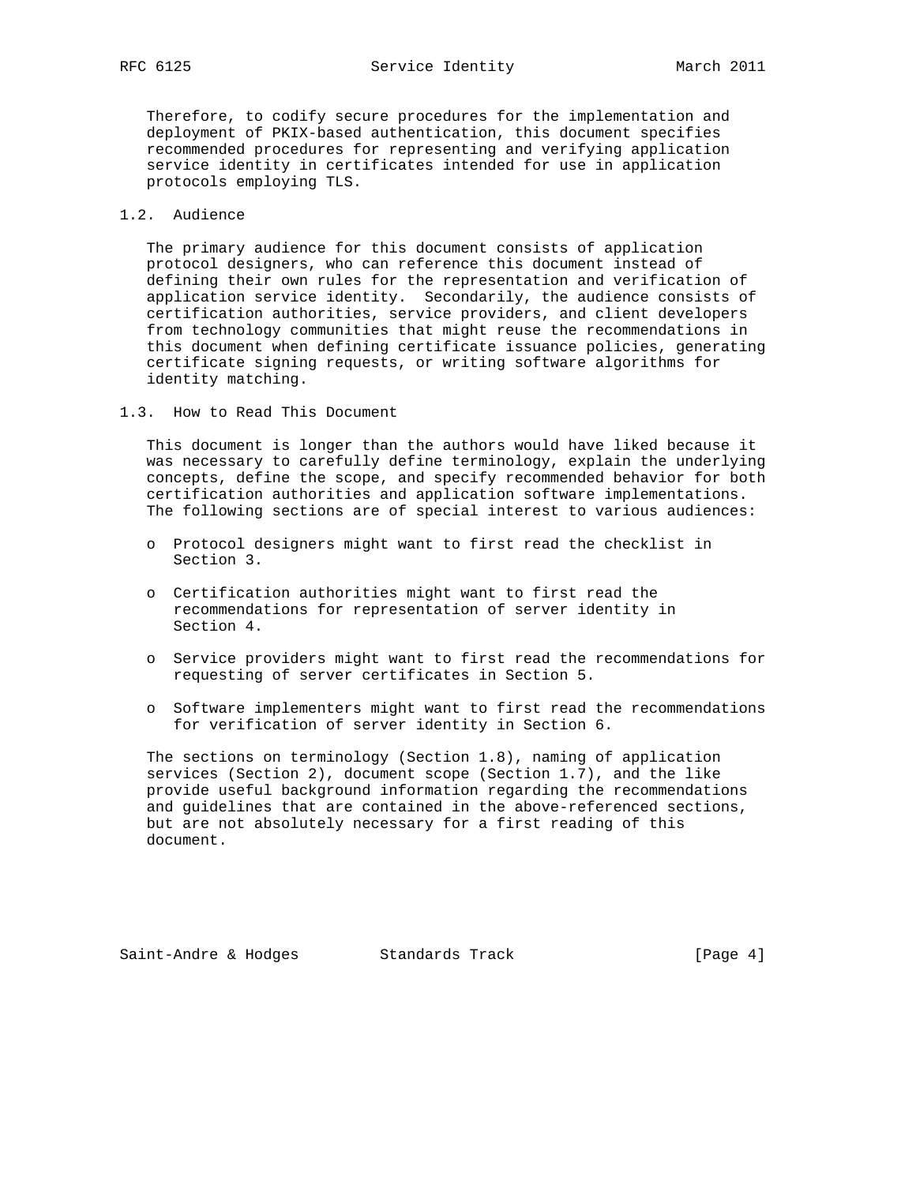Therefore, to codify secure procedures for the implementation and deployment of PKIX-based authentication, this document specifies recommended procedures for representing and verifying application service identity in certificates intended for use in application protocols employing TLS.

## 1.2. Audience

The primary audience for this document consists of application protocol designers, who can reference this document instead of defining their own rules for the representation and verification of application service identity. Secondarily, the audience consists of certification authorities, service providers, and client developers from technology communities that might reuse the recommendations in this document when defining certificate issuance policies, generating certificate signing requests, or writing software algorithms for identity matching.

## 1.3. How to Read This Document

This document is longer than the authors would have liked because it was necessary to carefully define terminology, explain the underlying concepts, define the scope, and specify recommended behavior for both certification authorities and application software implementations. The following sections are of special interest to various audiences:

- Protocol designers might want to first read the checklist in Section 3.
- Certification authorities might want to first read the recommendations for representation of server identity in Section 4.
- Service providers might want to first read the recommendations for requesting of server certificates in Section 5.
- Software implementers might want to first read the recommendations for verification of server identity in Section 6.

The sections on terminology (Section 1.8), naming of application services (Section 2), document scope (Section 1.7), and the like provide useful background information regarding the recommendations and guidelines that are contained in the above-referenced sections, but are not absolutely necessary for a first reading of this document.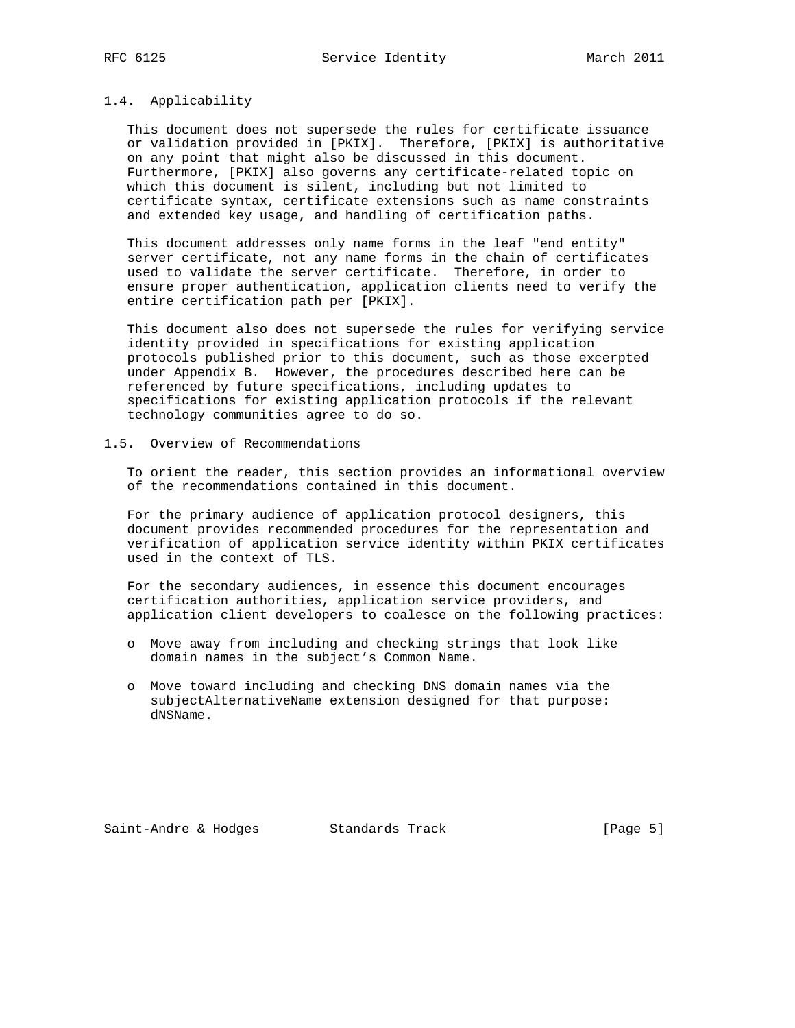### 1.4. Applicability

This document does not supersede the rules for certificate issuance or validation provided in [PKIX]. Therefore, [PKIX] is authoritative on any point that might also be discussed in this document. Furthermore, [PKIX] also governs any certificate-related topic on which this document is silent, including but not limited to certificate syntax, certificate extensions such as name constraints and extended key usage, and handling of certification paths.

This document addresses only name forms in the leaf "end entity" server certificate, not any name forms in the chain of certificates used to validate the server certificate. Therefore, in order to ensure proper authentication, application clients need to verify the entire certification path per [PKIX].

This document also does not supersede the rules for verifying service identity provided in specifications for existing application protocols published prior to this document, such as those excerpted under Appendix B. However, the procedures described here can be referenced by future specifications, including updates to specifications for existing application protocols if the relevant technology communities agree to do so.

### 1.5. Overview of Recommendations

To orient the reader, this section provides an informational overview of the recommendations contained in this document.

For the primary audience of application protocol designers, this document provides recommended procedures for the representation and verification of application service identity within PKIX certificates used in the context of TLS.

For the secondary audiences, in essence this document encourages certification authorities, application service providers, and application client developers to coalesce on the following practices:

- Move away from including and checking strings that look like domain names in the subject's Common Name.
- Move toward including and checking DNS domain names via the subjectAlternativeName extension designed for that purpose: dNSName.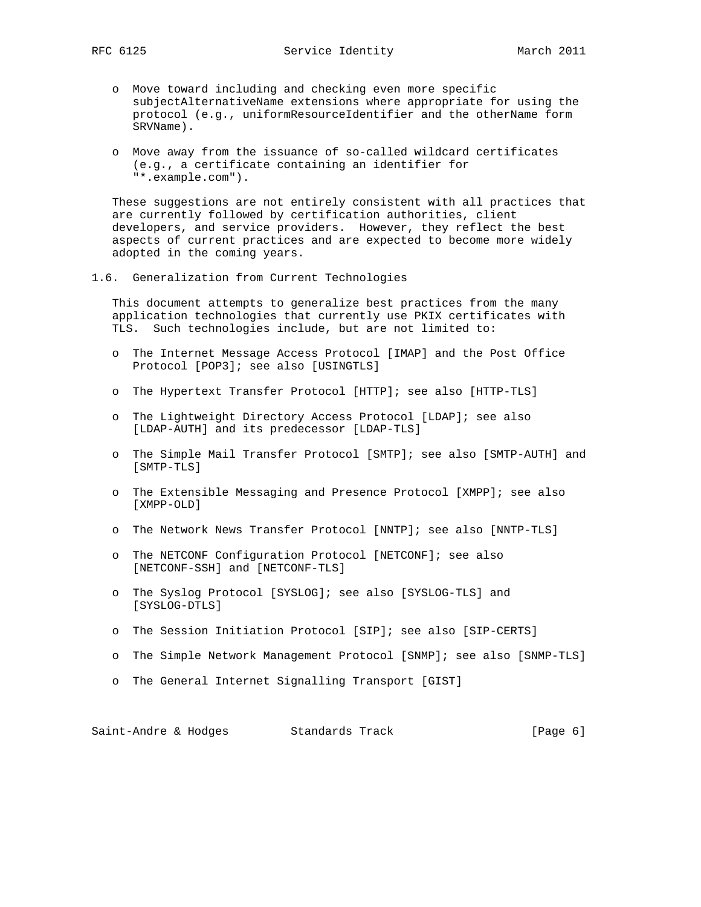- Move toward including and checking even more specific subjectAlternativeName extensions where appropriate for using the protocol (e.g., uniformResourceIdentifier and the otherName form SRVName).

- Move away from the issuance of so-called wildcard certificates (e.g., a certificate containing an identifier for "*.example.com").

These suggestions are not entirely consistent with all practices that are currently followed by certification authorities, client developers, and service providers. However, they reflect the best aspects of current practices and are expected to become more widely adopted in the coming years.

### 1.6. Generalization from Current Technologies

This document attempts to generalize best practices from the many application technologies that currently use PKIX certificates with TLS. Such technologies include, but are not limited to:

- The Internet Message Access Protocol [IMAP] and the Post Office Protocol [POP3]; see also [USINGTLS]

- The Hypertext Transfer Protocol [HTTP]; see also [HTTP-TLS]

- The Lightweight Directory Access Protocol [LDAP]; see also [LDAP-AUTH] and its predecessor [LDAP-TLS]

- The Simple Mail Transfer Protocol [SMTP]; see also [SMTP-AUTH] and [SMTP-TLS]

- The Extensible Messaging and Presence Protocol [XMPP]; see also [XMPP-OLD]

- The Network News Transfer Protocol [NNTP]; see also [NNTP-TLS]

- The NETCONF Configuration Protocol [NETCONF]; see also [NETCONF-SSH] and [NETCONF-TLS]

- The Syslog Protocol [SYSLOG]; see also [SYSLOG-TLS] and [SYSLOG-DTLS]

- The Session Initiation Protocol [SIP]; see also [SIP-CERTS]

- The Simple Network Management Protocol [SNMP]; see also [SNMP-TLS]

- The General Internet Signalling Transport [GIST]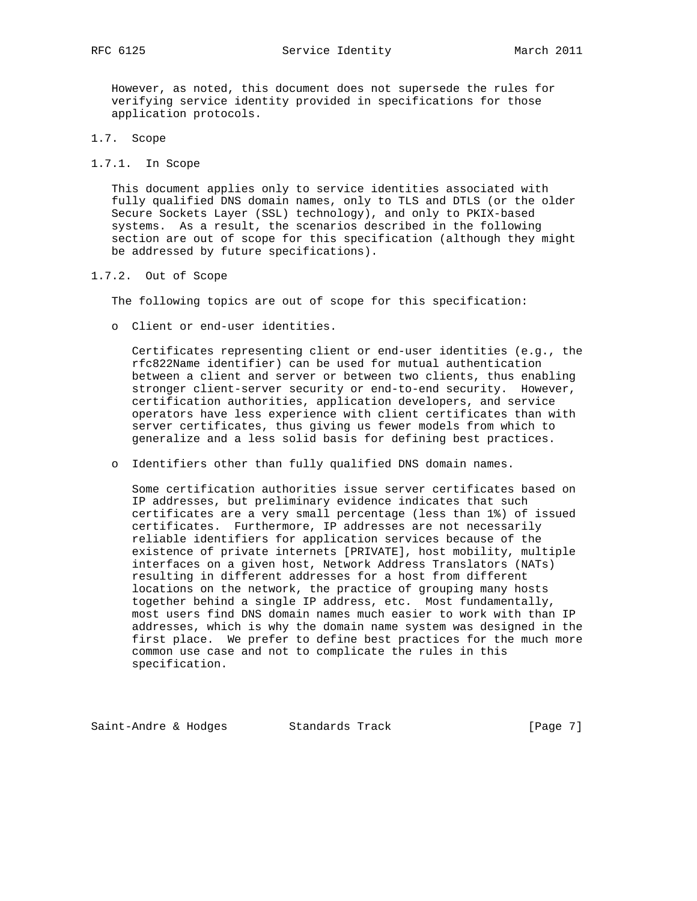However, as noted, this document does not supersede the rules for verifying service identity provided in specifications for those application protocols.

### 1.7. Scope

#### 1.7.1. In Scope

This document applies only to service identities associated with fully qualified DNS domain names, only to TLS and DTLS (or the older Secure Sockets Layer (SSL) technology), and only to PKIX-based systems. As a result, the scenarios described in the following section are out of scope for this specification (although they might be addressed by future specifications).

#### 1.7.2. Out of Scope

The following topics are out of scope for this specification:

- Client or end-user identities.

  Certificates representing client or end-user identities (e.g., the rfc822Name identifier) can be used for mutual authentication between a client and server or between two clients, thus enabling stronger client-server security or end-to-end security. However, certification authorities, application developers, and service operators have less experience with client certificates than with server certificates, thus giving us fewer models from which to generalize and a less solid basis for defining best practices.

- Identifiers other than fully qualified DNS domain names.

  Some certification authorities issue server certificates based on IP addresses, but preliminary evidence indicates that such certificates are a very small percentage (less than 1%) of issued certificates. Furthermore, IP addresses are not necessarily reliable identifiers for application services because of the existence of private internets [PRIVATE], host mobility, multiple interfaces on a given host, Network Address Translators (NATs) resulting in different addresses for a host from different locations on the network, the practice of grouping many hosts together behind a single IP address, etc. Most fundamentally, most users find DNS domain names much easier to work with than IP addresses, which is why the domain name system was designed in the first place. We prefer to define best practices for the much more common use case and not to complicate the rules in this specification.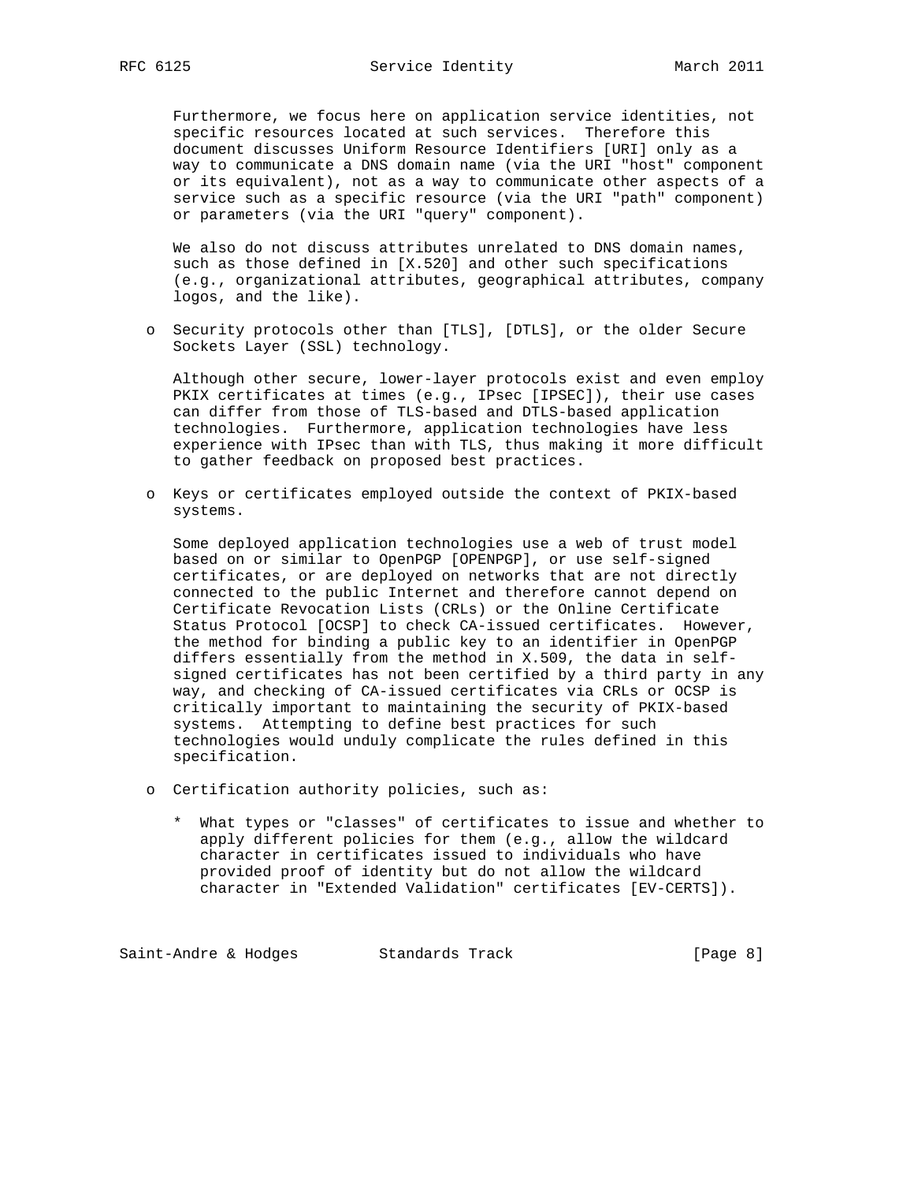Furthermore, we focus here on application service identities, not specific resources located at such services. Therefore this document discusses Uniform Resource Identifiers [URI] only as a way to communicate a DNS domain name (via the URI "host" component or its equivalent), not as a way to communicate other aspects of a service such as a specific resource (via the URI "path" component) or parameters (via the URI "query" component).

We also do not discuss attributes unrelated to DNS domain names, such as those defined in [X.520] and other such specifications (e.g., organizational attributes, geographical attributes, company logos, and the like).

- Security protocols other than [TLS], [DTLS], or the older Secure Sockets Layer (SSL) technology.

  Although other secure, lower-layer protocols exist and even employ PKIX certificates at times (e.g., IPsec [IPSEC]), their use cases can differ from those of TLS-based and DTLS-based application technologies. Furthermore, application technologies have less experience with IPsec than with TLS, thus making it more difficult to gather feedback on proposed best practices.

- Keys or certificates employed outside the context of PKIX-based systems.

  Some deployed application technologies use a web of trust model based on or similar to OpenPGP [OPENPGP], or use self-signed certificates, or are deployed on networks that are not directly connected to the public Internet and therefore cannot depend on Certificate Revocation Lists (CRLs) or the Online Certificate Status Protocol [OCSP] to check CA-issued certificates. However, the method for binding a public key to an identifier in OpenPGP differs essentially from the method in X.509, the data in self-signed certificates has not been certified by a third party in any way, and checking of CA-issued certificates via CRLs or OCSP is critically important to maintaining the security of PKIX-based systems. Attempting to define best practices for such technologies would unduly complicate the rules defined in this specification.

- Certification authority policies, such as:

  - What types or "classes" of certificates to issue and whether to apply different policies for them (e.g., allow the wildcard character in certificates issued to individuals who have provided proof of identity but do not allow the wildcard character in "Extended Validation" certificates [EV-CERTS]).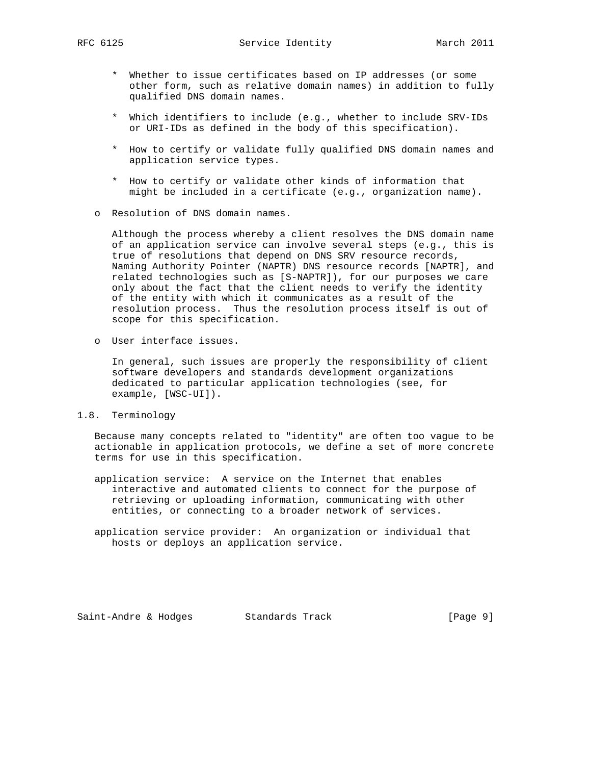* Whether to issue certificates based on IP addresses (or some other form, such as relative domain names) in addition to fully qualified DNS domain names.

   * Which identifiers to include (e.g., whether to include SRV-IDs or URI-IDs as defined in the body of this specification).

   * How to certify or validate fully qualified DNS domain names and application service types.

   * How to certify or validate other kinds of information that might be included in a certificate (e.g., organization name).

- Resolution of DNS domain names.

  Although the process whereby a client resolves the DNS domain name of an application service can involve several steps (e.g., this is true of resolutions that depend on DNS SRV resource records, Naming Authority Pointer (NAPTR) DNS resource records [NAPTR], and related technologies such as [S-NAPTR]), for our purposes we care only about the fact that the client needs to verify the identity of the entity with which it communicates as a result of the resolution process. Thus the resolution process itself is out of scope for this specification.

- User interface issues.

  In general, such issues are properly the responsibility of client software developers and standards development organizations dedicated to particular application technologies (see, for example, [WSC-UI]).

## 1.8. Terminology

Because many concepts related to "identity" are often too vague to be actionable in application protocols, we define a set of more concrete terms for use in this specification.

application service: A service on the Internet that enables interactive and automated clients to connect for the purpose of retrieving or uploading information, communicating with other entities, or connecting to a broader network of services.

application service provider: An organization or individual that hosts or deploys an application service.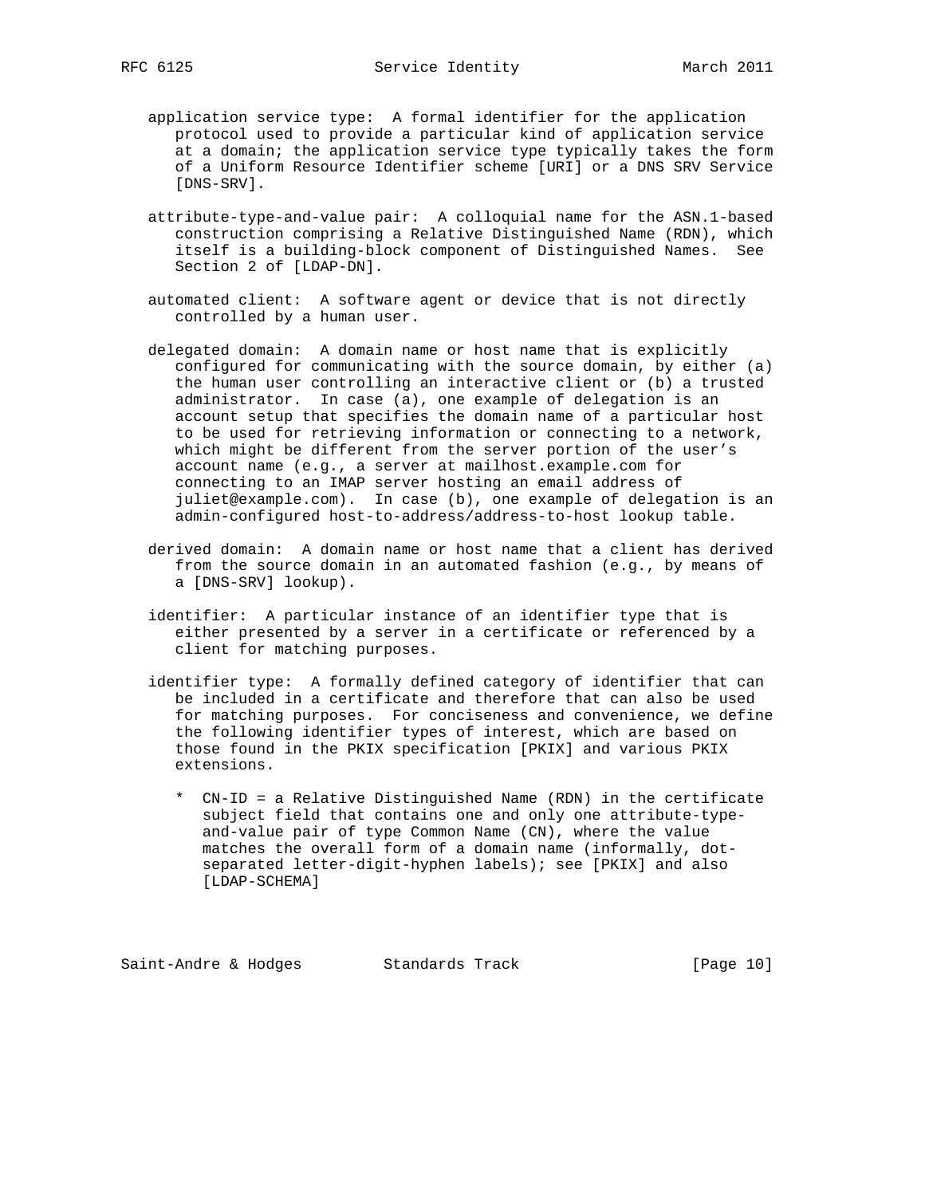application service type: A formal identifier for the application protocol used to provide a particular kind of application service at a domain; the application service type typically takes the form of a Uniform Resource Identifier scheme [URI] or a DNS SRV Service [DNS-SRV].

attribute-type-and-value pair: A colloquial name for the ASN.1-based construction comprising a Relative Distinguished Name (RDN), which itself is a building-block component of Distinguished Names. See Section 2 of [LDAP-DN].

automated client: A software agent or device that is not directly controlled by a human user.

delegated domain: A domain name or host name that is explicitly configured for communicating with the source domain, by either (a) the human user controlling an interactive client or (b) a trusted administrator. In case (a), one example of delegation is an account setup that specifies the domain name of a particular host to be used for retrieving information or connecting to a network, which might be different from the server portion of the user's account name (e.g., a server at mailhost.example.com for connecting to an IMAP server hosting an email address of juliet@example.com). In case (b), one example of delegation is an admin-configured host-to-address/address-to-host lookup table.

derived domain: A domain name or host name that a client has derived from the source domain in an automated fashion (e.g., by means of a [DNS-SRV] lookup).

identifier: A particular instance of an identifier type that is either presented by a server in a certificate or referenced by a client for matching purposes.

identifier type: A formally defined category of identifier that can be included in a certificate and therefore that can also be used for matching purposes. For conciseness and convenience, we define the following identifier types of interest, which are based on those found in the PKIX specification [PKIX] and various PKIX extensions.

* CN-ID = a Relative Distinguished Name (RDN) in the certificate subject field that contains one and only one attribute-type-and-value pair of type Common Name (CN), where the value matches the overall form of a domain name (informally, dot-separated letter-digit-hyphen labels); see [PKIX] and also [LDAP-SCHEMA]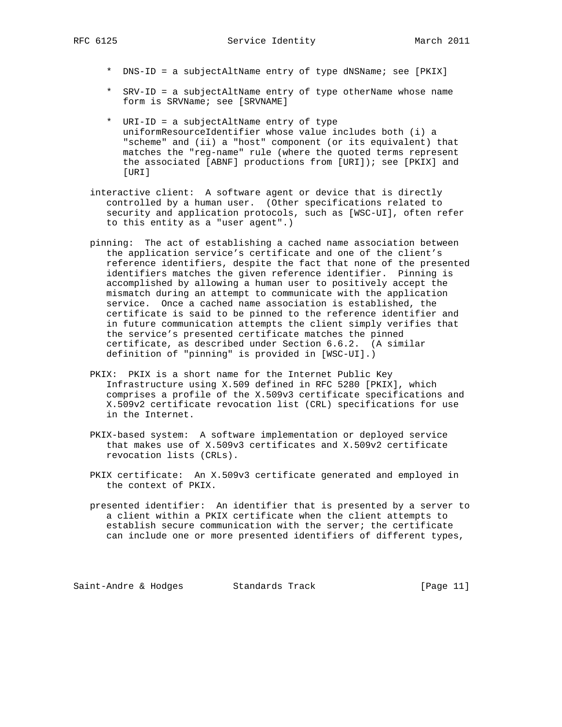* DNS-ID = a subjectAltName entry of type dNSName; see [PKIX]

* SRV-ID = a subjectAltName entry of type otherName whose name form is SRVName; see [SRVNAME]

* URI-ID = a subjectAltName entry of type uniformResourceIdentifier whose value includes both (i) a "scheme" and (ii) a "host" component (or its equivalent) that matches the "reg-name" rule (where the quoted terms represent the associated [ABNF] productions from [URI]); see [PKIX] and [URI]

interactive client: A software agent or device that is directly controlled by a human user. (Other specifications related to security and application protocols, such as [WSC-UI], often refer to this entity as a "user agent".)

pinning: The act of establishing a cached name association between the application service's certificate and one of the client's reference identifiers, despite the fact that none of the presented identifiers matches the given reference identifier. Pinning is accomplished by allowing a human user to positively accept the mismatch during an attempt to communicate with the application service. Once a cached name association is established, the certificate is said to be pinned to the reference identifier and in future communication attempts the client simply verifies that the service's presented certificate matches the pinned certificate, as described under Section 6.6.2. (A similar definition of "pinning" is provided in [WSC-UI].)

PKIX: PKIX is a short name for the Internet Public Key Infrastructure using X.509 defined in RFC 5280 [PKIX], which comprises a profile of the X.509v3 certificate specifications and X.509v2 certificate revocation list (CRL) specifications for use in the Internet.

PKIX-based system: A software implementation or deployed service that makes use of X.509v3 certificates and X.509v2 certificate revocation lists (CRLs).

PKIX certificate: An X.509v3 certificate generated and employed in the context of PKIX.

presented identifier: An identifier that is presented by a server to a client within a PKIX certificate when the client attempts to establish secure communication with the server; the certificate can include one or more presented identifiers of different types,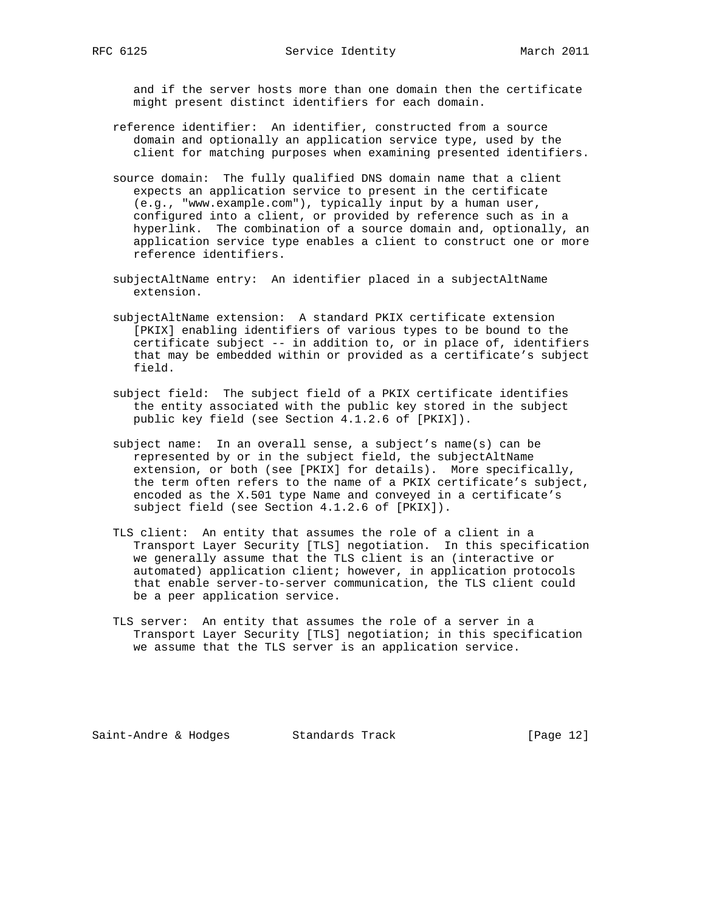and if the server hosts more than one domain then the certificate might present distinct identifiers for each domain.

reference identifier: An identifier, constructed from a source domain and optionally an application service type, used by the client for matching purposes when examining presented identifiers.

source domain: The fully qualified DNS domain name that a client expects an application service to present in the certificate (e.g., "www.example.com"), typically input by a human user, configured into a client, or provided by reference such as in a hyperlink. The combination of a source domain and, optionally, an application service type enables a client to construct one or more reference identifiers.

subjectAltName entry: An identifier placed in a subjectAltName extension.

subjectAltName extension: A standard PKIX certificate extension [PKIX] enabling identifiers of various types to be bound to the certificate subject -- in addition to, or in place of, identifiers that may be embedded within or provided as a certificate's subject field.

subject field: The subject field of a PKIX certificate identifies the entity associated with the public key stored in the subject public key field (see Section 4.1.2.6 of [PKIX]).

subject name: In an overall sense, a subject's name(s) can be represented by or in the subject field, the subjectAltName extension, or both (see [PKIX] for details). More specifically, the term often refers to the name of a PKIX certificate's subject, encoded as the X.501 type Name and conveyed in a certificate's subject field (see Section 4.1.2.6 of [PKIX]).

TLS client: An entity that assumes the role of a client in a Transport Layer Security [TLS] negotiation. In this specification we generally assume that the TLS client is an (interactive or automated) application client; however, in application protocols that enable server-to-server communication, the TLS client could be a peer application service.

TLS server: An entity that assumes the role of a server in a Transport Layer Security [TLS] negotiation; in this specification we assume that the TLS server is an application service.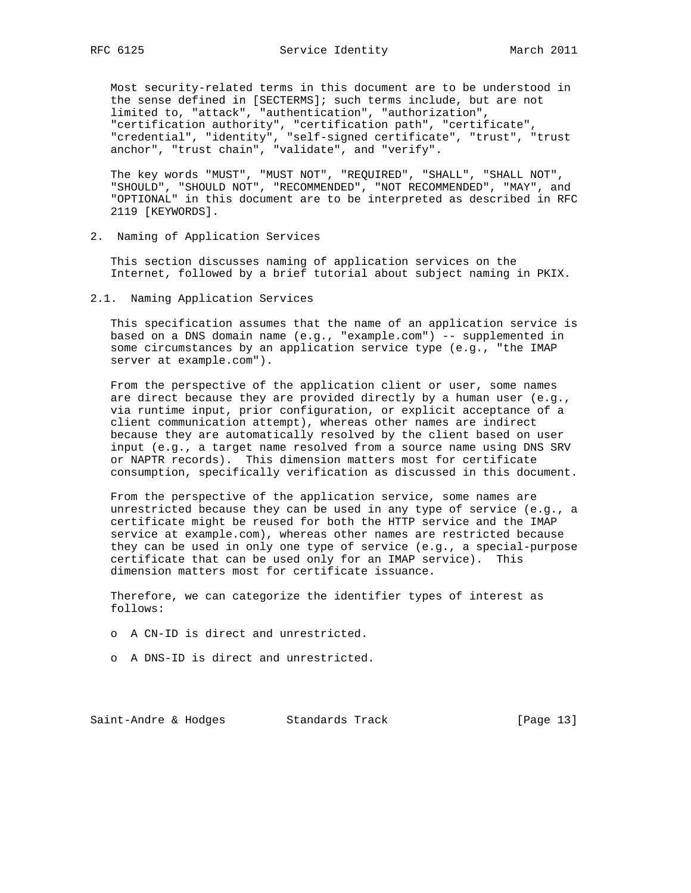Most security-related terms in this document are to be understood in the sense defined in [SECTERMS]; such terms include, but are not limited to, "attack", "authentication", "authorization", "certification authority", "certification path", "certificate", "credential", "identity", "self-signed certificate", "trust", "trust anchor", "trust chain", "validate", and "verify".

The key words "MUST", "MUST NOT", "REQUIRED", "SHALL", "SHALL NOT", "SHOULD", "SHOULD NOT", "RECOMMENDED", "NOT RECOMMENDED", "MAY", and "OPTIONAL" in this document are to be interpreted as described in RFC 2119 [KEYWORDS].

## 2. Naming of Application Services

This section discusses naming of application services on the Internet, followed by a brief tutorial about subject naming in PKIX.

### 2.1. Naming Application Services

This specification assumes that the name of an application service is based on a DNS domain name (e.g., "example.com") -- supplemented in some circumstances by an application service type (e.g., "the IMAP server at example.com").

From the perspective of the application client or user, some names are direct because they are provided directly by a human user (e.g., via runtime input, prior configuration, or explicit acceptance of a client communication attempt), whereas other names are indirect because they are automatically resolved by the client based on user input (e.g., a target name resolved from a source name using DNS SRV or NAPTR records). This dimension matters most for certificate consumption, specifically verification as discussed in this document.

From the perspective of the application service, some names are unrestricted because they can be used in any type of service (e.g., a certificate might be reused for both the HTTP service and the IMAP service at example.com), whereas other names are restricted because they can be used in only one type of service (e.g., a special-purpose certificate that can be used only for an IMAP service). This dimension matters most for certificate issuance.

Therefore, we can categorize the identifier types of interest as follows:

- A CN-ID is direct and unrestricted.
- A DNS-ID is direct and unrestricted.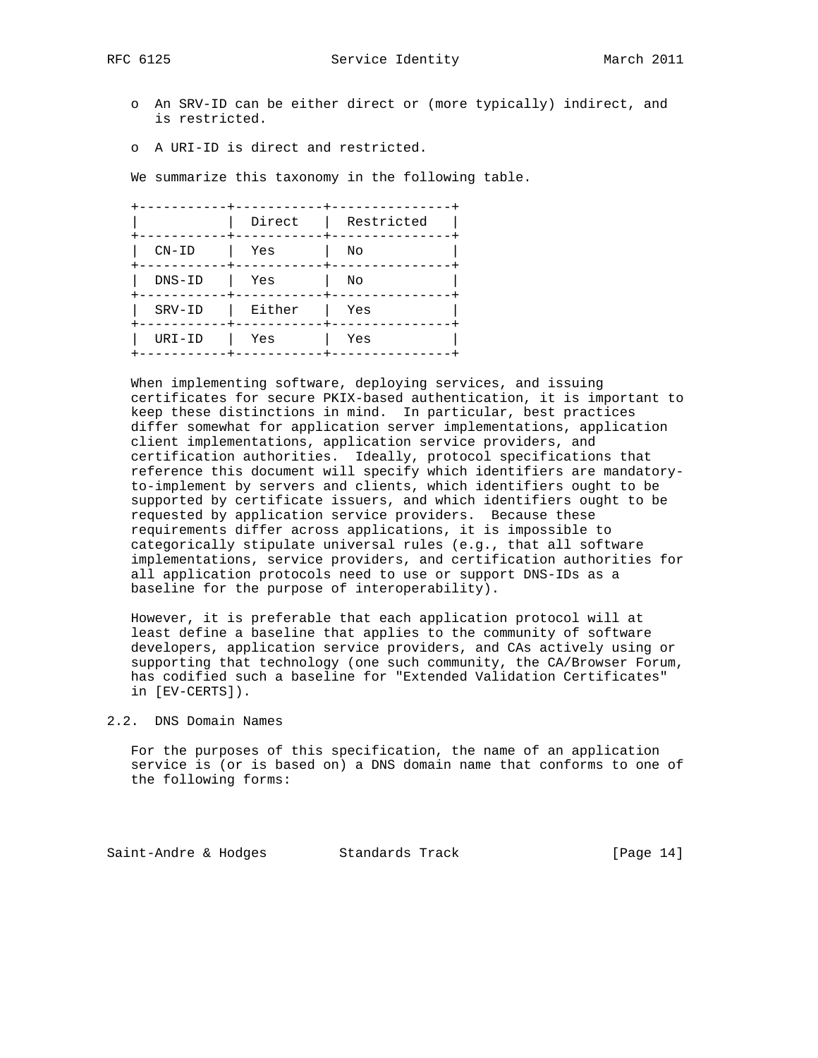- An SRV-ID can be either direct or (more typically) indirect, and is restricted.
- A URI-ID is direct and restricted.

We summarize this taxonomy in the following table.

| | Direct | Restricted |
|---|---|---|
| CN-ID | Yes | No |
| DNS-ID | Yes | No |
| SRV-ID | Either | Yes |
| URI-ID | Yes | Yes |

When implementing software, deploying services, and issuing certificates for secure PKIX-based authentication, it is important to keep these distinctions in mind. In particular, best practices differ somewhat for application server implementations, application client implementations, application service providers, and certification authorities. Ideally, protocol specifications that reference this document will specify which identifiers are mandatory-to-implement by servers and clients, which identifiers ought to be supported by certificate issuers, and which identifiers ought to be requested by application service providers. Because these requirements differ across applications, it is impossible to categorically stipulate universal rules (e.g., that all software implementations, service providers, and certification authorities for all application protocols need to use or support DNS-IDs as a baseline for the purpose of interoperability).

However, it is preferable that each application protocol will at least define a baseline that applies to the community of software developers, application service providers, and CAs actively using or supporting that technology (one such community, the CA/Browser Forum, has codified such a baseline for "Extended Validation Certificates" in [EV-CERTS]).

### 2.2. DNS Domain Names

For the purposes of this specification, the name of an application service is (or is based on) a DNS domain name that conforms to one of the following forms: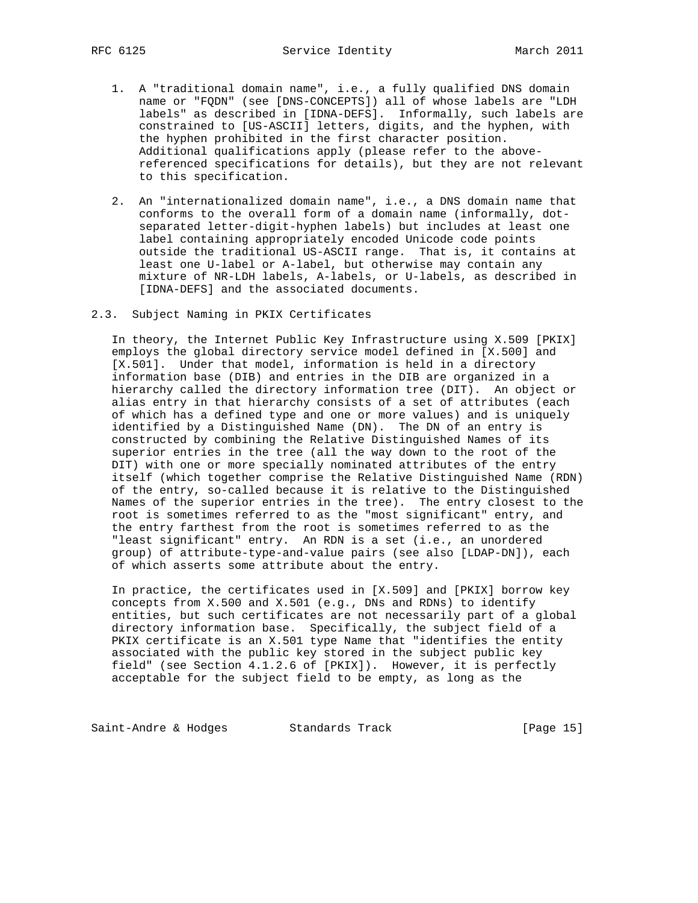1. A "traditional domain name", i.e., a fully qualified DNS domain name or "FQDN" (see [DNS-CONCEPTS]) all of whose labels are "LDH labels" as described in [IDNA-DEFS]. Informally, such labels are constrained to [US-ASCII] letters, digits, and the hyphen, with the hyphen prohibited in the first character position. Additional qualifications apply (please refer to the above-referenced specifications for details), but they are not relevant to this specification.

2. An "internationalized domain name", i.e., a DNS domain name that conforms to the overall form of a domain name (informally, dot-separated letter-digit-hyphen labels) but includes at least one label containing appropriately encoded Unicode code points outside the traditional US-ASCII range. That is, it contains at least one U-label or A-label, but otherwise may contain any mixture of NR-LDH labels, A-labels, or U-labels, as described in [IDNA-DEFS] and the associated documents.

### 2.3. Subject Naming in PKIX Certificates

In theory, the Internet Public Key Infrastructure using X.509 [PKIX] employs the global directory service model defined in [X.500] and [X.501]. Under that model, information is held in a directory information base (DIB) and entries in the DIB are organized in a hierarchy called the directory information tree (DIT). An object or alias entry in that hierarchy consists of a set of attributes (each of which has a defined type and one or more values) and is uniquely identified by a Distinguished Name (DN). The DN of an entry is constructed by combining the Relative Distinguished Names of its superior entries in the tree (all the way down to the root of the DIT) with one or more specially nominated attributes of the entry itself (which together comprise the Relative Distinguished Name (RDN) of the entry, so-called because it is relative to the Distinguished Names of the superior entries in the tree). The entry closest to the root is sometimes referred to as the "most significant" entry, and the entry farthest from the root is sometimes referred to as the "least significant" entry. An RDN is a set (i.e., an unordered group) of attribute-type-and-value pairs (see also [LDAP-DN]), each of which asserts some attribute about the entry.

In practice, the certificates used in [X.509] and [PKIX] borrow key concepts from X.500 and X.501 (e.g., DNs and RDNs) to identify entities, but such certificates are not necessarily part of a global directory information base. Specifically, the subject field of a PKIX certificate is an X.501 type Name that "identifies the entity associated with the public key stored in the subject public key field" (see Section 4.1.2.6 of [PKIX]). However, it is perfectly acceptable for the subject field to be empty, as long as the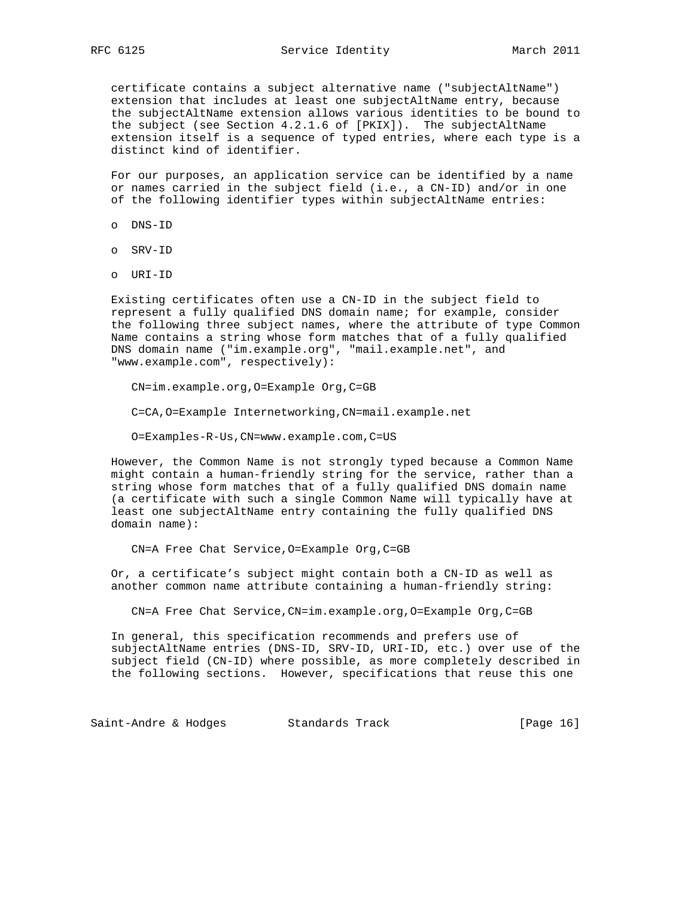certificate contains a subject alternative name ("subjectAltName") extension that includes at least one subjectAltName entry, because the subjectAltName extension allows various identities to be bound to the subject (see Section 4.2.1.6 of [PKIX]). The subjectAltName extension itself is a sequence of typed entries, where each type is a distinct kind of identifier.

For our purposes, an application service can be identified by a name or names carried in the subject field (i.e., a CN-ID) and/or in one of the following identifier types within subjectAltName entries:

- DNS-ID
- SRV-ID
- URI-ID

Existing certificates often use a CN-ID in the subject field to represent a fully qualified DNS domain name; for example, consider the following three subject names, where the attribute of type Common Name contains a string whose form matches that of a fully qualified DNS domain name ("im.example.org", "mail.example.net", and "www.example.com", respectively):

```
CN=im.example.org,O=Example Org,C=GB

C=CA,O=Example Internetworking,CN=mail.example.net

O=Examples-R-Us,CN=www.example.com,C=US
```

However, the Common Name is not strongly typed because a Common Name might contain a human-friendly string for the service, rather than a string whose form matches that of a fully qualified DNS domain name (a certificate with such a single Common Name will typically have at least one subjectAltName entry containing the fully qualified DNS domain name):

```
CN=A Free Chat Service,O=Example Org,C=GB
```

Or, a certificate's subject might contain both a CN-ID as well as another common name attribute containing a human-friendly string:

```
CN=A Free Chat Service,CN=im.example.org,O=Example Org,C=GB
```

In general, this specification recommends and prefers use of subjectAltName entries (DNS-ID, SRV-ID, URI-ID, etc.) over use of the subject field (CN-ID) where possible, as more completely described in the following sections. However, specifications that reuse this one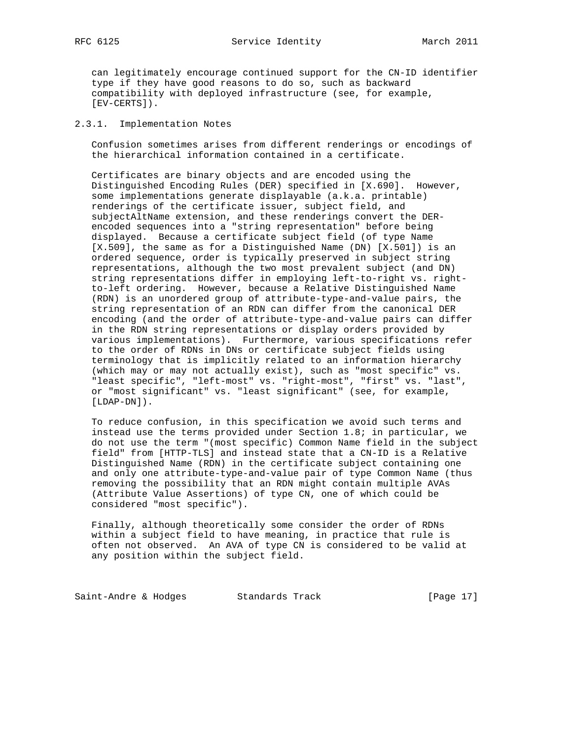can legitimately encourage continued support for the CN-ID identifier type if they have good reasons to do so, such as backward compatibility with deployed infrastructure (see, for example, [EV-CERTS]).

### 2.3.1. Implementation Notes

Confusion sometimes arises from different renderings or encodings of the hierarchical information contained in a certificate.

Certificates are binary objects and are encoded using the Distinguished Encoding Rules (DER) specified in [X.690]. However, some implementations generate displayable (a.k.a. printable) renderings of the certificate issuer, subject field, and subjectAltName extension, and these renderings convert the DER-encoded sequences into a "string representation" before being displayed. Because a certificate subject field (of type Name [X.509], the same as for a Distinguished Name (DN) [X.501]) is an ordered sequence, order is typically preserved in subject string representations, although the two most prevalent subject (and DN) string representations differ in employing left-to-right vs. right-to-left ordering. However, because a Relative Distinguished Name (RDN) is an unordered group of attribute-type-and-value pairs, the string representation of an RDN can differ from the canonical DER encoding (and the order of attribute-type-and-value pairs can differ in the RDN string representations or display orders provided by various implementations). Furthermore, various specifications refer to the order of RDNs in DNs or certificate subject fields using terminology that is implicitly related to an information hierarchy (which may or may not actually exist), such as "most specific" vs. "least specific", "left-most" vs. "right-most", "first" vs. "last", or "most significant" vs. "least significant" (see, for example, [LDAP-DN]).

To reduce confusion, in this specification we avoid such terms and instead use the terms provided under Section 1.8; in particular, we do not use the term "(most specific) Common Name field in the subject field" from [HTTP-TLS] and instead state that a CN-ID is a Relative Distinguished Name (RDN) in the certificate subject containing one and only one attribute-type-and-value pair of type Common Name (thus removing the possibility that an RDN might contain multiple AVAs (Attribute Value Assertions) of type CN, one of which could be considered "most specific").

Finally, although theoretically some consider the order of RDNs within a subject field to have meaning, in practice that rule is often not observed. An AVA of type CN is considered to be valid at any position within the subject field.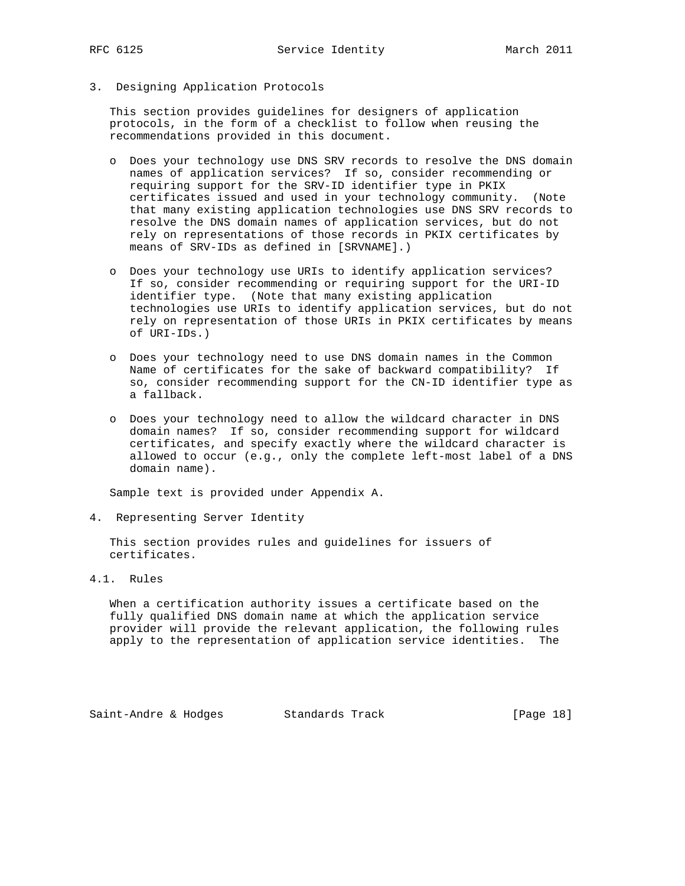## 3. Designing Application Protocols

This section provides guidelines for designers of application protocols, in the form of a checklist to follow when reusing the recommendations provided in this document.

- Does your technology use DNS SRV records to resolve the DNS domain names of application services? If so, consider recommending or requiring support for the SRV-ID identifier type in PKIX certificates issued and used in your technology community. (Note that many existing application technologies use DNS SRV records to resolve the DNS domain names of application services, but do not rely on representations of those records in PKIX certificates by means of SRV-IDs as defined in [SRVNAME].)

- Does your technology use URIs to identify application services? If so, consider recommending or requiring support for the URI-ID identifier type. (Note that many existing application technologies use URIs to identify application services, but do not rely on representation of those URIs in PKIX certificates by means of URI-IDs.)

- Does your technology need to use DNS domain names in the Common Name of certificates for the sake of backward compatibility? If so, consider recommending support for the CN-ID identifier type as a fallback.

- Does your technology need to allow the wildcard character in DNS domain names? If so, consider recommending support for wildcard certificates, and specify exactly where the wildcard character is allowed to occur (e.g., only the complete left-most label of a DNS domain name).

Sample text is provided under Appendix A.

## 4. Representing Server Identity

This section provides rules and guidelines for issuers of certificates.

### 4.1. Rules

When a certification authority issues a certificate based on the fully qualified DNS domain name at which the application service provider will provide the relevant application, the following rules apply to the representation of application service identities. The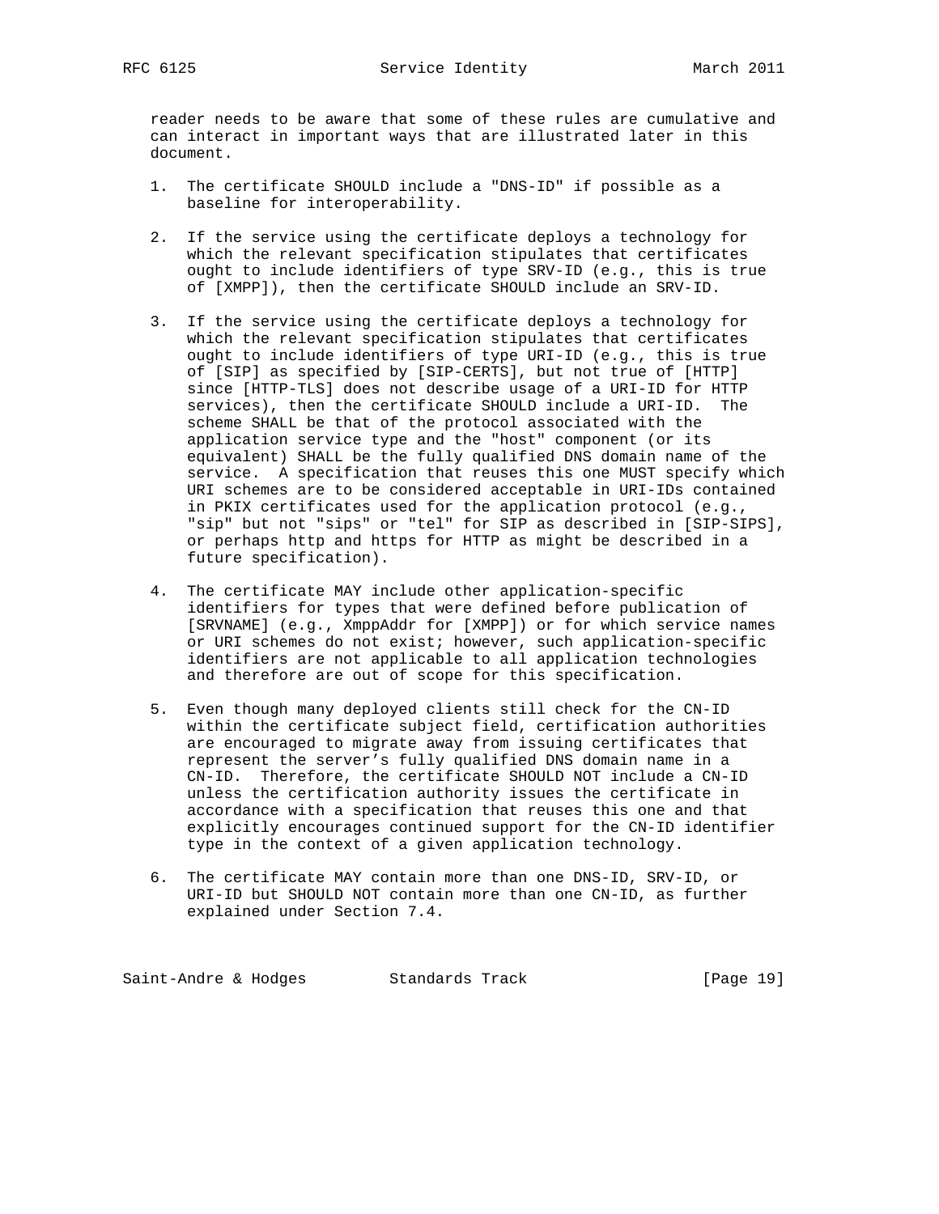reader needs to be aware that some of these rules are cumulative and can interact in important ways that are illustrated later in this document.

1. The certificate SHOULD include a "DNS-ID" if possible as a baseline for interoperability.

2. If the service using the certificate deploys a technology for which the relevant specification stipulates that certificates ought to include identifiers of type SRV-ID (e.g., this is true of [XMPP]), then the certificate SHOULD include an SRV-ID.

3. If the service using the certificate deploys a technology for which the relevant specification stipulates that certificates ought to include identifiers of type URI-ID (e.g., this is true of [SIP] as specified by [SIP-CERTS], but not true of [HTTP] since [HTTP-TLS] does not describe usage of a URI-ID for HTTP services), then the certificate SHOULD include a URI-ID. The scheme SHALL be that of the protocol associated with the application service type and the "host" component (or its equivalent) SHALL be the fully qualified DNS domain name of the service. A specification that reuses this one MUST specify which URI schemes are to be considered acceptable in URI-IDs contained in PKIX certificates used for the application protocol (e.g., "sip" but not "sips" or "tel" for SIP as described in [SIP-SIPS], or perhaps http and https for HTTP as might be described in a future specification).

4. The certificate MAY include other application-specific identifiers for types that were defined before publication of [SRVNAME] (e.g., XmppAddr for [XMPP]) or for which service names or URI schemes do not exist; however, such application-specific identifiers are not applicable to all application technologies and therefore are out of scope for this specification.

5. Even though many deployed clients still check for the CN-ID within the certificate subject field, certification authorities are encouraged to migrate away from issuing certificates that represent the server's fully qualified DNS domain name in a CN-ID. Therefore, the certificate SHOULD NOT include a CN-ID unless the certification authority issues the certificate in accordance with a specification that reuses this one and that explicitly encourages continued support for the CN-ID identifier type in the context of a given application technology.

6. The certificate MAY contain more than one DNS-ID, SRV-ID, or URI-ID but SHOULD NOT contain more than one CN-ID, as further explained under Section 7.4.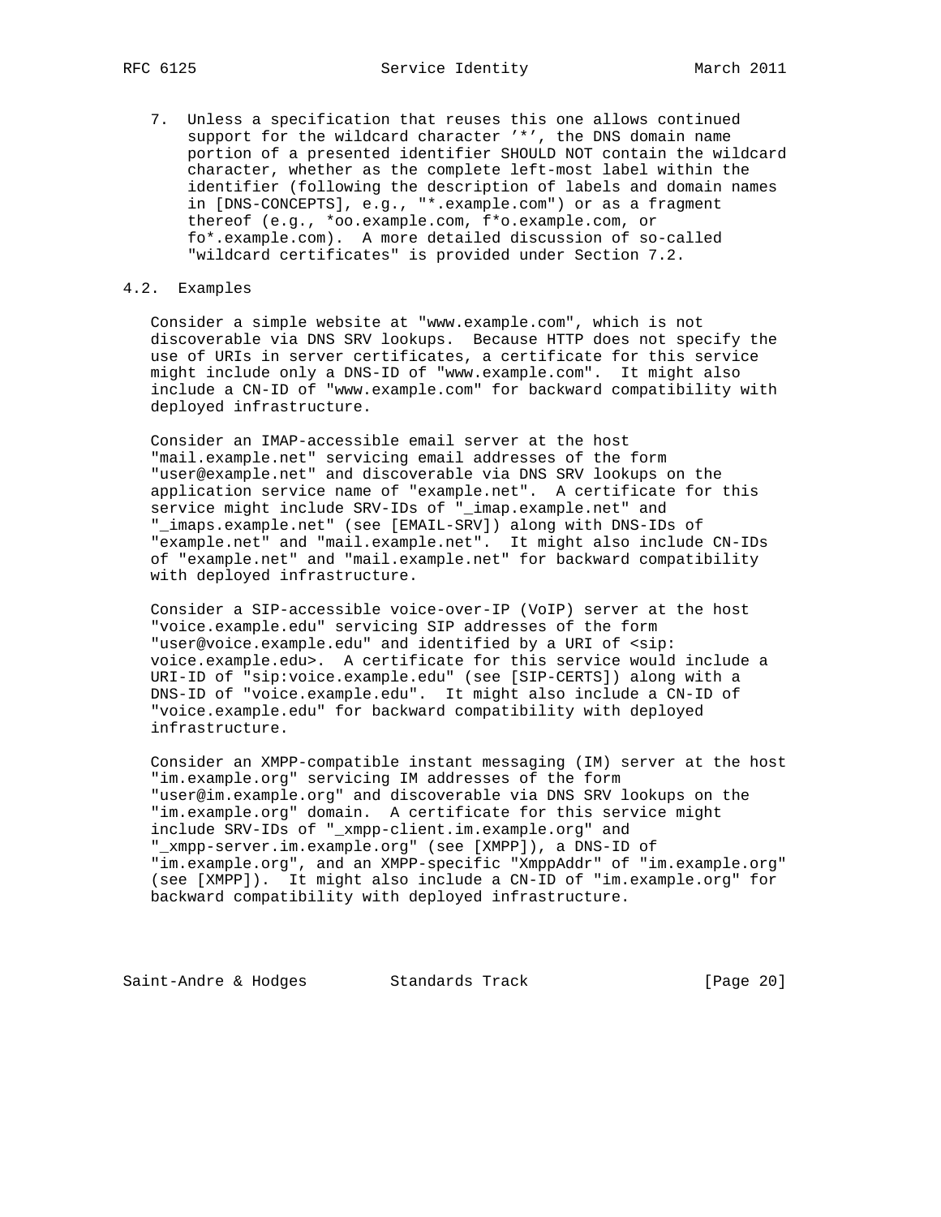7. Unless a specification that reuses this one allows continued support for the wildcard character '*', the DNS domain name portion of a presented identifier SHOULD NOT contain the wildcard character, whether as the complete left-most label within the identifier (following the description of labels and domain names in [DNS-CONCEPTS], e.g., "*.example.com") or as a fragment thereof (e.g., *oo.example.com, f*o.example.com, or fo*.example.com). A more detailed discussion of so-called "wildcard certificates" is provided under Section 7.2.

## 4.2. Examples

Consider a simple website at "www.example.com", which is not discoverable via DNS SRV lookups. Because HTTP does not specify the use of URIs in server certificates, a certificate for this service might include only a DNS-ID of "www.example.com". It might also include a CN-ID of "www.example.com" for backward compatibility with deployed infrastructure.

Consider an IMAP-accessible email server at the host "mail.example.net" servicing email addresses of the form "user@example.net" and discoverable via DNS SRV lookups on the application service name of "example.net". A certificate for this service might include SRV-IDs of "_imap.example.net" and "_imaps.example.net" (see [EMAIL-SRV]) along with DNS-IDs of "example.net" and "mail.example.net". It might also include CN-IDs of "example.net" and "mail.example.net" for backward compatibility with deployed infrastructure.

Consider a SIP-accessible voice-over-IP (VoIP) server at the host "voice.example.edu" servicing SIP addresses of the form "user@voice.example.edu" and identified by a URI of <sip:voice.example.edu>. A certificate for this service would include a URI-ID of "sip:voice.example.edu" (see [SIP-CERTS]) along with a DNS-ID of "voice.example.edu". It might also include a CN-ID of "voice.example.edu" for backward compatibility with deployed infrastructure.

Consider an XMPP-compatible instant messaging (IM) server at the host "im.example.org" servicing IM addresses of the form "user@im.example.org" and discoverable via DNS SRV lookups on the "im.example.org" domain. A certificate for this service might include SRV-IDs of "_xmpp-client.im.example.org" and "_xmpp-server.im.example.org" (see [XMPP]), a DNS-ID of "im.example.org", and an XMPP-specific "XmppAddr" of "im.example.org" (see [XMPP]). It might also include a CN-ID of "im.example.org" for backward compatibility with deployed infrastructure.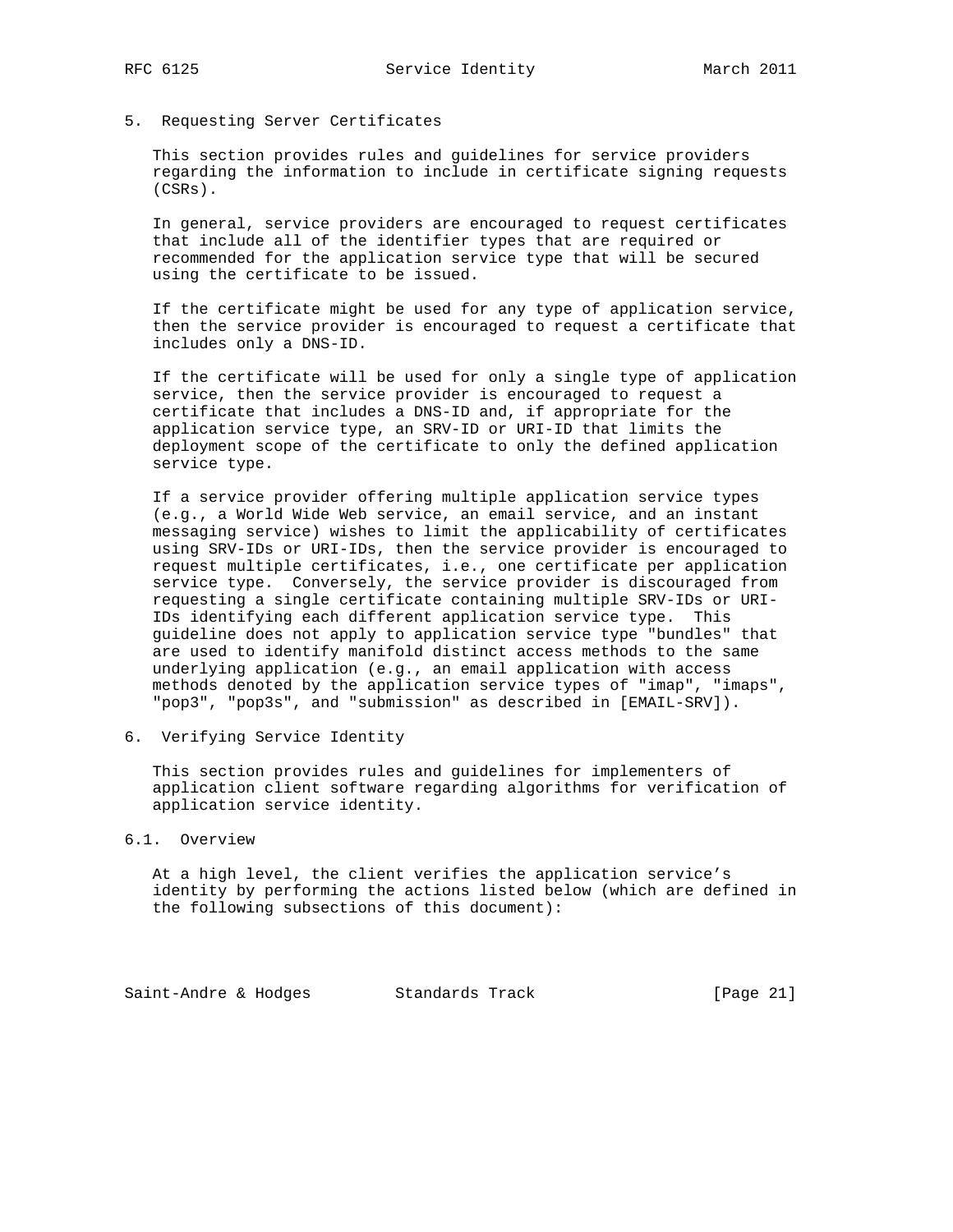## 5. Requesting Server Certificates

This section provides rules and guidelines for service providers regarding the information to include in certificate signing requests (CSRs).

In general, service providers are encouraged to request certificates that include all of the identifier types that are required or recommended for the application service type that will be secured using the certificate to be issued.

If the certificate might be used for any type of application service, then the service provider is encouraged to request a certificate that includes only a DNS-ID.

If the certificate will be used for only a single type of application service, then the service provider is encouraged to request a certificate that includes a DNS-ID and, if appropriate for the application service type, an SRV-ID or URI-ID that limits the deployment scope of the certificate to only the defined application service type.

If a service provider offering multiple application service types (e.g., a World Wide Web service, an email service, and an instant messaging service) wishes to limit the applicability of certificates using SRV-IDs or URI-IDs, then the service provider is encouraged to request multiple certificates, i.e., one certificate per application service type. Conversely, the service provider is discouraged from requesting a single certificate containing multiple SRV-IDs or URI-IDs identifying each different application service type. This guideline does not apply to application service type "bundles" that are used to identify manifold distinct access methods to the same underlying application (e.g., an email application with access methods denoted by the application service types of "imap", "imaps", "pop3", "pop3s", and "submission" as described in [EMAIL-SRV]).

## 6. Verifying Service Identity

This section provides rules and guidelines for implementers of application client software regarding algorithms for verification of application service identity.

### 6.1. Overview

At a high level, the client verifies the application service’s identity by performing the actions listed below (which are defined in the following subsections of this document):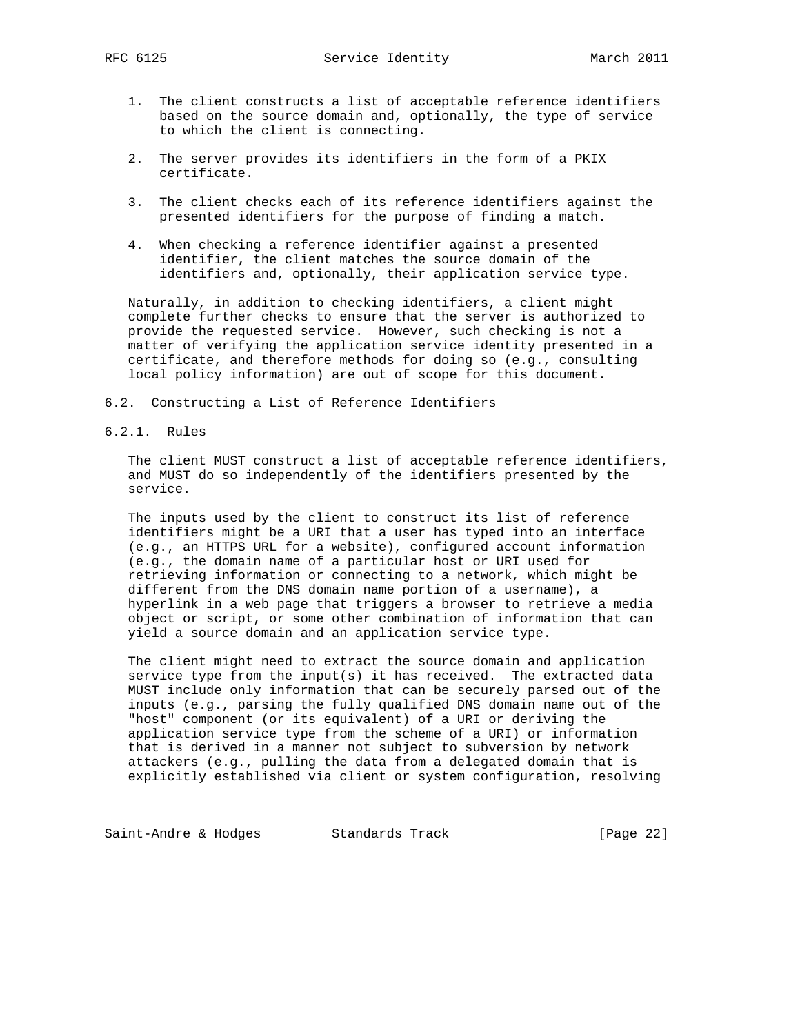1. The client constructs a list of acceptable reference identifiers based on the source domain and, optionally, the type of service to which the client is connecting.

2. The server provides its identifiers in the form of a PKIX certificate.

3. The client checks each of its reference identifiers against the presented identifiers for the purpose of finding a match.

4. When checking a reference identifier against a presented identifier, the client matches the source domain of the identifiers and, optionally, their application service type.

Naturally, in addition to checking identifiers, a client might complete further checks to ensure that the server is authorized to provide the requested service. However, such checking is not a matter of verifying the application service identity presented in a certificate, and therefore methods for doing so (e.g., consulting local policy information) are out of scope for this document.

### 6.2. Constructing a List of Reference Identifiers

#### 6.2.1. Rules

The client MUST construct a list of acceptable reference identifiers, and MUST do so independently of the identifiers presented by the service.

The inputs used by the client to construct its list of reference identifiers might be a URI that a user has typed into an interface (e.g., an HTTPS URL for a website), configured account information (e.g., the domain name of a particular host or URI used for retrieving information or connecting to a network, which might be different from the DNS domain name portion of a username), a hyperlink in a web page that triggers a browser to retrieve a media object or script, or some other combination of information that can yield a source domain and an application service type.

The client might need to extract the source domain and application service type from the input(s) it has received. The extracted data MUST include only information that can be securely parsed out of the inputs (e.g., parsing the fully qualified DNS domain name out of the "host" component (or its equivalent) of a URI or deriving the application service type from the scheme of a URI) or information that is derived in a manner not subject to subversion by network attackers (e.g., pulling the data from a delegated domain that is explicitly established via client or system configuration, resolving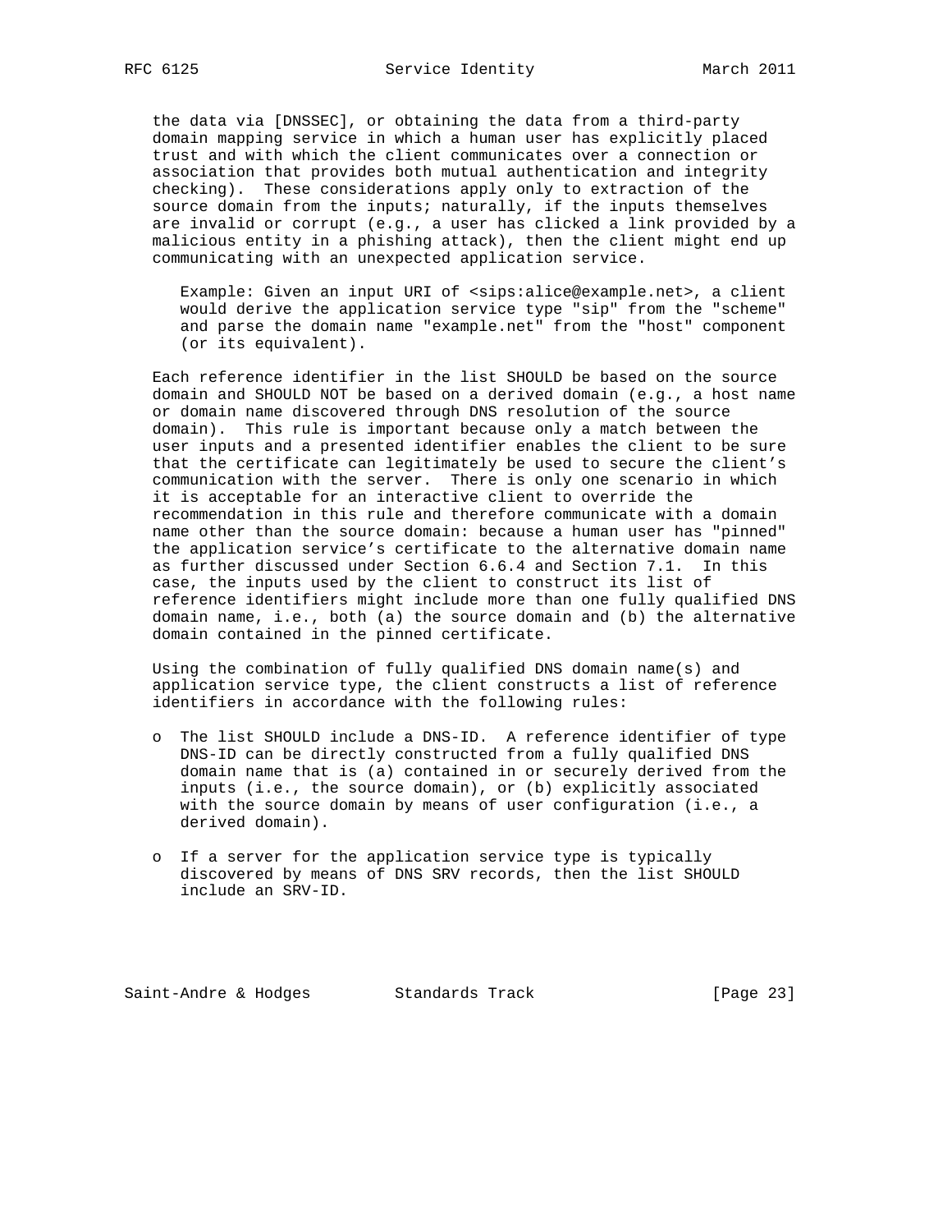the data via [DNSSEC], or obtaining the data from a third-party domain mapping service in which a human user has explicitly placed trust and with which the client communicates over a connection or association that provides both mutual authentication and integrity checking). These considerations apply only to extraction of the source domain from the inputs; naturally, if the inputs themselves are invalid or corrupt (e.g., a user has clicked a link provided by a malicious entity in a phishing attack), then the client might end up communicating with an unexpected application service.

> Example: Given an input URI of <sips:alice@example.net>, a client would derive the application service type "sip" from the "scheme" and parse the domain name "example.net" from the "host" component (or its equivalent).

Each reference identifier in the list SHOULD be based on the source domain and SHOULD NOT be based on a derived domain (e.g., a host name or domain name discovered through DNS resolution of the source domain). This rule is important because only a match between the user inputs and a presented identifier enables the client to be sure that the certificate can legitimately be used to secure the client's communication with the server. There is only one scenario in which it is acceptable for an interactive client to override the recommendation in this rule and therefore communicate with a domain name other than the source domain: because a human user has "pinned" the application service's certificate to the alternative domain name as further discussed under Section 6.6.4 and Section 7.1. In this case, the inputs used by the client to construct its list of reference identifiers might include more than one fully qualified DNS domain name, i.e., both (a) the source domain and (b) the alternative domain contained in the pinned certificate.

Using the combination of fully qualified DNS domain name(s) and application service type, the client constructs a list of reference identifiers in accordance with the following rules:

- The list SHOULD include a DNS-ID. A reference identifier of type DNS-ID can be directly constructed from a fully qualified DNS domain name that is (a) contained in or securely derived from the inputs (i.e., the source domain), or (b) explicitly associated with the source domain by means of user configuration (i.e., a derived domain).
- If a server for the application service type is typically discovered by means of DNS SRV records, then the list SHOULD include an SRV-ID.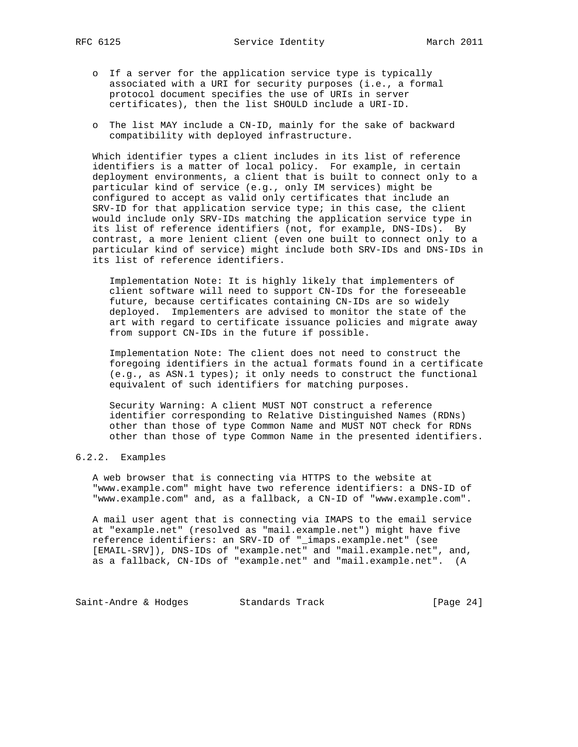- If a server for the application service type is typically associated with a URI for security purposes (i.e., a formal protocol document specifies the use of URIs in server certificates), then the list SHOULD include a URI-ID.

- The list MAY include a CN-ID, mainly for the sake of backward compatibility with deployed infrastructure.

Which identifier types a client includes in its list of reference identifiers is a matter of local policy. For example, in certain deployment environments, a client that is built to connect only to a particular kind of service (e.g., only IM services) might be configured to accept as valid only certificates that include an SRV-ID for that application service type; in this case, the client would include only SRV-IDs matching the application service type in its list of reference identifiers (not, for example, DNS-IDs). By contrast, a more lenient client (even one built to connect only to a particular kind of service) might include both SRV-IDs and DNS-IDs in its list of reference identifiers.

> Implementation Note: It is highly likely that implementers of client software will need to support CN-IDs for the foreseeable future, because certificates containing CN-IDs are so widely deployed. Implementers are advised to monitor the state of the art with regard to certificate issuance policies and migrate away from support CN-IDs in the future if possible.

> Implementation Note: The client does not need to construct the foregoing identifiers in the actual formats found in a certificate (e.g., as ASN.1 types); it only needs to construct the functional equivalent of such identifiers for matching purposes.

> Security Warning: A client MUST NOT construct a reference identifier corresponding to Relative Distinguished Names (RDNs) other than those of type Common Name and MUST NOT check for RDNs other than those of type Common Name in the presented identifiers.

### 6.2.2. Examples

A web browser that is connecting via HTTPS to the website at "www.example.com" might have two reference identifiers: a DNS-ID of "www.example.com" and, as a fallback, a CN-ID of "www.example.com".

A mail user agent that is connecting via IMAPS to the email service at "example.net" (resolved as "mail.example.net") might have five reference identifiers: an SRV-ID of "_imaps.example.net" (see [EMAIL-SRV]), DNS-IDs of "example.net" and "mail.example.net", and, as a fallback, CN-IDs of "example.net" and "mail.example.net". (A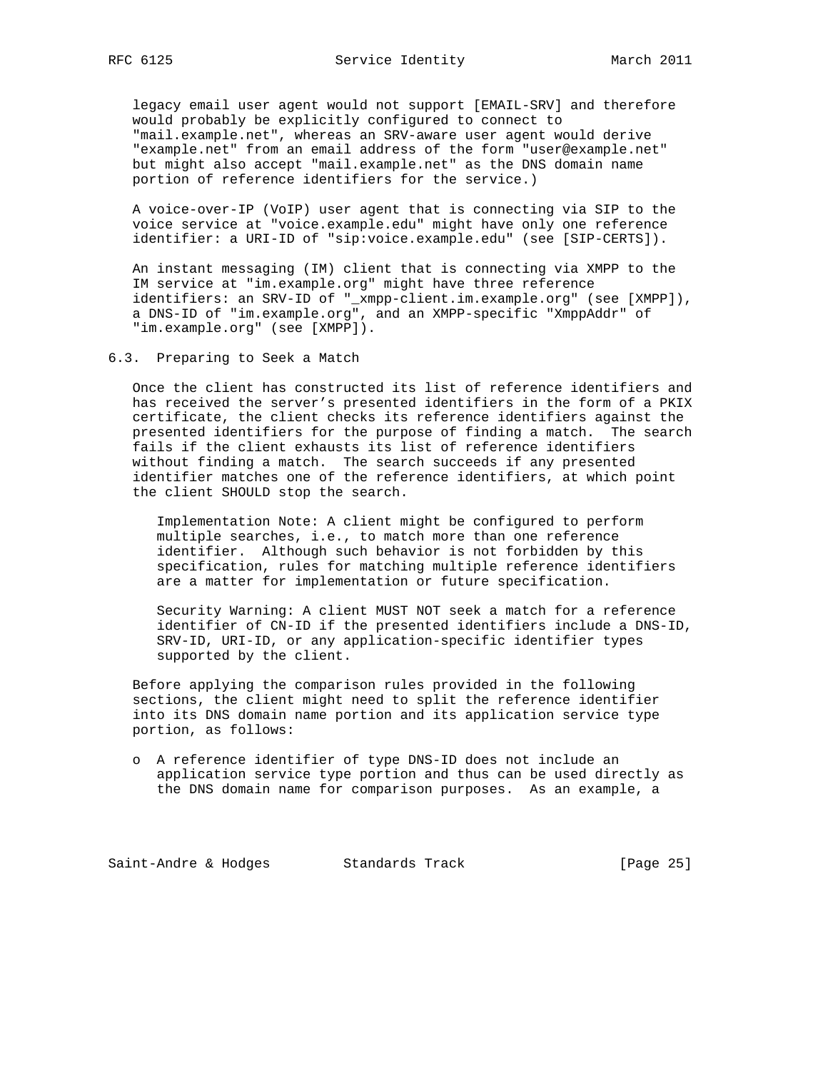legacy email user agent would not support [EMAIL-SRV] and therefore would probably be explicitly configured to connect to "mail.example.net", whereas an SRV-aware user agent would derive "example.net" from an email address of the form "user@example.net" but might also accept "mail.example.net" as the DNS domain name portion of reference identifiers for the service.)

A voice-over-IP (VoIP) user agent that is connecting via SIP to the voice service at "voice.example.edu" might have only one reference identifier: a URI-ID of "sip:voice.example.edu" (see [SIP-CERTS]).

An instant messaging (IM) client that is connecting via XMPP to the IM service at "im.example.org" might have three reference identifiers: an SRV-ID of "_xmpp-client.im.example.org" (see [XMPP]), a DNS-ID of "im.example.org", and an XMPP-specific "XmppAddr" of "im.example.org" (see [XMPP]).

## 6.3. Preparing to Seek a Match

Once the client has constructed its list of reference identifiers and has received the server's presented identifiers in the form of a PKIX certificate, the client checks its reference identifiers against the presented identifiers for the purpose of finding a match. The search fails if the client exhausts its list of reference identifiers without finding a match. The search succeeds if any presented identifier matches one of the reference identifiers, at which point the client SHOULD stop the search.

> Implementation Note: A client might be configured to perform multiple searches, i.e., to match more than one reference identifier. Although such behavior is not forbidden by this specification, rules for matching multiple reference identifiers are a matter for implementation or future specification.

> Security Warning: A client MUST NOT seek a match for a reference identifier of CN-ID if the presented identifiers include a DNS-ID, SRV-ID, URI-ID, or any application-specific identifier types supported by the client.

Before applying the comparison rules provided in the following sections, the client might need to split the reference identifier into its DNS domain name portion and its application service type portion, as follows:

- A reference identifier of type DNS-ID does not include an application service type portion and thus can be used directly as the DNS domain name for comparison purposes. As an example, a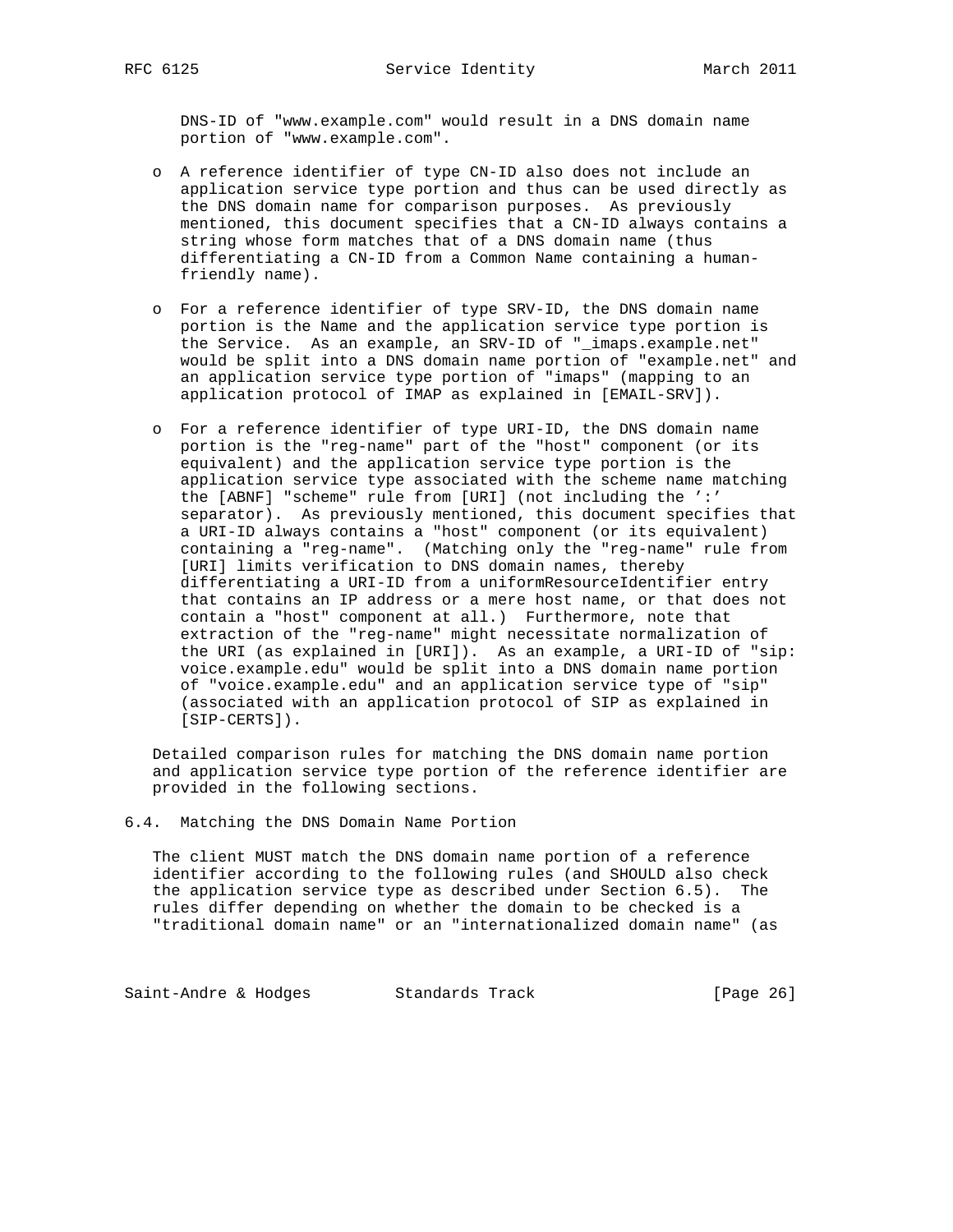DNS-ID of "www.example.com" would result in a DNS domain name portion of "www.example.com".

- A reference identifier of type CN-ID also does not include an application service type portion and thus can be used directly as the DNS domain name for comparison purposes. As previously mentioned, this document specifies that a CN-ID always contains a string whose form matches that of a DNS domain name (thus differentiating a CN-ID from a Common Name containing a human-friendly name).

- For a reference identifier of type SRV-ID, the DNS domain name portion is the Name and the application service type portion is the Service. As an example, an SRV-ID of "_imaps.example.net" would be split into a DNS domain name portion of "example.net" and an application service type portion of "imaps" (mapping to an application protocol of IMAP as explained in [EMAIL-SRV]).

- For a reference identifier of type URI-ID, the DNS domain name portion is the "reg-name" part of the "host" component (or its equivalent) and the application service type portion is the application service type associated with the scheme name matching the [ABNF] "scheme" rule from [URI] (not including the ':' separator). As previously mentioned, this document specifies that a URI-ID always contains a "host" component (or its equivalent) containing a "reg-name". (Matching only the "reg-name" rule from [URI] limits verification to DNS domain names, thereby differentiating a URI-ID from a uniformResourceIdentifier entry that contains an IP address or a mere host name, or that does not contain a "host" component at all.) Furthermore, note that extraction of the "reg-name" might necessitate normalization of the URI (as explained in [URI]). As an example, a URI-ID of "sip:voice.example.edu" would be split into a DNS domain name portion of "voice.example.edu" and an application service type of "sip" (associated with an application protocol of SIP as explained in [SIP-CERTS]).

Detailed comparison rules for matching the DNS domain name portion and application service type portion of the reference identifier are provided in the following sections.

## 6.4. Matching the DNS Domain Name Portion

The client MUST match the DNS domain name portion of a reference identifier according to the following rules (and SHOULD also check the application service type as described under Section 6.5). The rules differ depending on whether the domain to be checked is a "traditional domain name" or an "internationalized domain name" (as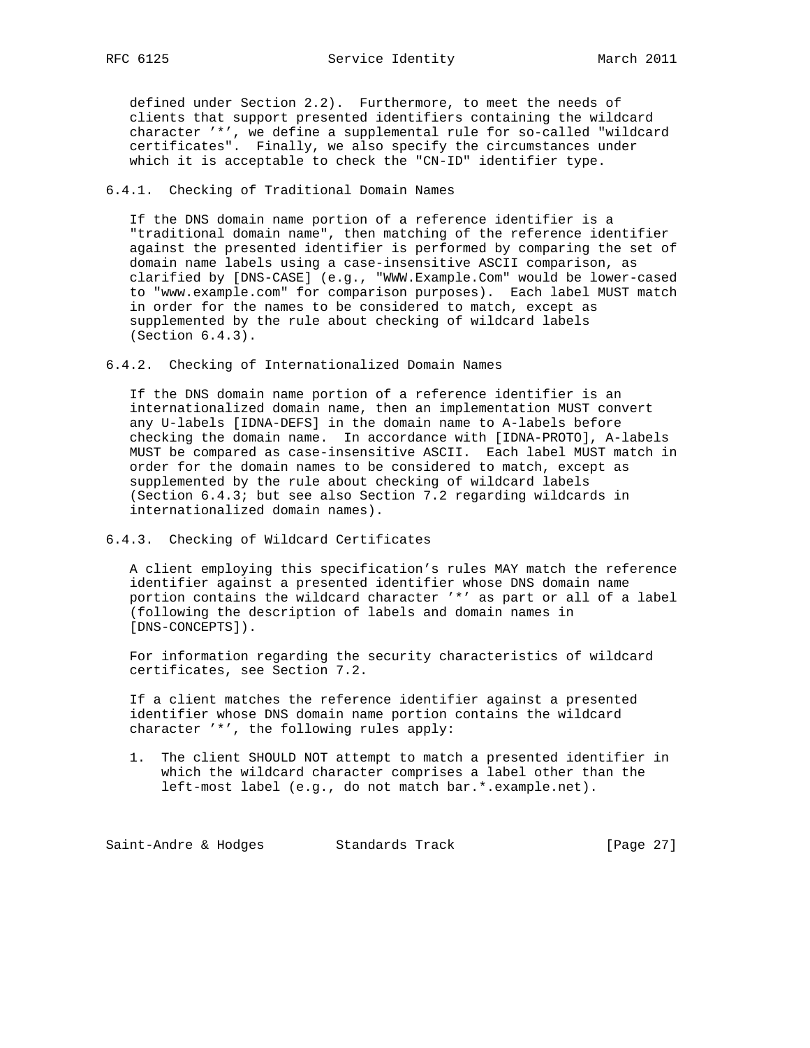defined under Section 2.2). Furthermore, to meet the needs of clients that support presented identifiers containing the wildcard character '*', we define a supplemental rule for so-called "wildcard certificates". Finally, we also specify the circumstances under which it is acceptable to check the "CN-ID" identifier type.

### 6.4.1. Checking of Traditional Domain Names

If the DNS domain name portion of a reference identifier is a "traditional domain name", then matching of the reference identifier against the presented identifier is performed by comparing the set of domain name labels using a case-insensitive ASCII comparison, as clarified by [DNS-CASE] (e.g., "WWW.Example.Com" would be lower-cased to "www.example.com" for comparison purposes). Each label MUST match in order for the names to be considered to match, except as supplemented by the rule about checking of wildcard labels (Section 6.4.3).

### 6.4.2. Checking of Internationalized Domain Names

If the DNS domain name portion of a reference identifier is an internationalized domain name, then an implementation MUST convert any U-labels [IDNA-DEFS] in the domain name to A-labels before checking the domain name. In accordance with [IDNA-PROTO], A-labels MUST be compared as case-insensitive ASCII. Each label MUST match in order for the domain names to be considered to match, except as supplemented by the rule about checking of wildcard labels (Section 6.4.3; but see also Section 7.2 regarding wildcards in internationalized domain names).

### 6.4.3. Checking of Wildcard Certificates

A client employing this specification's rules MAY match the reference identifier against a presented identifier whose DNS domain name portion contains the wildcard character '*' as part or all of a label (following the description of labels and domain names in [DNS-CONCEPTS]).

For information regarding the security characteristics of wildcard certificates, see Section 7.2.

If a client matches the reference identifier against a presented identifier whose DNS domain name portion contains the wildcard character '*', the following rules apply:

1. The client SHOULD NOT attempt to match a presented identifier in which the wildcard character comprises a label other than the left-most label (e.g., do not match bar.*.example.net).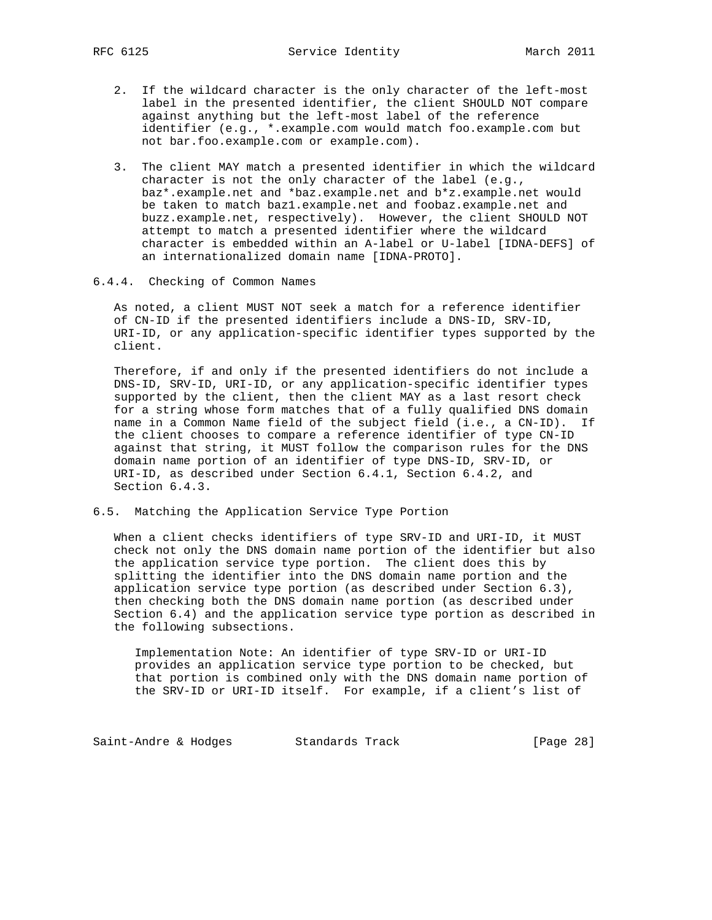2. If the wildcard character is the only character of the left-most label in the presented identifier, the client SHOULD NOT compare against anything but the left-most label of the reference identifier (e.g., *.example.com would match foo.example.com but not bar.foo.example.com or example.com).

3. The client MAY match a presented identifier in which the wildcard character is not the only character of the label (e.g., baz*.example.net and *baz.example.net and b*z.example.net would be taken to match baz1.example.net and foobaz.example.net and buzz.example.net, respectively). However, the client SHOULD NOT attempt to match a presented identifier where the wildcard character is embedded within an A-label or U-label [IDNA-DEFS] of an internationalized domain name [IDNA-PROTO].

### 6.4.4. Checking of Common Names

As noted, a client MUST NOT seek a match for a reference identifier of CN-ID if the presented identifiers include a DNS-ID, SRV-ID, URI-ID, or any application-specific identifier types supported by the client.

Therefore, if and only if the presented identifiers do not include a DNS-ID, SRV-ID, URI-ID, or any application-specific identifier types supported by the client, then the client MAY as a last resort check for a string whose form matches that of a fully qualified DNS domain name in a Common Name field of the subject field (i.e., a CN-ID). If the client chooses to compare a reference identifier of type CN-ID against that string, it MUST follow the comparison rules for the DNS domain name portion of an identifier of type DNS-ID, SRV-ID, or URI-ID, as described under Section 6.4.1, Section 6.4.2, and Section 6.4.3.

## 6.5. Matching the Application Service Type Portion

When a client checks identifiers of type SRV-ID and URI-ID, it MUST check not only the DNS domain name portion of the identifier but also the application service type portion. The client does this by splitting the identifier into the DNS domain name portion and the application service type portion (as described under Section 6.3), then checking both the DNS domain name portion (as described under Section 6.4) and the application service type portion as described in the following subsections.

> Implementation Note: An identifier of type SRV-ID or URI-ID provides an application service type portion to be checked, but that portion is combined only with the DNS domain name portion of the SRV-ID or URI-ID itself. For example, if a client's list of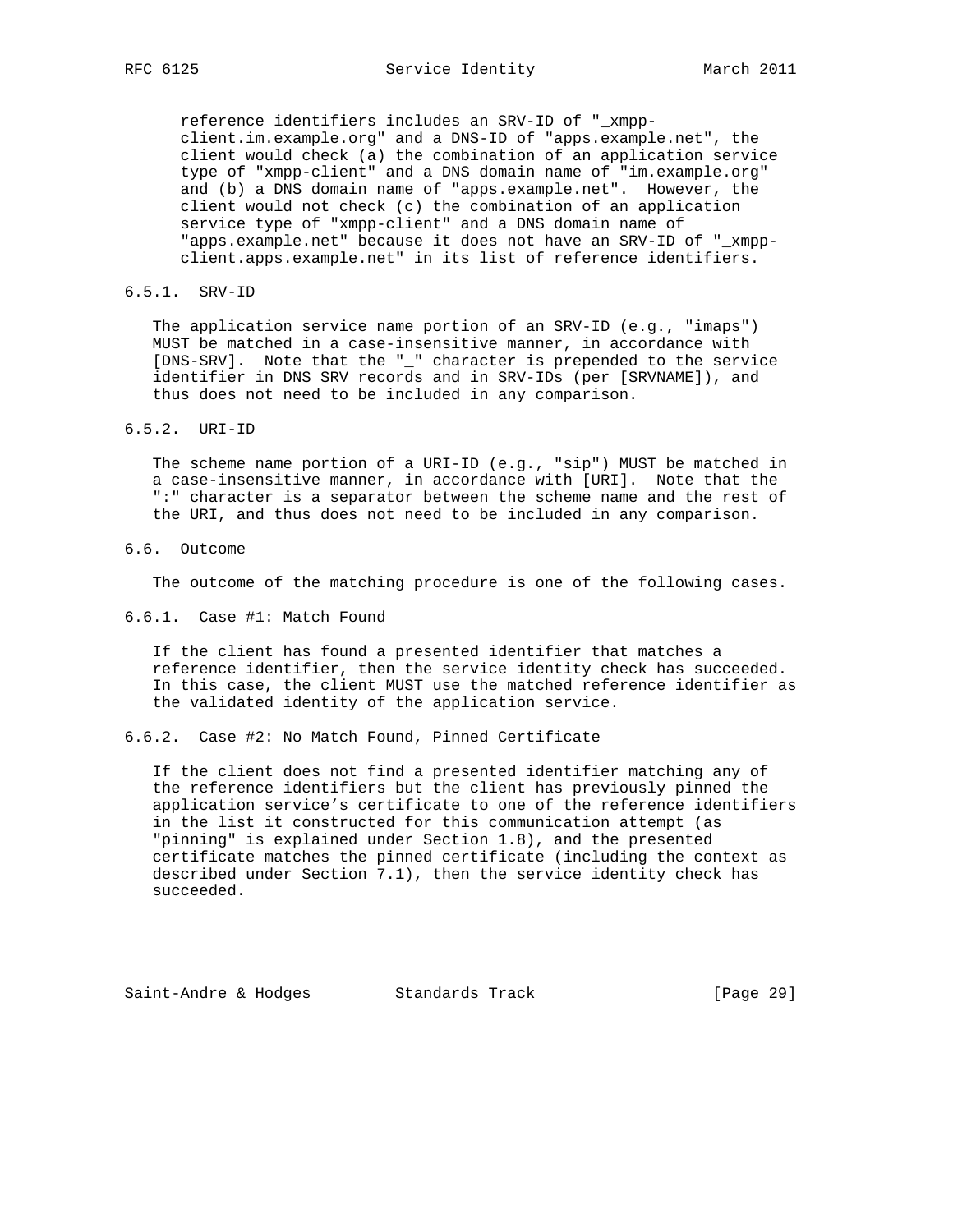reference identifiers includes an SRV-ID of "_xmpp-client.im.example.org" and a DNS-ID of "apps.example.net", the client would check (a) the combination of an application service type of "xmpp-client" and a DNS domain name of "im.example.org" and (b) a DNS domain name of "apps.example.net". However, the client would not check (c) the combination of an application service type of "xmpp-client" and a DNS domain name of "apps.example.net" because it does not have an SRV-ID of "_xmpp-client.apps.example.net" in its list of reference identifiers.

### 6.5.1. SRV-ID

The application service name portion of an SRV-ID (e.g., "imaps") MUST be matched in a case-insensitive manner, in accordance with [DNS-SRV]. Note that the "_" character is prepended to the service identifier in DNS SRV records and in SRV-IDs (per [SRVNAME]), and thus does not need to be included in any comparison.

### 6.5.2. URI-ID

The scheme name portion of a URI-ID (e.g., "sip") MUST be matched in a case-insensitive manner, in accordance with [URI]. Note that the ":" character is a separator between the scheme name and the rest of the URI, and thus does not need to be included in any comparison.

## 6.6. Outcome

The outcome of the matching procedure is one of the following cases.

### 6.6.1. Case #1: Match Found

If the client has found a presented identifier that matches a reference identifier, then the service identity check has succeeded. In this case, the client MUST use the matched reference identifier as the validated identity of the application service.

### 6.6.2. Case #2: No Match Found, Pinned Certificate

If the client does not find a presented identifier matching any of the reference identifiers but the client has previously pinned the application service's certificate to one of the reference identifiers in the list it constructed for this communication attempt (as "pinning" is explained under Section 1.8), and the presented certificate matches the pinned certificate (including the context as described under Section 7.1), then the service identity check has succeeded.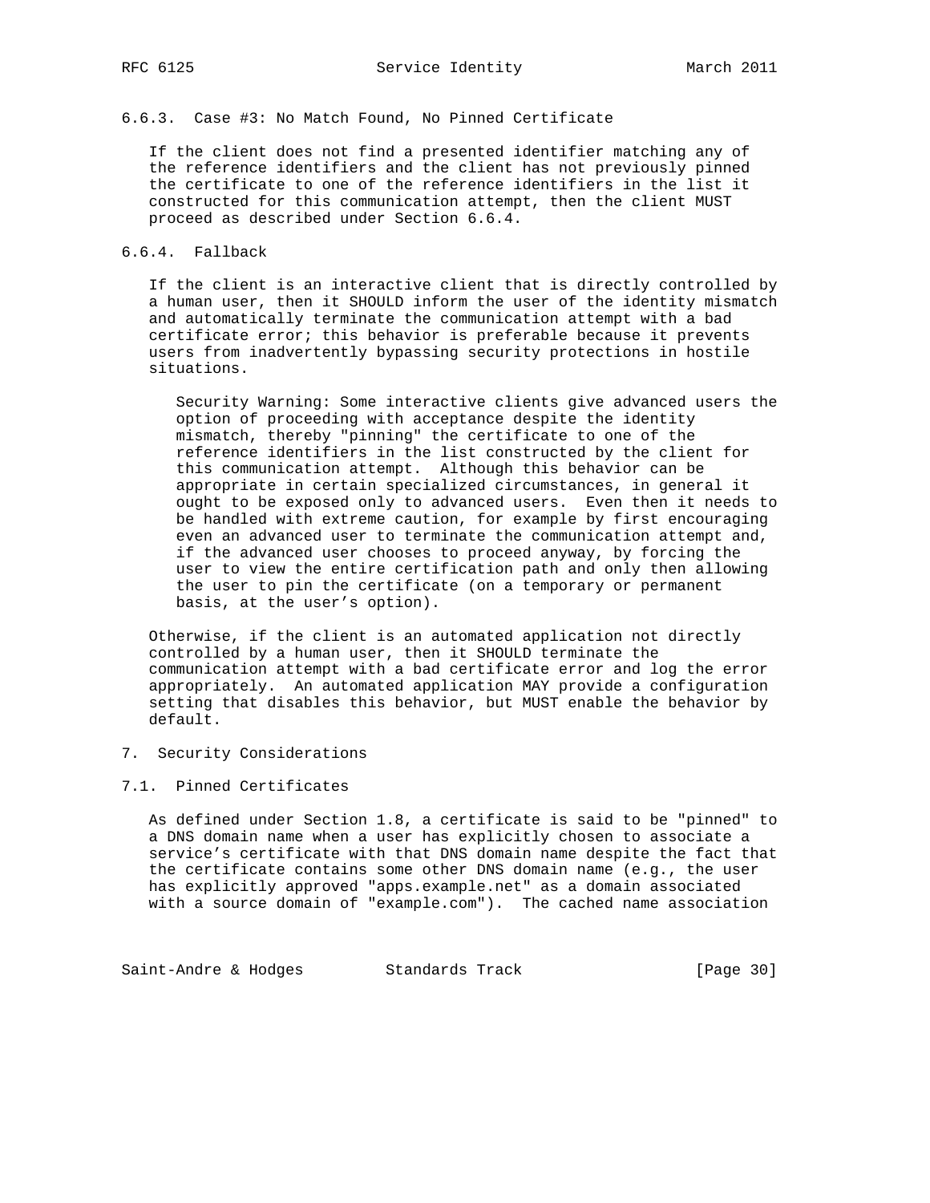#### 6.6.3. Case #3: No Match Found, No Pinned Certificate

If the client does not find a presented identifier matching any of the reference identifiers and the client has not previously pinned the certificate to one of the reference identifiers in the list it constructed for this communication attempt, then the client MUST proceed as described under Section 6.6.4.

#### 6.6.4. Fallback

If the client is an interactive client that is directly controlled by a human user, then it SHOULD inform the user of the identity mismatch and automatically terminate the communication attempt with a bad certificate error; this behavior is preferable because it prevents users from inadvertently bypassing security protections in hostile situations.

> Security Warning: Some interactive clients give advanced users the option of proceeding with acceptance despite the identity mismatch, thereby "pinning" the certificate to one of the reference identifiers in the list constructed by the client for this communication attempt. Although this behavior can be appropriate in certain specialized circumstances, in general it ought to be exposed only to advanced users. Even then it needs to be handled with extreme caution, for example by first encouraging even an advanced user to terminate the communication attempt and, if the advanced user chooses to proceed anyway, by forcing the user to view the entire certification path and only then allowing the user to pin the certificate (on a temporary or permanent basis, at the user's option).

Otherwise, if the client is an automated application not directly controlled by a human user, then it SHOULD terminate the communication attempt with a bad certificate error and log the error appropriately. An automated application MAY provide a configuration setting that disables this behavior, but MUST enable the behavior by default.

## 7. Security Considerations

### 7.1. Pinned Certificates

As defined under Section 1.8, a certificate is said to be "pinned" to a DNS domain name when a user has explicitly chosen to associate a service's certificate with that DNS domain name despite the fact that the certificate contains some other DNS domain name (e.g., the user has explicitly approved "apps.example.net" as a domain associated with a source domain of "example.com"). The cached name association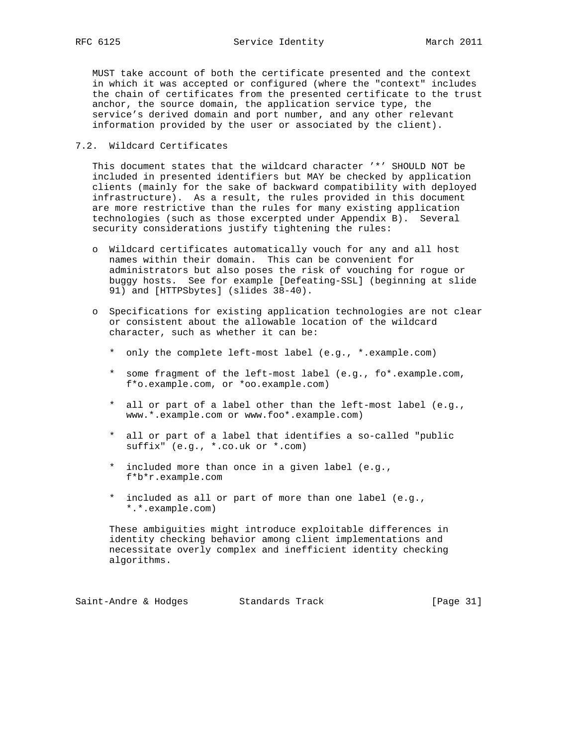MUST take account of both the certificate presented and the context in which it was accepted or configured (where the "context" includes the chain of certificates from the presented certificate to the trust anchor, the source domain, the application service type, the service's derived domain and port number, and any other relevant information provided by the user or associated by the client).

### 7.2. Wildcard Certificates

This document states that the wildcard character '*' SHOULD NOT be included in presented identifiers but MAY be checked by application clients (mainly for the sake of backward compatibility with deployed infrastructure). As a result, the rules provided in this document are more restrictive than the rules for many existing application technologies (such as those excerpted under Appendix B). Several security considerations justify tightening the rules:

- Wildcard certificates automatically vouch for any and all host names within their domain. This can be convenient for administrators but also poses the risk of vouching for rogue or buggy hosts. See for example [Defeating-SSL] (beginning at slide 91) and [HTTPSbytes] (slides 38-40).

- Specifications for existing application technologies are not clear or consistent about the allowable location of the wildcard character, such as whether it can be:

  - only the complete left-most label (e.g., *.example.com)

  - some fragment of the left-most label (e.g., fo*.example.com, f*o.example.com, or *oo.example.com)

  - all or part of a label other than the left-most label (e.g., www.*.example.com or www.foo*.example.com)

  - all or part of a label that identifies a so-called "public suffix" (e.g., *.co.uk or *.com)

  - included more than once in a given label (e.g., f*b*r.example.com

  - included as all or part of more than one label (e.g., *.*.example.com)

  These ambiguities might introduce exploitable differences in identity checking behavior among client implementations and necessitate overly complex and inefficient identity checking algorithms.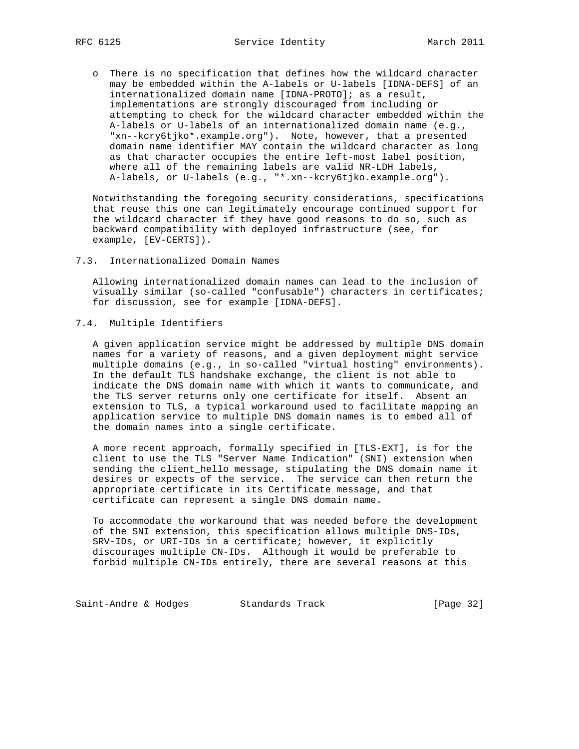- There is no specification that defines how the wildcard character may be embedded within the A-labels or U-labels [IDNA-DEFS] of an internationalized domain name [IDNA-PROTO]; as a result, implementations are strongly discouraged from including or attempting to check for the wildcard character embedded within the A-labels or U-labels of an internationalized domain name (e.g., "xn--kcry6tjko*.example.org"). Note, however, that a presented domain name identifier MAY contain the wildcard character as long as that character occupies the entire left-most label position, where all of the remaining labels are valid NR-LDH labels, A-labels, or U-labels (e.g., "*.xn--kcry6tjko.example.org").

Notwithstanding the foregoing security considerations, specifications that reuse this one can legitimately encourage continued support for the wildcard character if they have good reasons to do so, such as backward compatibility with deployed infrastructure (see, for example, [EV-CERTS]).

## 7.3. Internationalized Domain Names

Allowing internationalized domain names can lead to the inclusion of visually similar (so-called "confusable") characters in certificates; for discussion, see for example [IDNA-DEFS].

## 7.4. Multiple Identifiers

A given application service might be addressed by multiple DNS domain names for a variety of reasons, and a given deployment might service multiple domains (e.g., in so-called "virtual hosting" environments). In the default TLS handshake exchange, the client is not able to indicate the DNS domain name with which it wants to communicate, and the TLS server returns only one certificate for itself. Absent an extension to TLS, a typical workaround used to facilitate mapping an application service to multiple DNS domain names is to embed all of the domain names into a single certificate.

A more recent approach, formally specified in [TLS-EXT], is for the client to use the TLS "Server Name Indication" (SNI) extension when sending the client_hello message, stipulating the DNS domain name it desires or expects of the service. The service can then return the appropriate certificate in its Certificate message, and that certificate can represent a single DNS domain name.

To accommodate the workaround that was needed before the development of the SNI extension, this specification allows multiple DNS-IDs, SRV-IDs, or URI-IDs in a certificate; however, it explicitly discourages multiple CN-IDs. Although it would be preferable to forbid multiple CN-IDs entirely, there are several reasons at this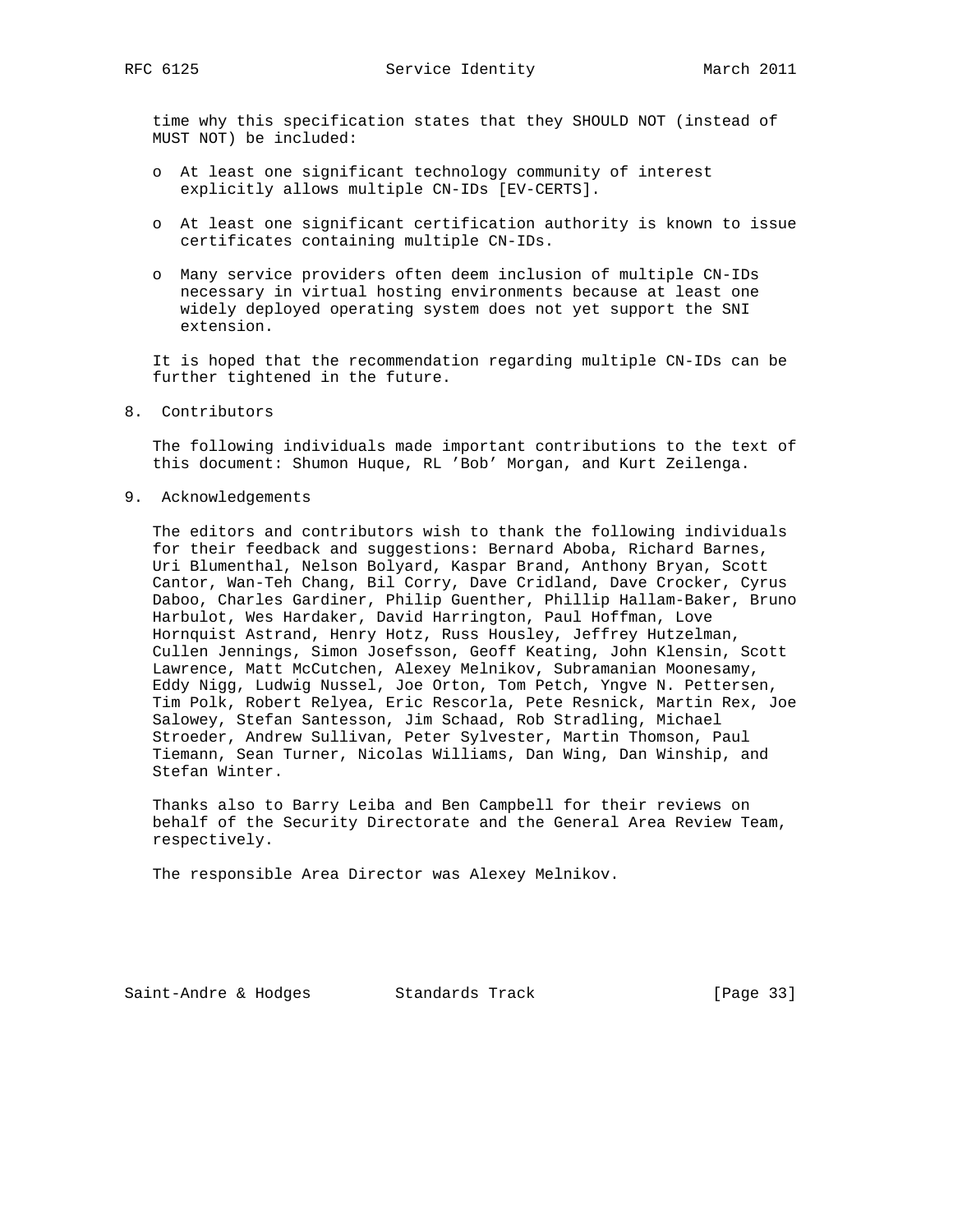time why this specification states that they SHOULD NOT (instead of MUST NOT) be included:

- At least one significant technology community of interest explicitly allows multiple CN-IDs [EV-CERTS].
- At least one significant certification authority is known to issue certificates containing multiple CN-IDs.
- Many service providers often deem inclusion of multiple CN-IDs necessary in virtual hosting environments because at least one widely deployed operating system does not yet support the SNI extension.

It is hoped that the recommendation regarding multiple CN-IDs can be further tightened in the future.

## 8. Contributors

The following individuals made important contributions to the text of this document: Shumon Huque, RL 'Bob' Morgan, and Kurt Zeilenga.

## 9. Acknowledgements

The editors and contributors wish to thank the following individuals for their feedback and suggestions: Bernard Aboba, Richard Barnes, Uri Blumenthal, Nelson Bolyard, Kaspar Brand, Anthony Bryan, Scott Cantor, Wan-Teh Chang, Bil Corry, Dave Cridland, Dave Crocker, Cyrus Daboo, Charles Gardiner, Philip Guenther, Phillip Hallam-Baker, Bruno Harbulot, Wes Hardaker, David Harrington, Paul Hoffman, Love Hornquist Astrand, Henry Hotz, Russ Housley, Jeffrey Hutzelman, Cullen Jennings, Simon Josefsson, Geoff Keating, John Klensin, Scott Lawrence, Matt McCutchen, Alexey Melnikov, Subramanian Moonesamy, Eddy Nigg, Ludwig Nussel, Joe Orton, Tom Petch, Yngve N. Pettersen, Tim Polk, Robert Relyea, Eric Rescorla, Pete Resnick, Martin Rex, Joe Salowey, Stefan Santesson, Jim Schaad, Rob Stradling, Michael Stroeder, Andrew Sullivan, Peter Sylvester, Martin Thomson, Paul Tiemann, Sean Turner, Nicolas Williams, Dan Wing, Dan Winship, and Stefan Winter.

Thanks also to Barry Leiba and Ben Campbell for their reviews on behalf of the Security Directorate and the General Area Review Team, respectively.

The responsible Area Director was Alexey Melnikov.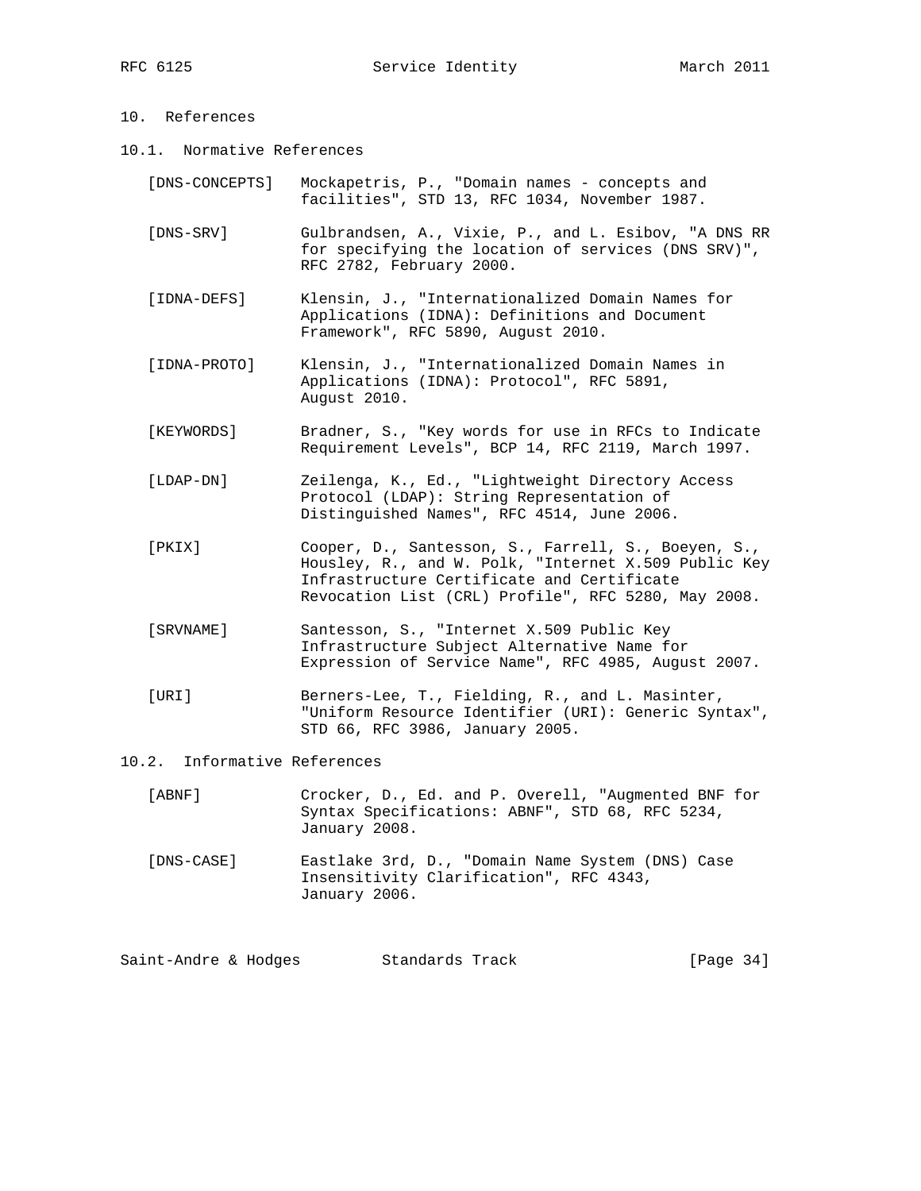# 10. References

## 10.1. Normative References

[DNS-CONCEPTS] Mockapetris, P., "Domain names - concepts and facilities", STD 13, RFC 1034, November 1987.

[DNS-SRV] Gulbrandsen, A., Vixie, P., and L. Esibov, "A DNS RR for specifying the location of services (DNS SRV)", RFC 2782, February 2000.

[IDNA-DEFS] Klensin, J., "Internationalized Domain Names for Applications (IDNA): Definitions and Document Framework", RFC 5890, August 2010.

[IDNA-PROTO] Klensin, J., "Internationalized Domain Names in Applications (IDNA): Protocol", RFC 5891, August 2010.

[KEYWORDS] Bradner, S., "Key words for use in RFCs to Indicate Requirement Levels", BCP 14, RFC 2119, March 1997.

[LDAP-DN] Zeilenga, K., Ed., "Lightweight Directory Access Protocol (LDAP): String Representation of Distinguished Names", RFC 4514, June 2006.

[PKIX] Cooper, D., Santesson, S., Farrell, S., Boeyen, S., Housley, R., and W. Polk, "Internet X.509 Public Key Infrastructure Certificate and Certificate Revocation List (CRL) Profile", RFC 5280, May 2008.

[SRVNAME] Santesson, S., "Internet X.509 Public Key Infrastructure Subject Alternative Name for Expression of Service Name", RFC 4985, August 2007.

[URI] Berners-Lee, T., Fielding, R., and L. Masinter, "Uniform Resource Identifier (URI): Generic Syntax", STD 66, RFC 3986, January 2005.

## 10.2. Informative References

[ABNF] Crocker, D., Ed. and P. Overell, "Augmented BNF for Syntax Specifications: ABNF", STD 68, RFC 5234, January 2008.

[DNS-CASE] Eastlake 3rd, D., "Domain Name System (DNS) Case Insensitivity Clarification", RFC 4343, January 2006.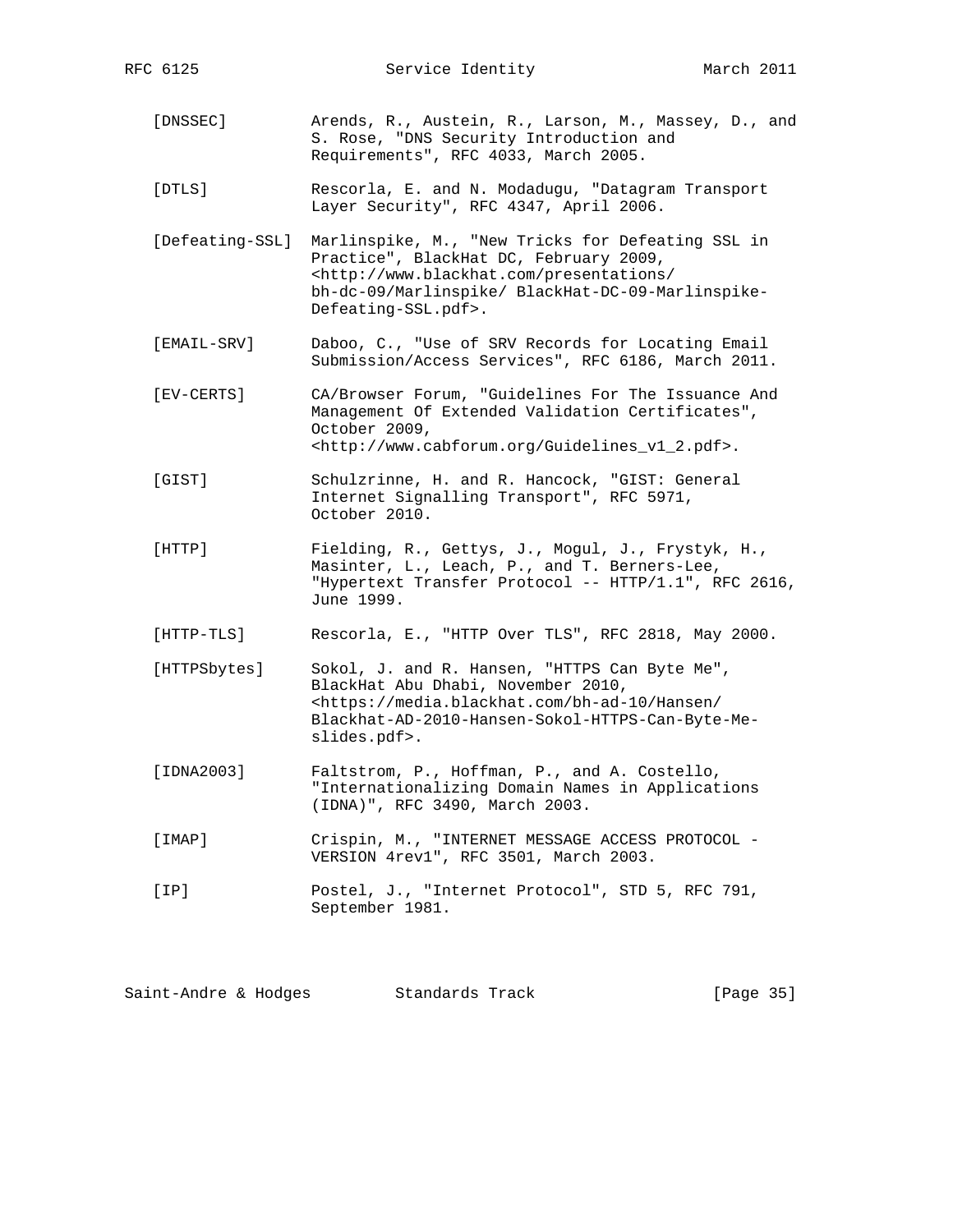[DNSSEC] Arends, R., Austein, R., Larson, M., Massey, D., and S. Rose, "DNS Security Introduction and Requirements", RFC 4033, March 2005.

[DTLS] Rescorla, E. and N. Modadugu, "Datagram Transport Layer Security", RFC 4347, April 2006.

[Defeating-SSL] Marlinspike, M., "New Tricks for Defeating SSL in Practice", BlackHat DC, February 2009, <http://www.blackhat.com/presentations/bh-dc-09/Marlinspike/ BlackHat-DC-09-Marlinspike-Defeating-SSL.pdf>.

[EMAIL-SRV] Daboo, C., "Use of SRV Records for Locating Email Submission/Access Services", RFC 6186, March 2011.

[EV-CERTS] CA/Browser Forum, "Guidelines For The Issuance And Management Of Extended Validation Certificates", October 2009, <http://www.cabforum.org/Guidelines_v1_2.pdf>.

[GIST] Schulzrinne, H. and R. Hancock, "GIST: General Internet Signalling Transport", RFC 5971, October 2010.

[HTTP] Fielding, R., Gettys, J., Mogul, J., Frystyk, H., Masinter, L., Leach, P., and T. Berners-Lee, "Hypertext Transfer Protocol -- HTTP/1.1", RFC 2616, June 1999.

[HTTP-TLS] Rescorla, E., "HTTP Over TLS", RFC 2818, May 2000.

[HTTPSbytes] Sokol, J. and R. Hansen, "HTTPS Can Byte Me", BlackHat Abu Dhabi, November 2010, <https://media.blackhat.com/bh-ad-10/Hansen/Blackhat-AD-2010-Hansen-Sokol-HTTPS-Can-Byte-Me-slides.pdf>.

[IDNA2003] Faltstrom, P., Hoffman, P., and A. Costello, "Internationalizing Domain Names in Applications (IDNA)", RFC 3490, March 2003.

[IMAP] Crispin, M., "INTERNET MESSAGE ACCESS PROTOCOL - VERSION 4rev1", RFC 3501, March 2003.

[IP] Postel, J., "Internet Protocol", STD 5, RFC 791, September 1981.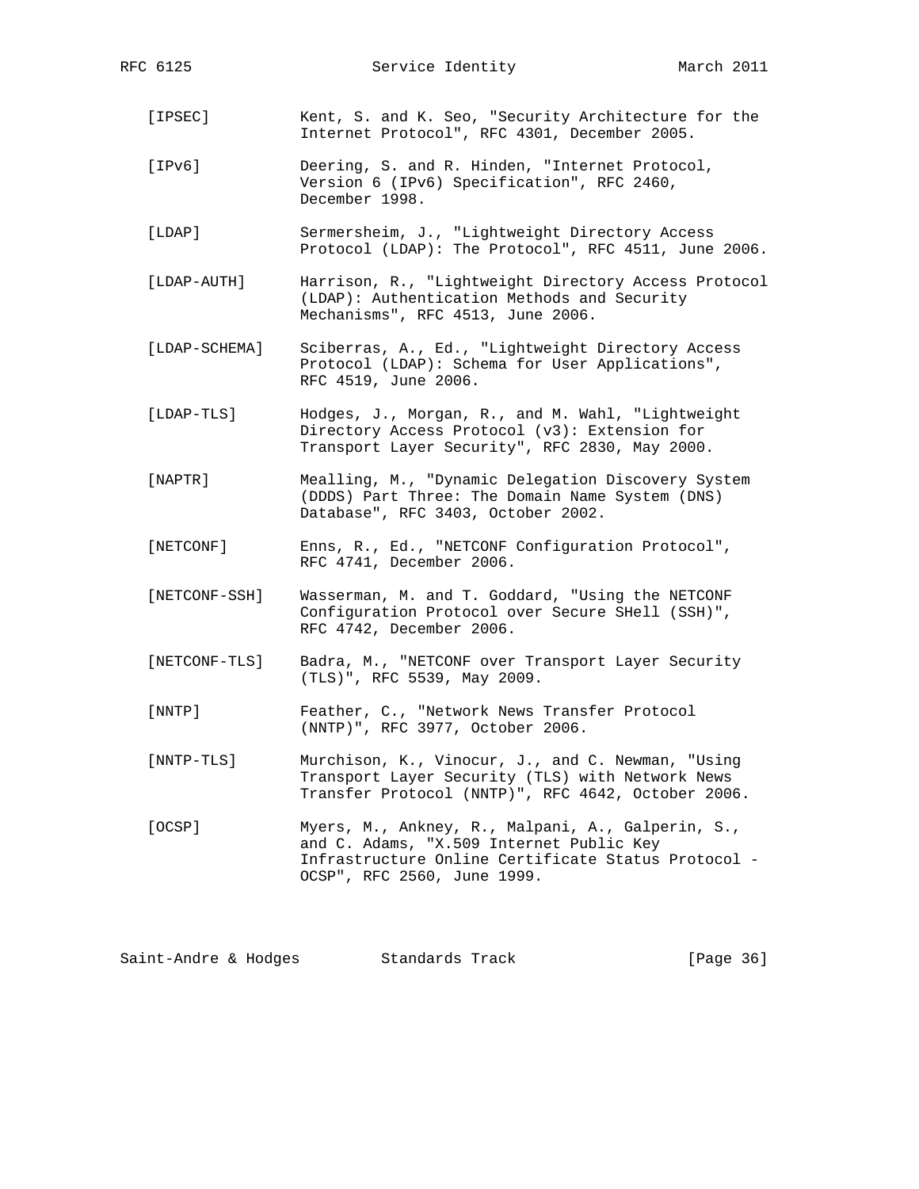[IPSEC] Kent, S. and K. Seo, "Security Architecture for the Internet Protocol", RFC 4301, December 2005.

[IPv6] Deering, S. and R. Hinden, "Internet Protocol, Version 6 (IPv6) Specification", RFC 2460, December 1998.

[LDAP] Sermersheim, J., "Lightweight Directory Access Protocol (LDAP): The Protocol", RFC 4511, June 2006.

[LDAP-AUTH] Harrison, R., "Lightweight Directory Access Protocol (LDAP): Authentication Methods and Security Mechanisms", RFC 4513, June 2006.

[LDAP-SCHEMA] Sciberras, A., Ed., "Lightweight Directory Access Protocol (LDAP): Schema for User Applications", RFC 4519, June 2006.

[LDAP-TLS] Hodges, J., Morgan, R., and M. Wahl, "Lightweight Directory Access Protocol (v3): Extension for Transport Layer Security", RFC 2830, May 2000.

[NAPTR] Mealling, M., "Dynamic Delegation Discovery System (DDDS) Part Three: The Domain Name System (DNS) Database", RFC 3403, October 2002.

[NETCONF] Enns, R., Ed., "NETCONF Configuration Protocol", RFC 4741, December 2006.

[NETCONF-SSH] Wasserman, M. and T. Goddard, "Using the NETCONF Configuration Protocol over Secure SHell (SSH)", RFC 4742, December 2006.

[NETCONF-TLS] Badra, M., "NETCONF over Transport Layer Security (TLS)", RFC 5539, May 2009.

[NNTP] Feather, C., "Network News Transfer Protocol (NNTP)", RFC 3977, October 2006.

[NNTP-TLS] Murchison, K., Vinocur, J., and C. Newman, "Using Transport Layer Security (TLS) with Network News Transfer Protocol (NNTP)", RFC 4642, October 2006.

[OCSP] Myers, M., Ankney, R., Malpani, A., Galperin, S., and C. Adams, "X.509 Internet Public Key Infrastructure Online Certificate Status Protocol - OCSP", RFC 2560, June 1999.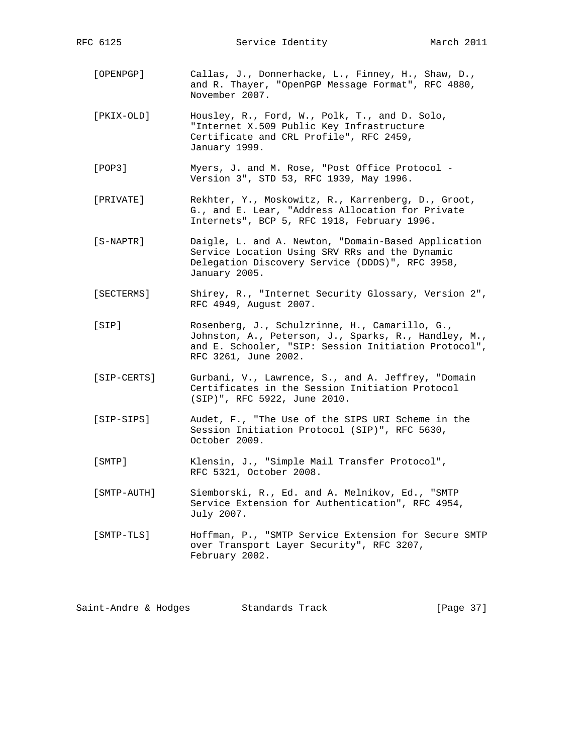[OPENPGP] Callas, J., Donnerhacke, L., Finney, H., Shaw, D., and R. Thayer, "OpenPGP Message Format", RFC 4880, November 2007.

[PKIX-OLD] Housley, R., Ford, W., Polk, T., and D. Solo, "Internet X.509 Public Key Infrastructure Certificate and CRL Profile", RFC 2459, January 1999.

[POP3] Myers, J. and M. Rose, "Post Office Protocol - Version 3", STD 53, RFC 1939, May 1996.

[PRIVATE] Rekhter, Y., Moskowitz, R., Karrenberg, D., Groot, G., and E. Lear, "Address Allocation for Private Internets", BCP 5, RFC 1918, February 1996.

[S-NAPTR] Daigle, L. and A. Newton, "Domain-Based Application Service Location Using SRV RRs and the Dynamic Delegation Discovery Service (DDDS)", RFC 3958, January 2005.

[SECTERMS] Shirey, R., "Internet Security Glossary, Version 2", RFC 4949, August 2007.

[SIP] Rosenberg, J., Schulzrinne, H., Camarillo, G., Johnston, A., Peterson, J., Sparks, R., Handley, M., and E. Schooler, "SIP: Session Initiation Protocol", RFC 3261, June 2002.

[SIP-CERTS] Gurbani, V., Lawrence, S., and A. Jeffrey, "Domain Certificates in the Session Initiation Protocol (SIP)", RFC 5922, June 2010.

[SIP-SIPS] Audet, F., "The Use of the SIPS URI Scheme in the Session Initiation Protocol (SIP)", RFC 5630, October 2009.

[SMTP] Klensin, J., "Simple Mail Transfer Protocol", RFC 5321, October 2008.

[SMTP-AUTH] Siemborski, R., Ed. and A. Melnikov, Ed., "SMTP Service Extension for Authentication", RFC 4954, July 2007.

[SMTP-TLS] Hoffman, P., "SMTP Service Extension for Secure SMTP over Transport Layer Security", RFC 3207, February 2002.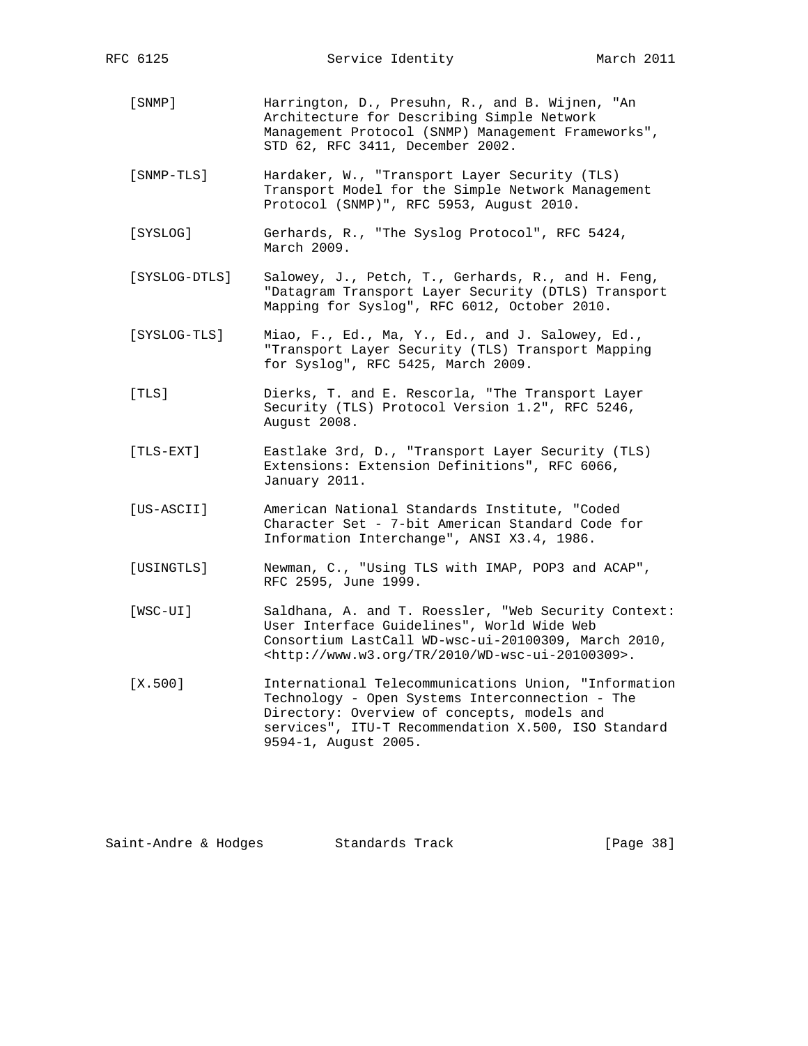[SNMP] Harrington, D., Presuhn, R., and B. Wijnen, "An Architecture for Describing Simple Network Management Protocol (SNMP) Management Frameworks", STD 62, RFC 3411, December 2002.

[SNMP-TLS] Hardaker, W., "Transport Layer Security (TLS) Transport Model for the Simple Network Management Protocol (SNMP)", RFC 5953, August 2010.

[SYSLOG] Gerhards, R., "The Syslog Protocol", RFC 5424, March 2009.

[SYSLOG-DTLS] Salowey, J., Petch, T., Gerhards, R., and H. Feng, "Datagram Transport Layer Security (DTLS) Transport Mapping for Syslog", RFC 6012, October 2010.

[SYSLOG-TLS] Miao, F., Ed., Ma, Y., Ed., and J. Salowey, Ed., "Transport Layer Security (TLS) Transport Mapping for Syslog", RFC 5425, March 2009.

[TLS] Dierks, T. and E. Rescorla, "The Transport Layer Security (TLS) Protocol Version 1.2", RFC 5246, August 2008.

[TLS-EXT] Eastlake 3rd, D., "Transport Layer Security (TLS) Extensions: Extension Definitions", RFC 6066, January 2011.

[US-ASCII] American National Standards Institute, "Coded Character Set - 7-bit American Standard Code for Information Interchange", ANSI X3.4, 1986.

[USINGTLS] Newman, C., "Using TLS with IMAP, POP3 and ACAP", RFC 2595, June 1999.

[WSC-UI] Saldhana, A. and T. Roessler, "Web Security Context: User Interface Guidelines", World Wide Web Consortium LastCall WD-wsc-ui-20100309, March 2010, <http://www.w3.org/TR/2010/WD-wsc-ui-20100309>.

[X.500] International Telecommunications Union, "Information Technology - Open Systems Interconnection - The Directory: Overview of concepts, models and services", ITU-T Recommendation X.500, ISO Standard 9594-1, August 2005.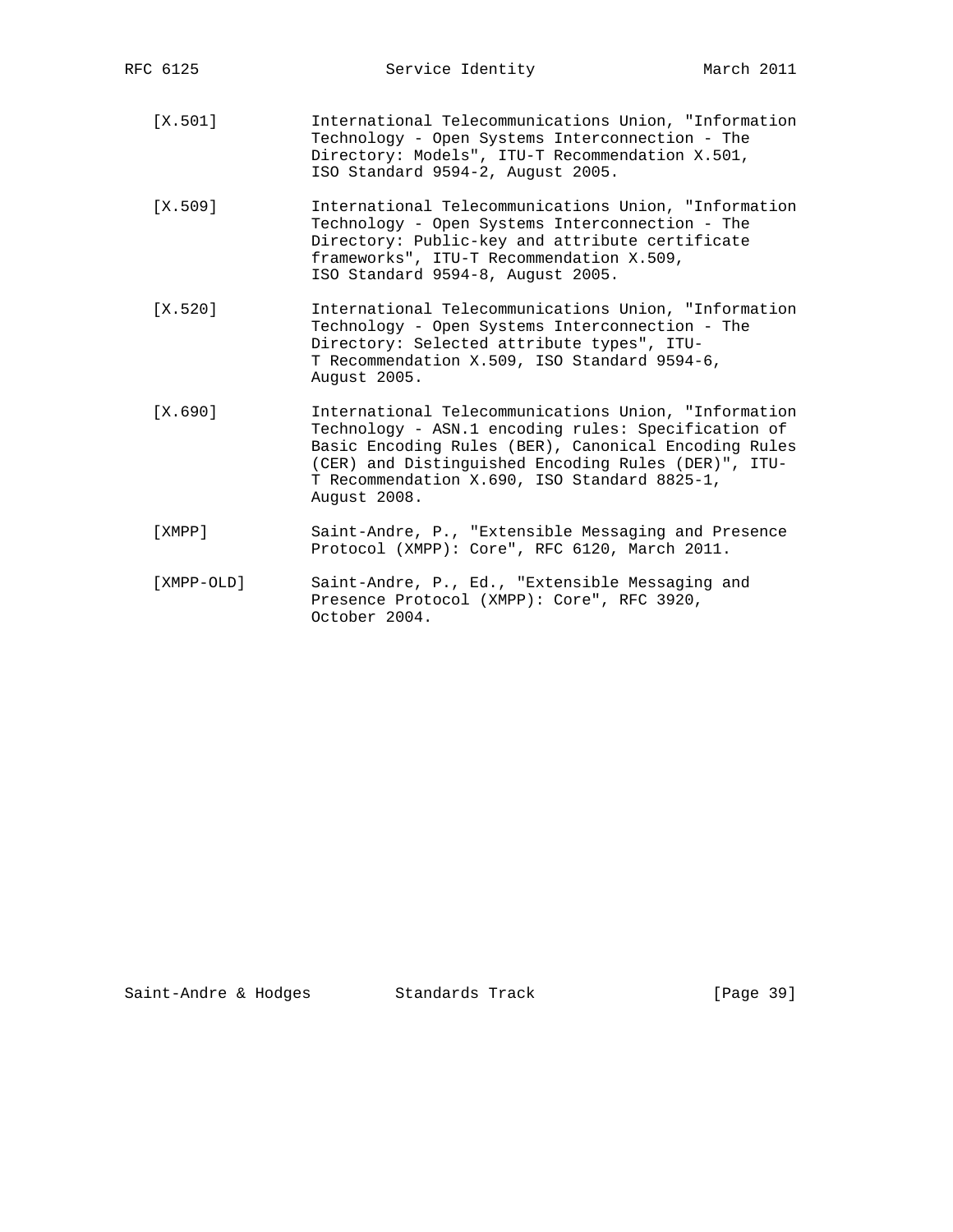[X.501] International Telecommunications Union, "Information Technology - Open Systems Interconnection - The Directory: Models", ITU-T Recommendation X.501, ISO Standard 9594-2, August 2005.

[X.509] International Telecommunications Union, "Information Technology - Open Systems Interconnection - The Directory: Public-key and attribute certificate frameworks", ITU-T Recommendation X.509, ISO Standard 9594-8, August 2005.

[X.520] International Telecommunications Union, "Information Technology - Open Systems Interconnection - The Directory: Selected attribute types", ITU-T Recommendation X.509, ISO Standard 9594-6, August 2005.

[X.690] International Telecommunications Union, "Information Technology - ASN.1 encoding rules: Specification of Basic Encoding Rules (BER), Canonical Encoding Rules (CER) and Distinguished Encoding Rules (DER)", ITU-T Recommendation X.690, ISO Standard 8825-1, August 2008.

[XMPP] Saint-Andre, P., "Extensible Messaging and Presence Protocol (XMPP): Core", RFC 6120, March 2011.

[XMPP-OLD] Saint-Andre, P., Ed., "Extensible Messaging and Presence Protocol (XMPP): Core", RFC 3920, October 2004.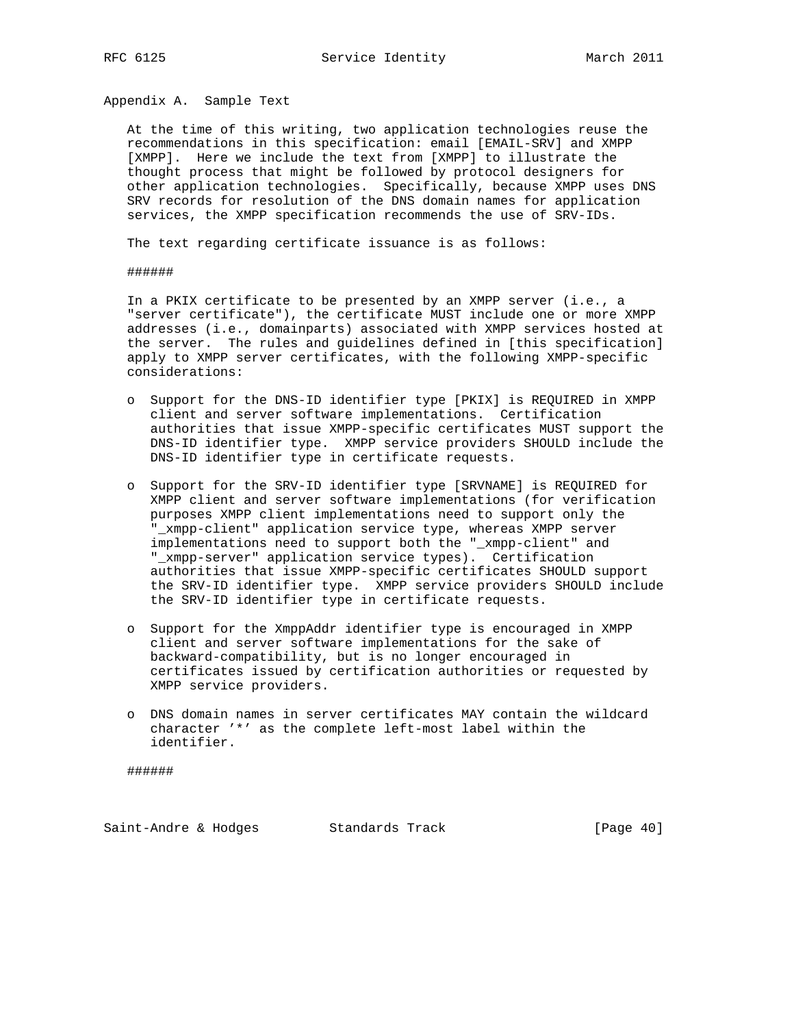## Appendix A. Sample Text

At the time of this writing, two application technologies reuse the recommendations in this specification: email [EMAIL-SRV] and XMPP [XMPP]. Here we include the text from [XMPP] to illustrate the thought process that might be followed by protocol designers for other application technologies. Specifically, because XMPP uses DNS SRV records for resolution of the DNS domain names for application services, the XMPP specification recommends the use of SRV-IDs.

The text regarding certificate issuance is as follows:

######

In a PKIX certificate to be presented by an XMPP server (i.e., a "server certificate"), the certificate MUST include one or more XMPP addresses (i.e., domainparts) associated with XMPP services hosted at the server. The rules and guidelines defined in [this specification] apply to XMPP server certificates, with the following XMPP-specific considerations:

- Support for the DNS-ID identifier type [PKIX] is REQUIRED in XMPP client and server software implementations. Certification authorities that issue XMPP-specific certificates MUST support the DNS-ID identifier type. XMPP service providers SHOULD include the DNS-ID identifier type in certificate requests.
- Support for the SRV-ID identifier type [SRVNAME] is REQUIRED for XMPP client and server software implementations (for verification purposes XMPP client implementations need to support only the "_xmpp-client" application service type, whereas XMPP server implementations need to support both the "_xmpp-client" and "_xmpp-server" application service types). Certification authorities that issue XMPP-specific certificates SHOULD support the SRV-ID identifier type. XMPP service providers SHOULD include the SRV-ID identifier type in certificate requests.
- Support for the XmppAddr identifier type is encouraged in XMPP client and server software implementations for the sake of backward-compatibility, but is no longer encouraged in certificates issued by certification authorities or requested by XMPP service providers.
- DNS domain names in server certificates MAY contain the wildcard character '*' as the complete left-most label within the identifier.

######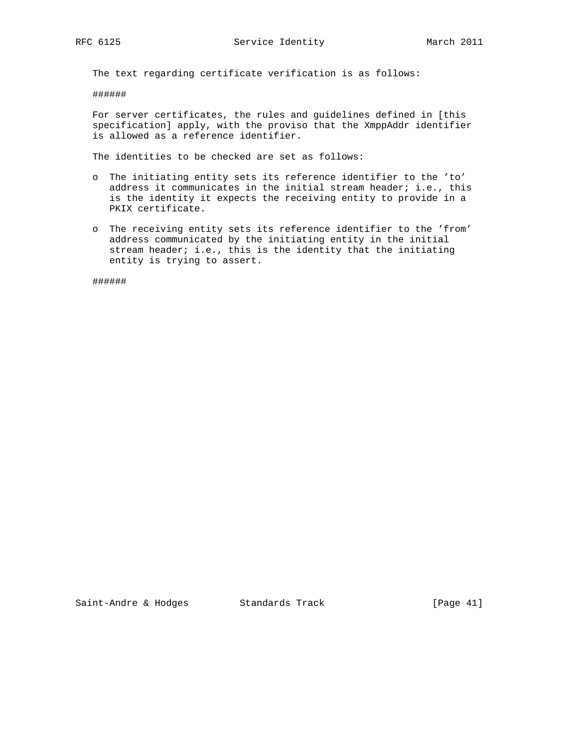The text regarding certificate verification is as follows:

######

For server certificates, the rules and guidelines defined in [this specification] apply, with the proviso that the XmppAddr identifier is allowed as a reference identifier.

The identities to be checked are set as follows:

- The initiating entity sets its reference identifier to the 'to' address it communicates in the initial stream header; i.e., this is the identity it expects the receiving entity to provide in a PKIX certificate.
- The receiving entity sets its reference identifier to the 'from' address communicated by the initiating entity in the initial stream header; i.e., this is the identity that the initiating entity is trying to assert.

######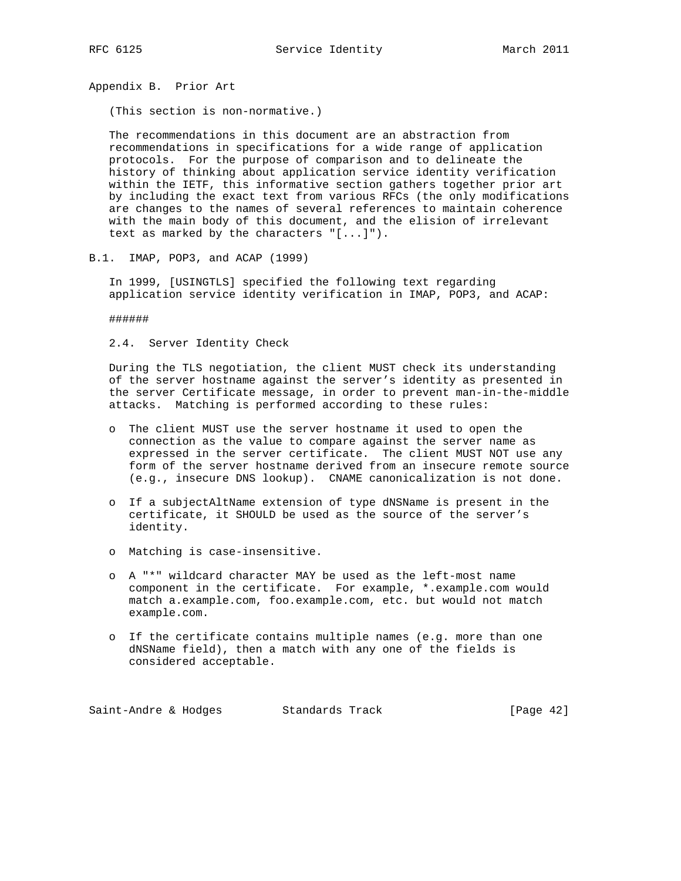## Appendix B. Prior Art

(This section is non-normative.)

The recommendations in this document are an abstraction from recommendations in specifications for a wide range of application protocols. For the purpose of comparison and to delineate the history of thinking about application service identity verification within the IETF, this informative section gathers together prior art by including the exact text from various RFCs (the only modifications are changes to the names of several references to maintain coherence with the main body of this document, and the elision of irrelevant text as marked by the characters "[...]").

### B.1. IMAP, POP3, and ACAP (1999)

In 1999, [USINGTLS] specified the following text regarding application service identity verification in IMAP, POP3, and ACAP:

######

2.4. Server Identity Check

During the TLS negotiation, the client MUST check its understanding of the server hostname against the server's identity as presented in the server Certificate message, in order to prevent man-in-the-middle attacks. Matching is performed according to these rules:

- o The client MUST use the server hostname it used to open the connection as the value to compare against the server name as expressed in the server certificate. The client MUST NOT use any form of the server hostname derived from an insecure remote source (e.g., insecure DNS lookup). CNAME canonicalization is not done.
- o If a subjectAltName extension of type dNSName is present in the certificate, it SHOULD be used as the source of the server's identity.
- o Matching is case-insensitive.
- o A "*" wildcard character MAY be used as the left-most name component in the certificate. For example, *.example.com would match a.example.com, foo.example.com, etc. but would not match example.com.
- o If the certificate contains multiple names (e.g. more than one dNSName field), then a match with any one of the fields is considered acceptable.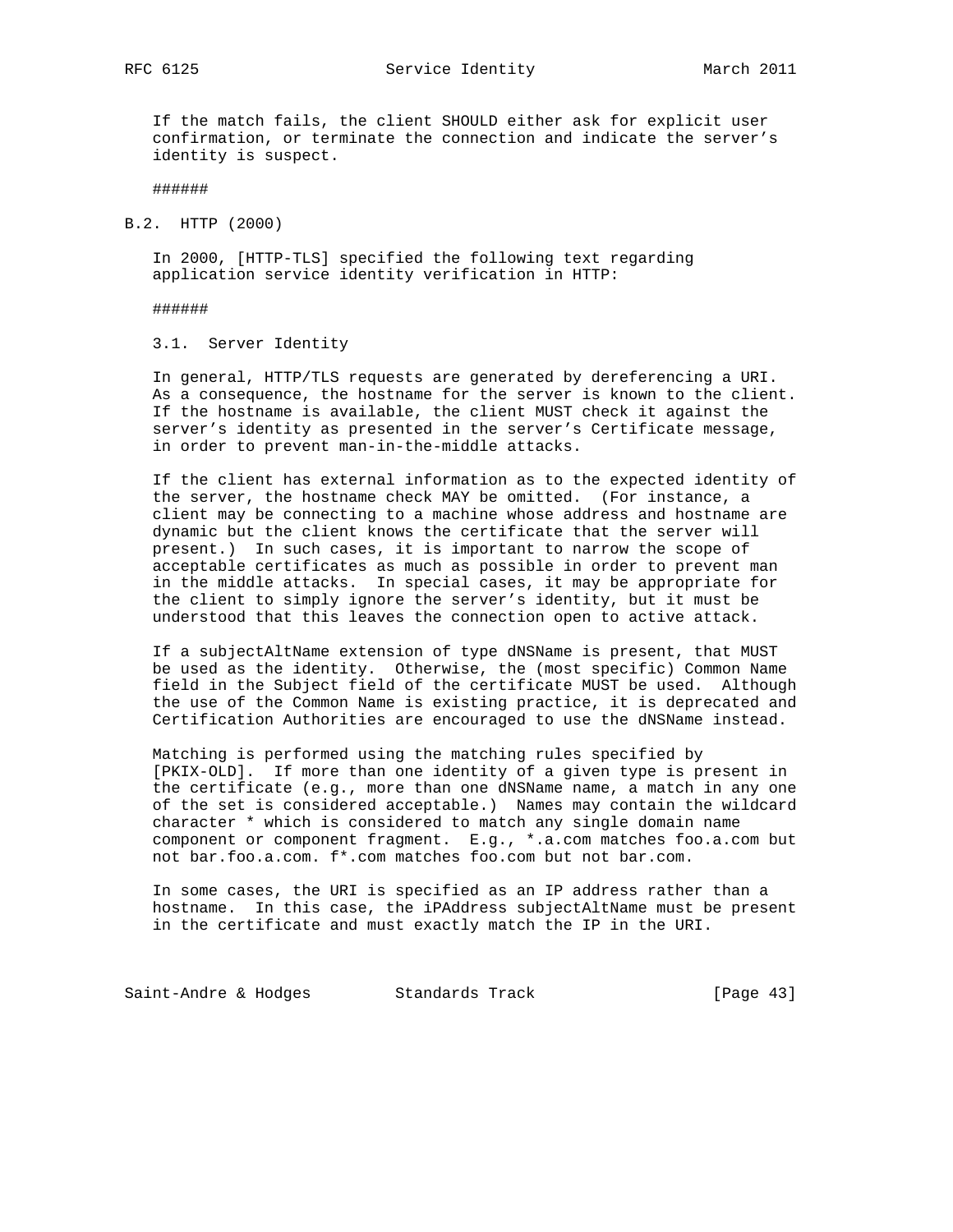If the match fails, the client SHOULD either ask for explicit user confirmation, or terminate the connection and indicate the server's identity is suspect.

######

## B.2. HTTP (2000)

In 2000, [HTTP-TLS] specified the following text regarding application service identity verification in HTTP:

######

3.1. Server Identity

In general, HTTP/TLS requests are generated by dereferencing a URI. As a consequence, the hostname for the server is known to the client. If the hostname is available, the client MUST check it against the server's identity as presented in the server's Certificate message, in order to prevent man-in-the-middle attacks.

If the client has external information as to the expected identity of the server, the hostname check MAY be omitted. (For instance, a client may be connecting to a machine whose address and hostname are dynamic but the client knows the certificate that the server will present.) In such cases, it is important to narrow the scope of acceptable certificates as much as possible in order to prevent man in the middle attacks. In special cases, it may be appropriate for the client to simply ignore the server's identity, but it must be understood that this leaves the connection open to active attack.

If a subjectAltName extension of type dNSName is present, that MUST be used as the identity. Otherwise, the (most specific) Common Name field in the Subject field of the certificate MUST be used. Although the use of the Common Name is existing practice, it is deprecated and Certification Authorities are encouraged to use the dNSName instead.

Matching is performed using the matching rules specified by [PKIX-OLD]. If more than one identity of a given type is present in the certificate (e.g., more than one dNSName name, a match in any one of the set is considered acceptable.) Names may contain the wildcard character * which is considered to match any single domain name component or component fragment. E.g., *.a.com matches foo.a.com but not bar.foo.a.com. f*.com matches foo.com but not bar.com.

In some cases, the URI is specified as an IP address rather than a hostname. In this case, the iPAddress subjectAltName must be present in the certificate and must exactly match the IP in the URI.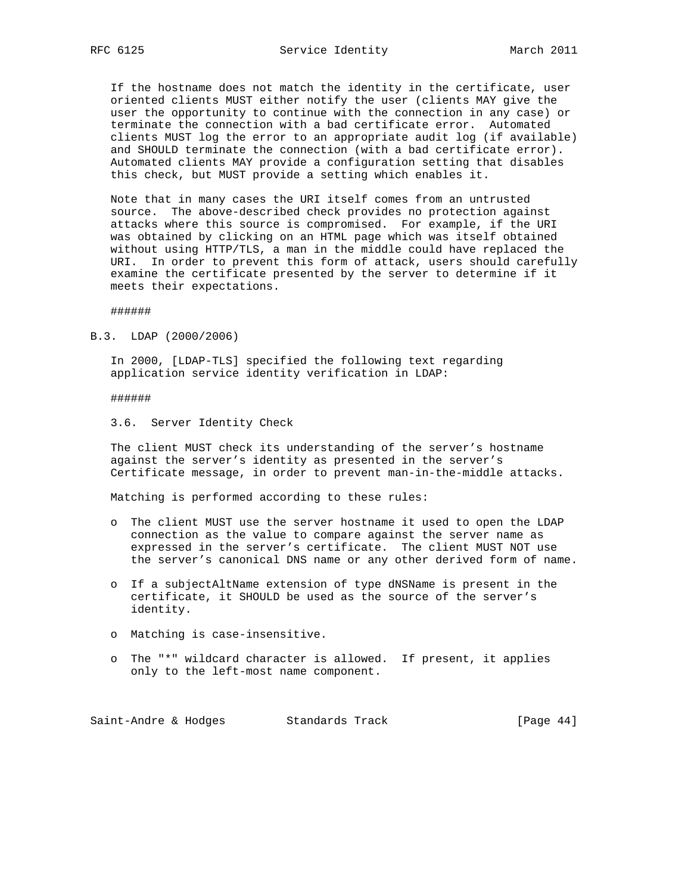If the hostname does not match the identity in the certificate, user oriented clients MUST either notify the user (clients MAY give the user the opportunity to continue with the connection in any case) or terminate the connection with a bad certificate error. Automated clients MUST log the error to an appropriate audit log (if available) and SHOULD terminate the connection (with a bad certificate error). Automated clients MAY provide a configuration setting that disables this check, but MUST provide a setting which enables it.

Note that in many cases the URI itself comes from an untrusted source. The above-described check provides no protection against attacks where this source is compromised. For example, if the URI was obtained by clicking on an HTML page which was itself obtained without using HTTP/TLS, a man in the middle could have replaced the URI. In order to prevent this form of attack, users should carefully examine the certificate presented by the server to determine if it meets their expectations.

######

### B.3. LDAP (2000/2006)

In 2000, [LDAP-TLS] specified the following text regarding application service identity verification in LDAP:

######

3.6. Server Identity Check

The client MUST check its understanding of the server's hostname against the server's identity as presented in the server's Certificate message, in order to prevent man-in-the-middle attacks.

Matching is performed according to these rules:

- o The client MUST use the server hostname it used to open the LDAP connection as the value to compare against the server name as expressed in the server's certificate. The client MUST NOT use the server's canonical DNS name or any other derived form of name.
- o If a subjectAltName extension of type dNSName is present in the certificate, it SHOULD be used as the source of the server's identity.
- o Matching is case-insensitive.
- o The "*" wildcard character is allowed. If present, it applies only to the left-most name component.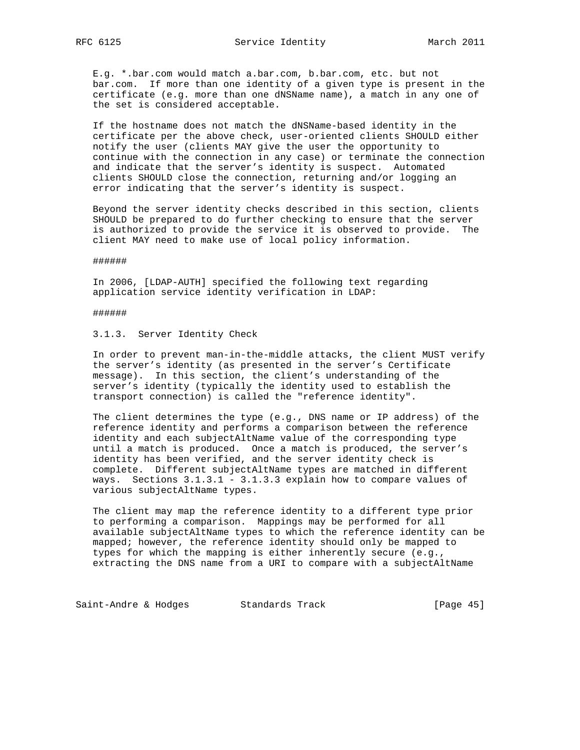E.g. *.bar.com would match a.bar.com, b.bar.com, etc. but not bar.com. If more than one identity of a given type is present in the certificate (e.g. more than one dNSName name), a match in any one of the set is considered acceptable.

If the hostname does not match the dNSName-based identity in the certificate per the above check, user-oriented clients SHOULD either notify the user (clients MAY give the user the opportunity to continue with the connection in any case) or terminate the connection and indicate that the server's identity is suspect. Automated clients SHOULD close the connection, returning and/or logging an error indicating that the server's identity is suspect.

Beyond the server identity checks described in this section, clients SHOULD be prepared to do further checking to ensure that the server is authorized to provide the service it is observed to provide. The client MAY need to make use of local policy information.

######

In 2006, [LDAP-AUTH] specified the following text regarding application service identity verification in LDAP:

######

3.1.3. Server Identity Check

In order to prevent man-in-the-middle attacks, the client MUST verify the server's identity (as presented in the server's Certificate message). In this section, the client's understanding of the server's identity (typically the identity used to establish the transport connection) is called the "reference identity".

The client determines the type (e.g., DNS name or IP address) of the reference identity and performs a comparison between the reference identity and each subjectAltName value of the corresponding type until a match is produced. Once a match is produced, the server's identity has been verified, and the server identity check is complete. Different subjectAltName types are matched in different ways. Sections 3.1.3.1 - 3.1.3.3 explain how to compare values of various subjectAltName types.

The client may map the reference identity to a different type prior to performing a comparison. Mappings may be performed for all available subjectAltName types to which the reference identity can be mapped; however, the reference identity should only be mapped to types for which the mapping is either inherently secure (e.g., extracting the DNS name from a URI to compare with a subjectAltName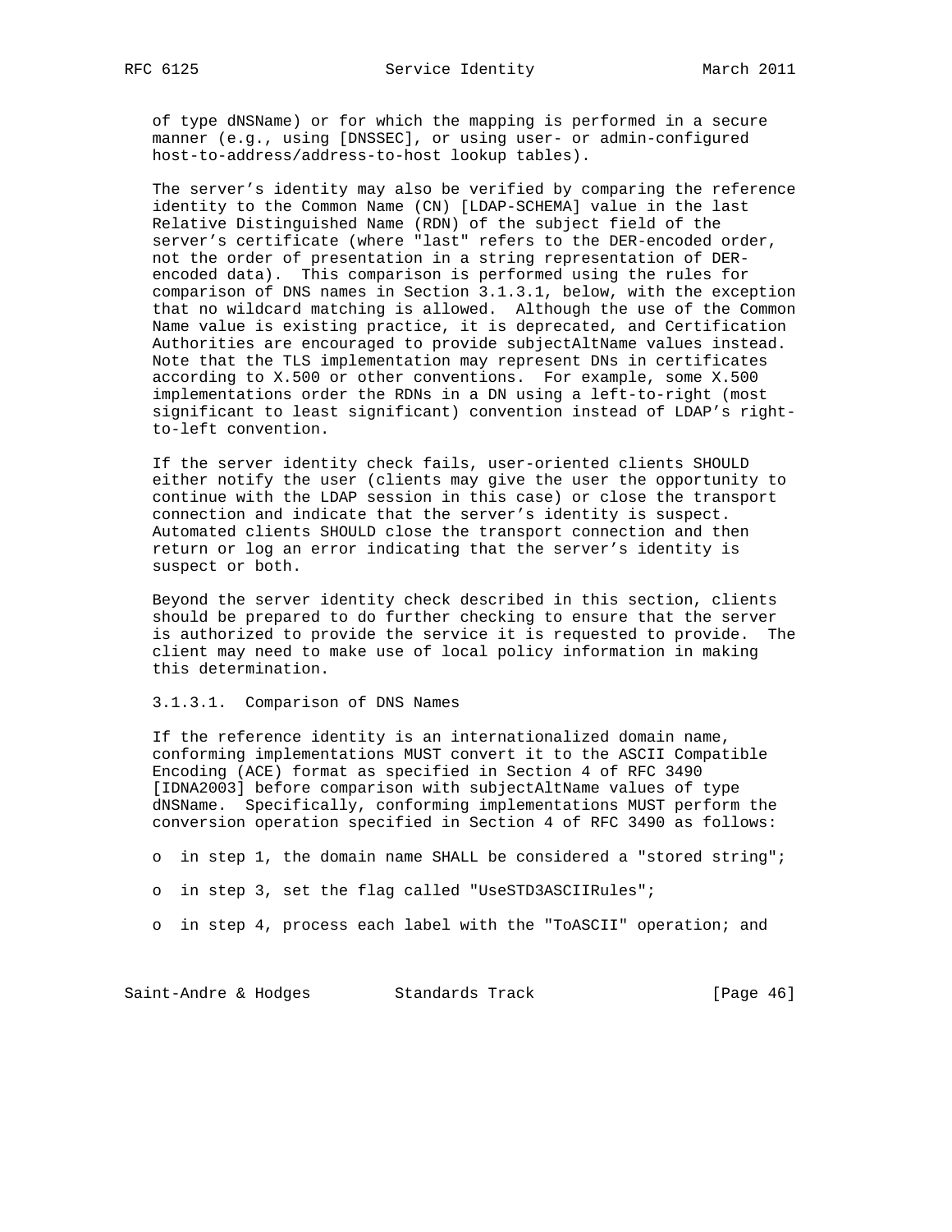of type dNSName) or for which the mapping is performed in a secure manner (e.g., using [DNSSEC], or using user- or admin-configured host-to-address/address-to-host lookup tables).

The server's identity may also be verified by comparing the reference identity to the Common Name (CN) [LDAP-SCHEMA] value in the last Relative Distinguished Name (RDN) of the subject field of the server's certificate (where "last" refers to the DER-encoded order, not the order of presentation in a string representation of DER-encoded data). This comparison is performed using the rules for comparison of DNS names in Section 3.1.3.1, below, with the exception that no wildcard matching is allowed. Although the use of the Common Name value is existing practice, it is deprecated, and Certification Authorities are encouraged to provide subjectAltName values instead. Note that the TLS implementation may represent DNs in certificates according to X.500 or other conventions. For example, some X.500 implementations order the RDNs in a DN using a left-to-right (most significant to least significant) convention instead of LDAP's right-to-left convention.

If the server identity check fails, user-oriented clients SHOULD either notify the user (clients may give the user the opportunity to continue with the LDAP session in this case) or close the transport connection and indicate that the server's identity is suspect. Automated clients SHOULD close the transport connection and then return or log an error indicating that the server's identity is suspect or both.

Beyond the server identity check described in this section, clients should be prepared to do further checking to ensure that the server is authorized to provide the service it is requested to provide. The client may need to make use of local policy information in making this determination.

3.1.3.1. Comparison of DNS Names

If the reference identity is an internationalized domain name, conforming implementations MUST convert it to the ASCII Compatible Encoding (ACE) format as specified in Section 4 of RFC 3490 [IDNA2003] before comparison with subjectAltName values of type dNSName. Specifically, conforming implementations MUST perform the conversion operation specified in Section 4 of RFC 3490 as follows:

- in step 1, the domain name SHALL be considered a "stored string";
- in step 3, set the flag called "UseSTD3ASCIIRules";
- in step 4, process each label with the "ToASCII" operation; and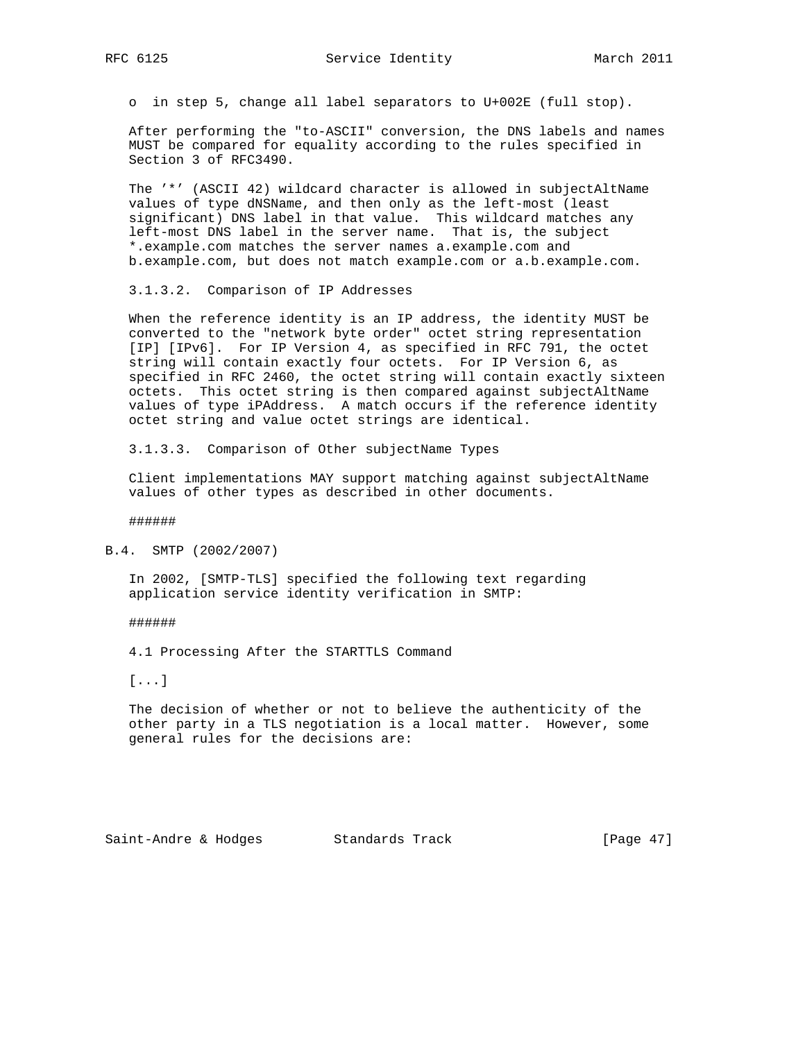o in step 5, change all label separators to U+002E (full stop).

After performing the "to-ASCII" conversion, the DNS labels and names MUST be compared for equality according to the rules specified in Section 3 of RFC3490.

The '*' (ASCII 42) wildcard character is allowed in subjectAltName values of type dNSName, and then only as the left-most (least significant) DNS label in that value. This wildcard matches any left-most DNS label in the server name. That is, the subject *.example.com matches the server names a.example.com and b.example.com, but does not match example.com or a.b.example.com.

3.1.3.2. Comparison of IP Addresses

When the reference identity is an IP address, the identity MUST be converted to the "network byte order" octet string representation [IP] [IPv6]. For IP Version 4, as specified in RFC 791, the octet string will contain exactly four octets. For IP Version 6, as specified in RFC 2460, the octet string will contain exactly sixteen octets. This octet string is then compared against subjectAltName values of type iPAddress. A match occurs if the reference identity octet string and value octet strings are identical.

3.1.3.3. Comparison of Other subjectName Types

Client implementations MAY support matching against subjectAltName values of other types as described in other documents.

######

## B.4. SMTP (2002/2007)

In 2002, [SMTP-TLS] specified the following text regarding application service identity verification in SMTP:

######

4.1 Processing After the STARTTLS Command

[...]

The decision of whether or not to believe the authenticity of the other party in a TLS negotiation is a local matter. However, some general rules for the decisions are: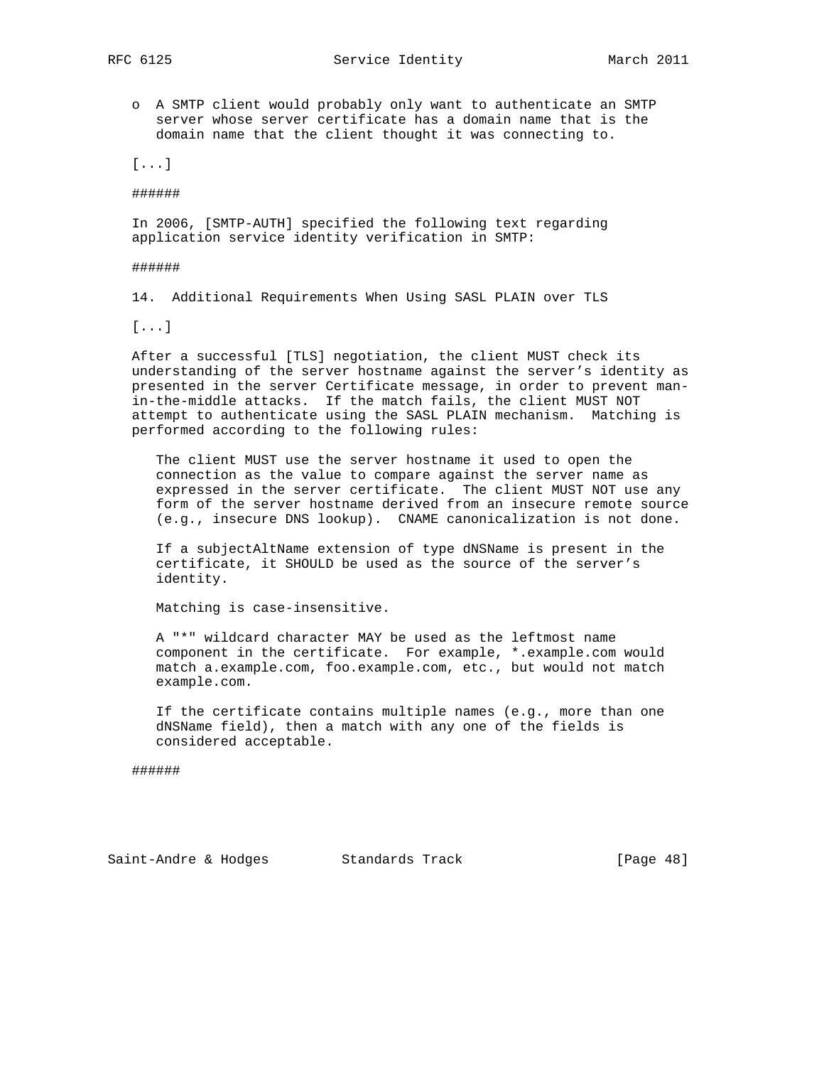o A SMTP client would probably only want to authenticate an SMTP server whose server certificate has a domain name that is the domain name that the client thought it was connecting to.

[...]

######

In 2006, [SMTP-AUTH] specified the following text regarding application service identity verification in SMTP:

######

14. Additional Requirements When Using SASL PLAIN over TLS

[...]

After a successful [TLS] negotiation, the client MUST check its understanding of the server hostname against the server's identity as presented in the server Certificate message, in order to prevent man-in-the-middle attacks. If the match fails, the client MUST NOT attempt to authenticate using the SASL PLAIN mechanism. Matching is performed according to the following rules:

> The client MUST use the server hostname it used to open the connection as the value to compare against the server name as expressed in the server certificate. The client MUST NOT use any form of the server hostname derived from an insecure remote source (e.g., insecure DNS lookup). CNAME canonicalization is not done.
>
> If a subjectAltName extension of type dNSName is present in the certificate, it SHOULD be used as the source of the server's identity.
>
> Matching is case-insensitive.
>
> A "*" wildcard character MAY be used as the leftmost name component in the certificate. For example, *.example.com would match a.example.com, foo.example.com, etc., but would not match example.com.
>
> If the certificate contains multiple names (e.g., more than one dNSName field), then a match with any one of the fields is considered acceptable.

######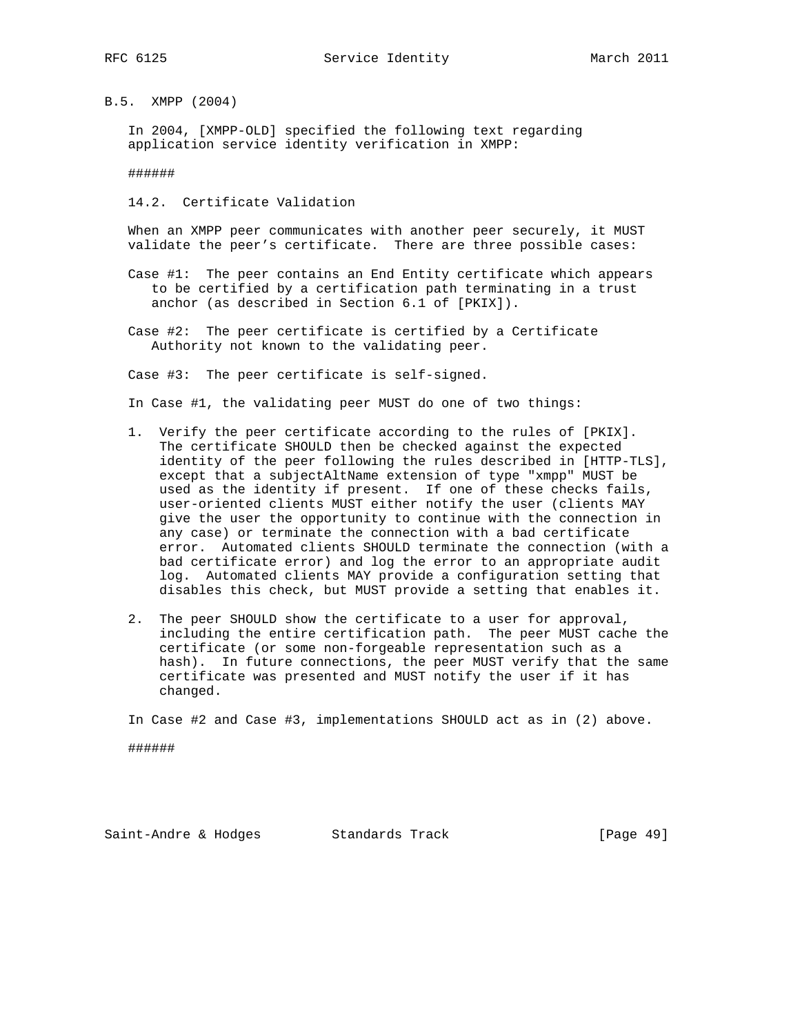### B.5. XMPP (2004)

In 2004, [XMPP-OLD] specified the following text regarding application service identity verification in XMPP:

######

14.2. Certificate Validation

When an XMPP peer communicates with another peer securely, it MUST validate the peer's certificate. There are three possible cases:

Case #1: The peer contains an End Entity certificate which appears to be certified by a certification path terminating in a trust anchor (as described in Section 6.1 of [PKIX]).

Case #2: The peer certificate is certified by a Certificate Authority not known to the validating peer.

Case #3: The peer certificate is self-signed.

In Case #1, the validating peer MUST do one of two things:

1. Verify the peer certificate according to the rules of [PKIX]. The certificate SHOULD then be checked against the expected identity of the peer following the rules described in [HTTP-TLS], except that a subjectAltName extension of type "xmpp" MUST be used as the identity if present. If one of these checks fails, user-oriented clients MUST either notify the user (clients MAY give the user the opportunity to continue with the connection in any case) or terminate the connection with a bad certificate error. Automated clients SHOULD terminate the connection (with a bad certificate error) and log the error to an appropriate audit log. Automated clients MAY provide a configuration setting that disables this check, but MUST provide a setting that enables it.

2. The peer SHOULD show the certificate to a user for approval, including the entire certification path. The peer MUST cache the certificate (or some non-forgeable representation such as a hash). In future connections, the peer MUST verify that the same certificate was presented and MUST notify the user if it has changed.

In Case #2 and Case #3, implementations SHOULD act as in (2) above.

######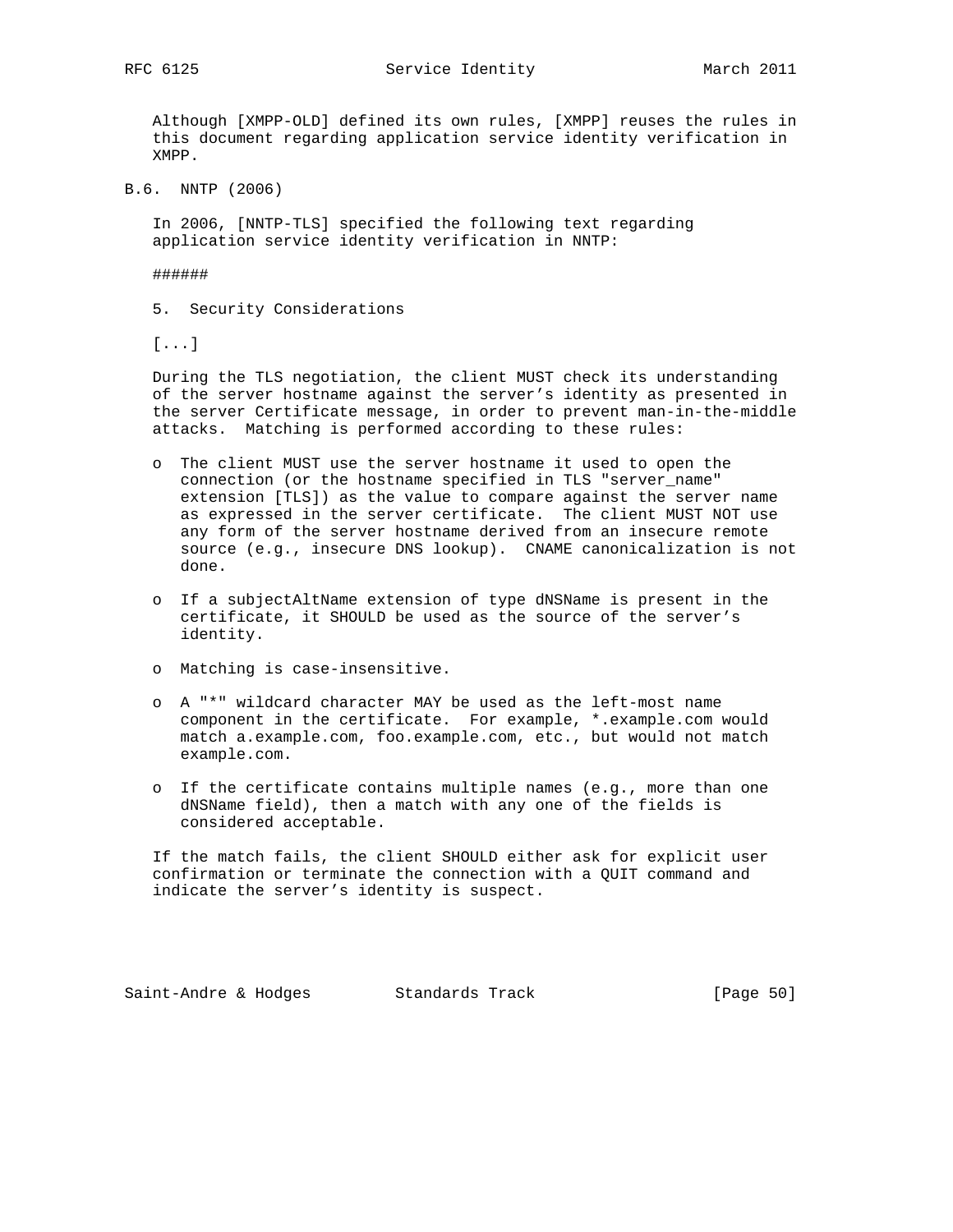Although [XMPP-OLD] defined its own rules, [XMPP] reuses the rules in this document regarding application service identity verification in XMPP.

## B.6. NNTP (2006)

In 2006, [NNTP-TLS] specified the following text regarding application service identity verification in NNTP:

######

5. Security Considerations

[...]

During the TLS negotiation, the client MUST check its understanding of the server hostname against the server's identity as presented in the server Certificate message, in order to prevent man-in-the-middle attacks. Matching is performed according to these rules:

- The client MUST use the server hostname it used to open the connection (or the hostname specified in TLS "server_name" extension [TLS]) as the value to compare against the server name as expressed in the server certificate. The client MUST NOT use any form of the server hostname derived from an insecure remote source (e.g., insecure DNS lookup). CNAME canonicalization is not done.

- If a subjectAltName extension of type dNSName is present in the certificate, it SHOULD be used as the source of the server's identity.

- Matching is case-insensitive.

- A "*" wildcard character MAY be used as the left-most name component in the certificate. For example, *.example.com would match a.example.com, foo.example.com, etc., but would not match example.com.

- If the certificate contains multiple names (e.g., more than one dNSName field), then a match with any one of the fields is considered acceptable.

If the match fails, the client SHOULD either ask for explicit user confirmation or terminate the connection with a QUIT command and indicate the server's identity is suspect.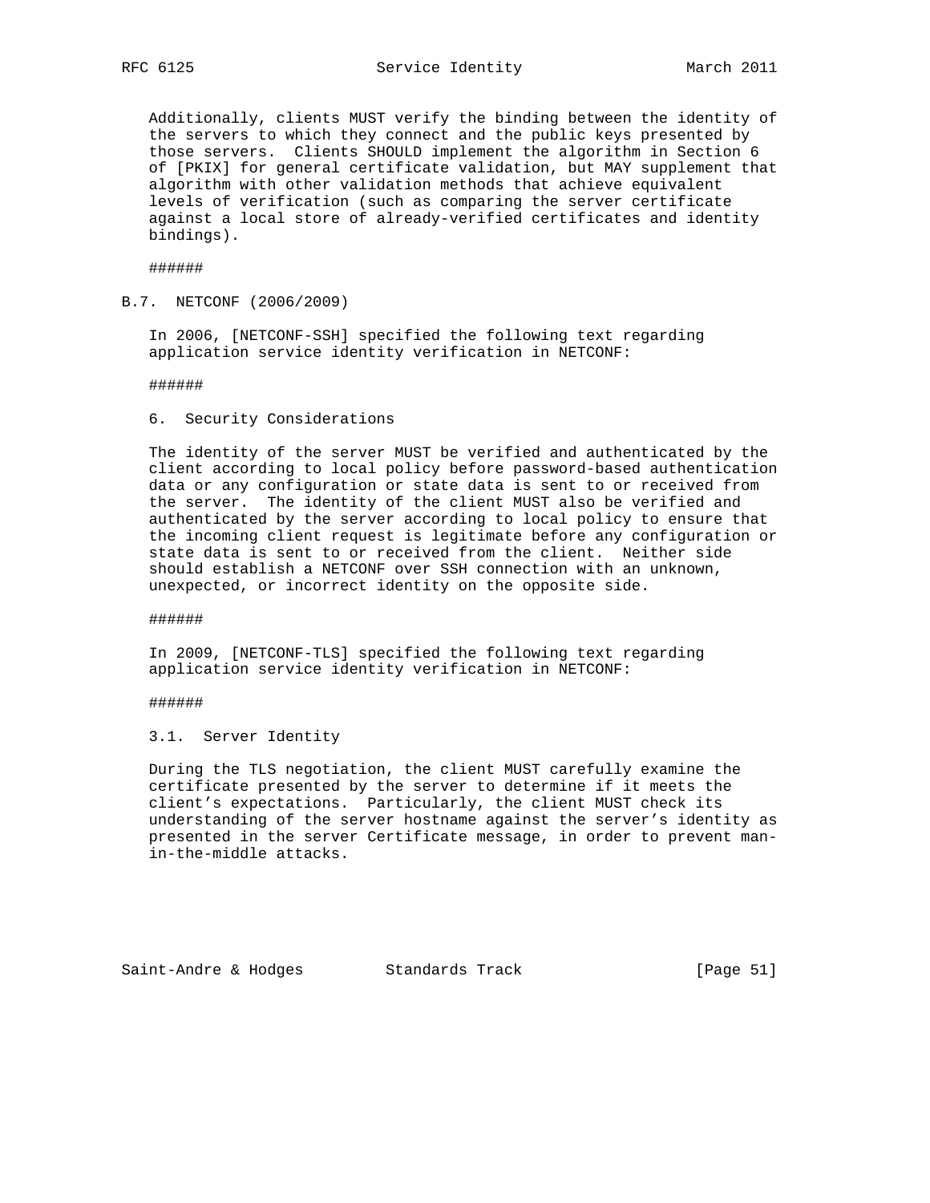Additionally, clients MUST verify the binding between the identity of the servers to which they connect and the public keys presented by those servers. Clients SHOULD implement the algorithm in Section 6 of [PKIX] for general certificate validation, but MAY supplement that algorithm with other validation methods that achieve equivalent levels of verification (such as comparing the server certificate against a local store of already-verified certificates and identity bindings).

######

### B.7. NETCONF (2006/2009)

In 2006, [NETCONF-SSH] specified the following text regarding application service identity verification in NETCONF:

######

6. Security Considerations

The identity of the server MUST be verified and authenticated by the client according to local policy before password-based authentication data or any configuration or state data is sent to or received from the server. The identity of the client MUST also be verified and authenticated by the server according to local policy to ensure that the incoming client request is legitimate before any configuration or state data is sent to or received from the client. Neither side should establish a NETCONF over SSH connection with an unknown, unexpected, or incorrect identity on the opposite side.

######

In 2009, [NETCONF-TLS] specified the following text regarding application service identity verification in NETCONF:

######

3.1. Server Identity

During the TLS negotiation, the client MUST carefully examine the certificate presented by the server to determine if it meets the client's expectations. Particularly, the client MUST check its understanding of the server hostname against the server's identity as presented in the server Certificate message, in order to prevent man-in-the-middle attacks.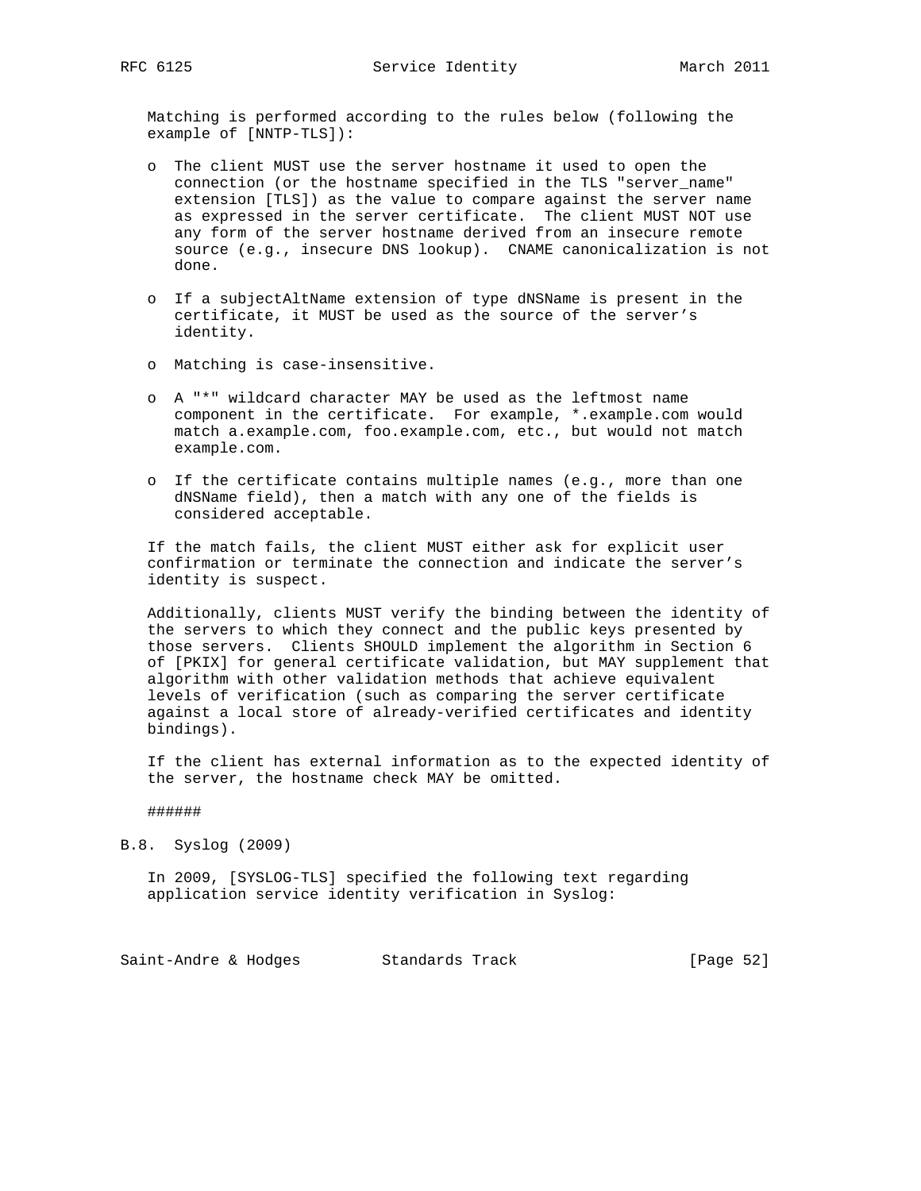Matching is performed according to the rules below (following the example of [NNTP-TLS]):

- The client MUST use the server hostname it used to open the connection (or the hostname specified in the TLS "server_name" extension [TLS]) as the value to compare against the server name as expressed in the server certificate. The client MUST NOT use any form of the server hostname derived from an insecure remote source (e.g., insecure DNS lookup). CNAME canonicalization is not done.

- If a subjectAltName extension of type dNSName is present in the certificate, it MUST be used as the source of the server's identity.

- Matching is case-insensitive.

- A "*" wildcard character MAY be used as the leftmost name component in the certificate. For example, *.example.com would match a.example.com, foo.example.com, etc., but would not match example.com.

- If the certificate contains multiple names (e.g., more than one dNSName field), then a match with any one of the fields is considered acceptable.

If the match fails, the client MUST either ask for explicit user confirmation or terminate the connection and indicate the server's identity is suspect.

Additionally, clients MUST verify the binding between the identity of the servers to which they connect and the public keys presented by those servers. Clients SHOULD implement the algorithm in Section 6 of [PKIX] for general certificate validation, but MAY supplement that algorithm with other validation methods that achieve equivalent levels of verification (such as comparing the server certificate against a local store of already-verified certificates and identity bindings).

If the client has external information as to the expected identity of the server, the hostname check MAY be omitted.

######

## B.8. Syslog (2009)

In 2009, [SYSLOG-TLS] specified the following text regarding application service identity verification in Syslog: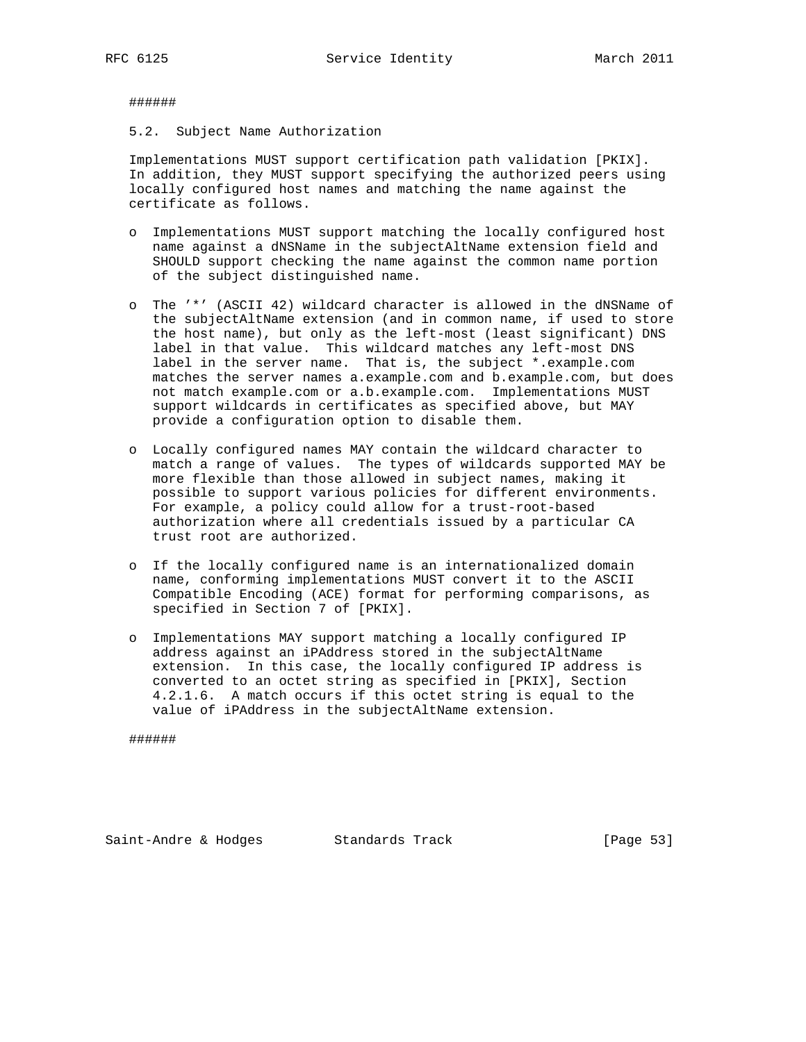######

5.2. Subject Name Authorization

Implementations MUST support certification path validation [PKIX]. In addition, they MUST support specifying the authorized peers using locally configured host names and matching the name against the certificate as follows.

- Implementations MUST support matching the locally configured host name against a dNSName in the subjectAltName extension field and SHOULD support checking the name against the common name portion of the subject distinguished name.

- The '*' (ASCII 42) wildcard character is allowed in the dNSName of the subjectAltName extension (and in common name, if used to store the host name), but only as the left-most (least significant) DNS label in that value. This wildcard matches any left-most DNS label in the server name. That is, the subject *.example.com matches the server names a.example.com and b.example.com, but does not match example.com or a.b.example.com. Implementations MUST support wildcards in certificates as specified above, but MAY provide a configuration option to disable them.

- Locally configured names MAY contain the wildcard character to match a range of values. The types of wildcards supported MAY be more flexible than those allowed in subject names, making it possible to support various policies for different environments. For example, a policy could allow for a trust-root-based authorization where all credentials issued by a particular CA trust root are authorized.

- If the locally configured name is an internationalized domain name, conforming implementations MUST convert it to the ASCII Compatible Encoding (ACE) format for performing comparisons, as specified in Section 7 of [PKIX].

- Implementations MAY support matching a locally configured IP address against an iPAddress stored in the subjectAltName extension. In this case, the locally configured IP address is converted to an octet string as specified in [PKIX], Section 4.2.1.6. A match occurs if this octet string is equal to the value of iPAddress in the subjectAltName extension.

######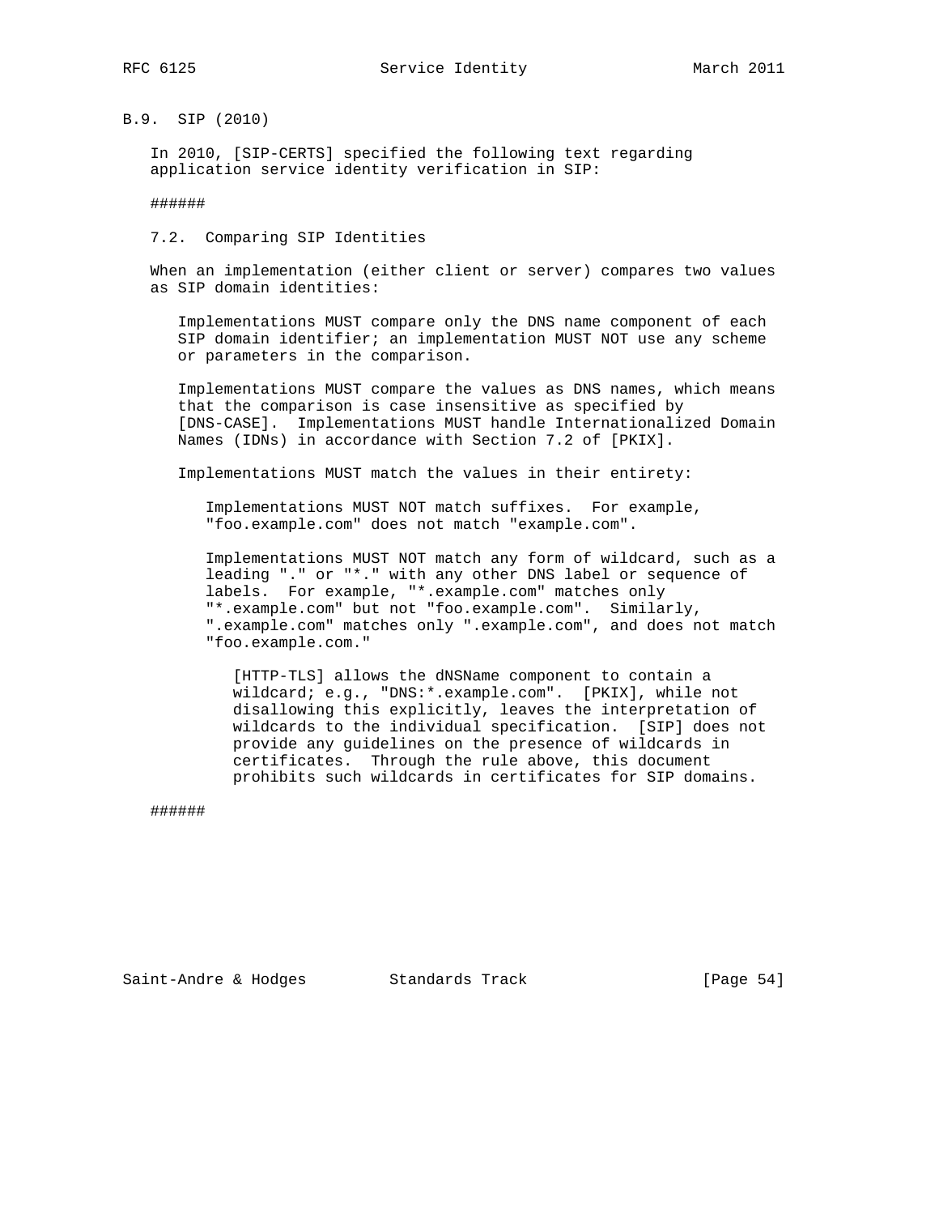### B.9. SIP (2010)

In 2010, [SIP-CERTS] specified the following text regarding application service identity verification in SIP:

######

7.2. Comparing SIP Identities

When an implementation (either client or server) compares two values as SIP domain identities:

> Implementations MUST compare only the DNS name component of each SIP domain identifier; an implementation MUST NOT use any scheme or parameters in the comparison.
>
> Implementations MUST compare the values as DNS names, which means that the comparison is case insensitive as specified by [DNS-CASE]. Implementations MUST handle Internationalized Domain Names (IDNs) in accordance with Section 7.2 of [PKIX].
>
> Implementations MUST match the values in their entirety:
>
> > Implementations MUST NOT match suffixes. For example, "foo.example.com" does not match "example.com".
> >
> > Implementations MUST NOT match any form of wildcard, such as a leading "." or "*." with any other DNS label or sequence of labels. For example, "*.example.com" matches only "*.example.com" but not "foo.example.com". Similarly, ".example.com" matches only ".example.com", and does not match "foo.example.com."
> >
> > > [HTTP-TLS] allows the dNSName component to contain a wildcard; e.g., "DNS:*.example.com". [PKIX], while not disallowing this explicitly, leaves the interpretation of wildcards to the individual specification. [SIP] does not provide any guidelines on the presence of wildcards in certificates. Through the rule above, this document prohibits such wildcards in certificates for SIP domains.

######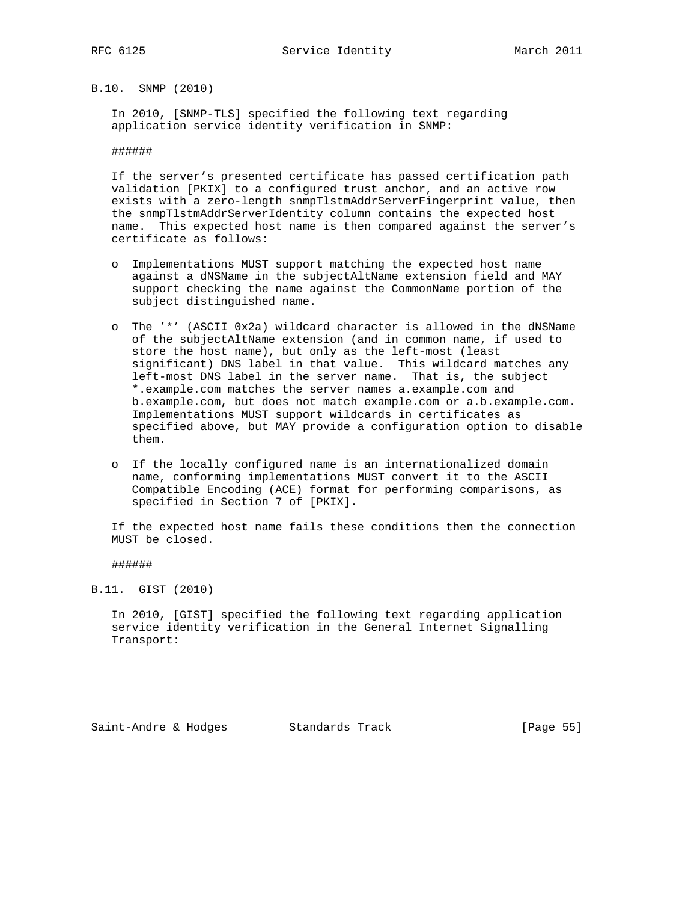### B.10. SNMP (2010)

In 2010, [SNMP-TLS] specified the following text regarding application service identity verification in SNMP:

######

If the server's presented certificate has passed certification path validation [PKIX] to a configured trust anchor, and an active row exists with a zero-length snmpTlstmAddrServerFingerprint value, then the snmpTlstmAddrServerIdentity column contains the expected host name. This expected host name is then compared against the server's certificate as follows:

- Implementations MUST support matching the expected host name against a dNSName in the subjectAltName extension field and MAY support checking the name against the CommonName portion of the subject distinguished name.
- The '*' (ASCII 0x2a) wildcard character is allowed in the dNSName of the subjectAltName extension (and in common name, if used to store the host name), but only as the left-most (least significant) DNS label in that value. This wildcard matches any left-most DNS label in the server name. That is, the subject *.example.com matches the server names a.example.com and b.example.com, but does not match example.com or a.b.example.com. Implementations MUST support wildcards in certificates as specified above, but MAY provide a configuration option to disable them.
- If the locally configured name is an internationalized domain name, conforming implementations MUST convert it to the ASCII Compatible Encoding (ACE) format for performing comparisons, as specified in Section 7 of [PKIX].

If the expected host name fails these conditions then the connection MUST be closed.

######

### B.11. GIST (2010)

In 2010, [GIST] specified the following text regarding application service identity verification in the General Internet Signalling Transport: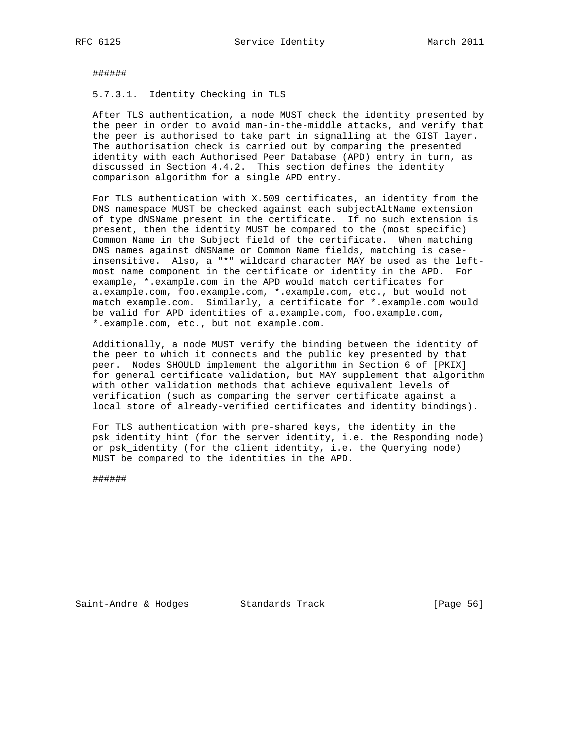######

5.7.3.1. Identity Checking in TLS

After TLS authentication, a node MUST check the identity presented by the peer in order to avoid man-in-the-middle attacks, and verify that the peer is authorised to take part in signalling at the GIST layer. The authorisation check is carried out by comparing the presented identity with each Authorised Peer Database (APD) entry in turn, as discussed in Section 4.4.2. This section defines the identity comparison algorithm for a single APD entry.

For TLS authentication with X.509 certificates, an identity from the DNS namespace MUST be checked against each subjectAltName extension of type dNSName present in the certificate. If no such extension is present, then the identity MUST be compared to the (most specific) Common Name in the Subject field of the certificate. When matching DNS names against dNSName or Common Name fields, matching is case-insensitive. Also, a "*" wildcard character MAY be used as the left-most name component in the certificate or identity in the APD. For example, *.example.com in the APD would match certificates for a.example.com, foo.example.com, *.example.com, etc., but would not match example.com. Similarly, a certificate for *.example.com would be valid for APD identities of a.example.com, foo.example.com, *.example.com, etc., but not example.com.

Additionally, a node MUST verify the binding between the identity of the peer to which it connects and the public key presented by that peer. Nodes SHOULD implement the algorithm in Section 6 of [PKIX] for general certificate validation, but MAY supplement that algorithm with other validation methods that achieve equivalent levels of verification (such as comparing the server certificate against a local store of already-verified certificates and identity bindings).

For TLS authentication with pre-shared keys, the identity in the psk_identity_hint (for the server identity, i.e. the Responding node) or psk_identity (for the client identity, i.e. the Querying node) MUST be compared to the identities in the APD.

######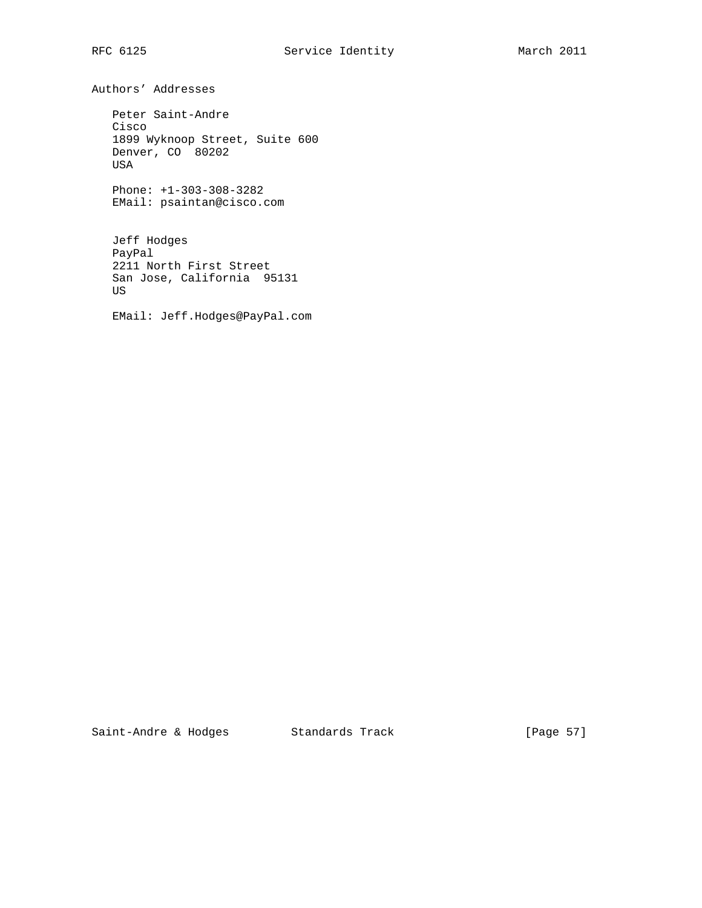# Authors' Addresses

Peter Saint-Andre
Cisco
1899 Wyknoop Street, Suite 600
Denver, CO 80202
USA

Phone: +1-303-308-3282
EMail: psaintan@cisco.com

Jeff Hodges
PayPal
2211 North First Street
San Jose, California 95131
US

EMail: Jeff.Hodges@PayPal.com